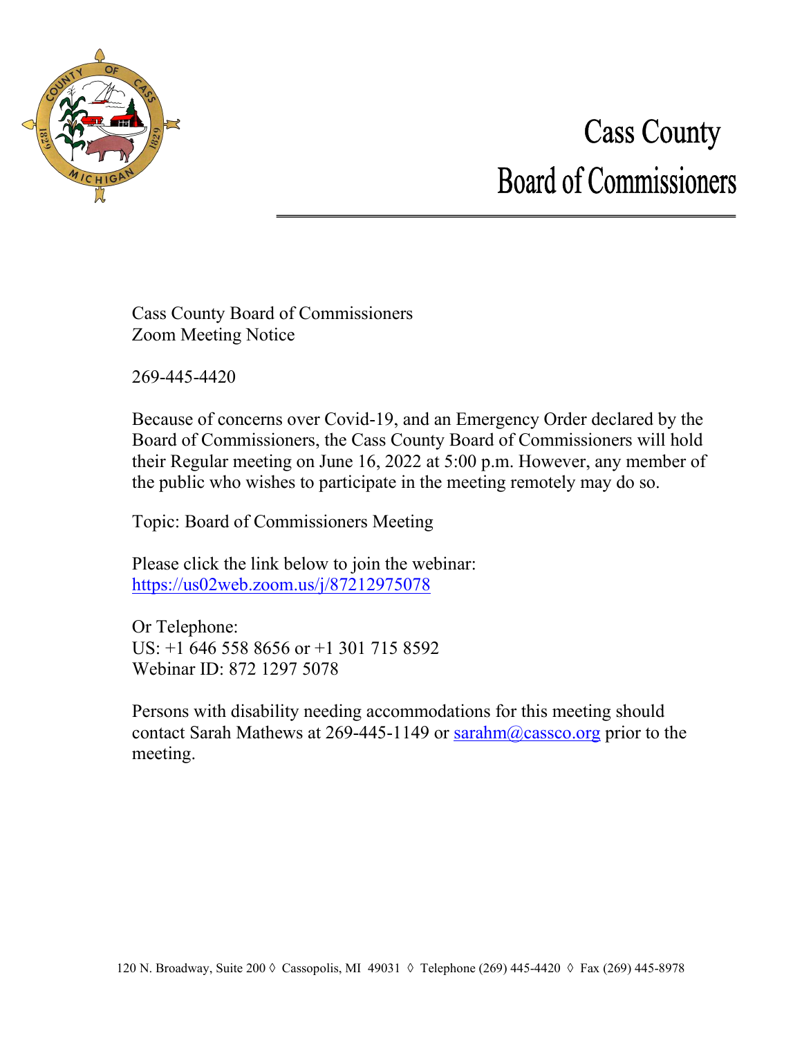# Cass County Board of Commissioners

Cass County Board of Commissioners
Zoom Meeting Notice

269-445-4420

Because of concerns over Covid-19, and an Emergency Order declared by the Board of Commissioners, the Cass County Board of Commissioners will hold their Regular meeting on June 16, 2022 at 5:00 p.m. However, any member of the public who wishes to participate in the meeting remotely may do so.

Topic: Board of Commissioners Meeting

Please click the link below to join the webinar:
https://us02web.zoom.us/j/87212975078

Or Telephone:
US: +1 646 558 8656 or +1 301 715 8592
Webinar ID: 872 1297 5078

Persons with disability needing accommodations for this meeting should contact Sarah Mathews at 269-445-1149 or sarahm@cassco.org prior to the meeting.

120 N. Broadway, Suite 200 ◊ Cassopolis, MI 49031 ◊ Telephone (269) 445-4420 ◊ Fax (269) 445-8978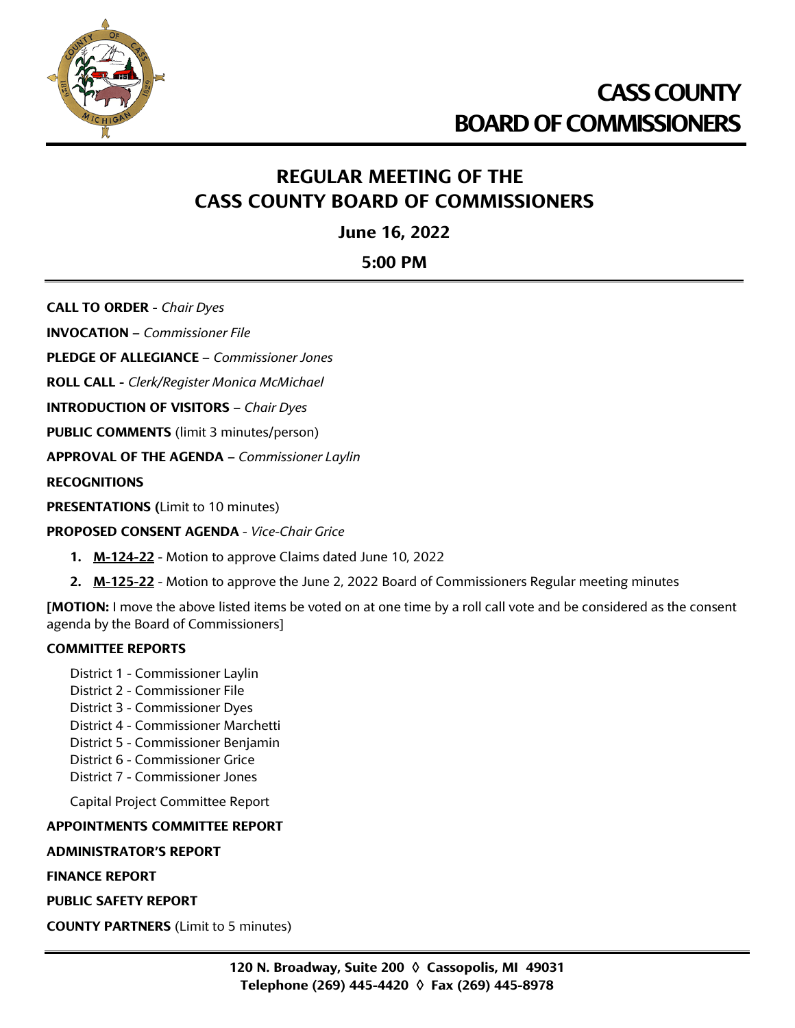# CASS COUNTY BOARD OF COMMISSIONERS

## REGULAR MEETING OF THE CASS COUNTY BOARD OF COMMISSIONERS

**June 16, 2022**

**5:00 PM**

**CALL TO ORDER** - *Chair Dyes*

**INVOCATION** – *Commissioner File*

**PLEDGE OF ALLEGIANCE** – *Commissioner Jones*

**ROLL CALL** - *Clerk/Register Monica McMichael*

**INTRODUCTION OF VISITORS** – *Chair Dyes*

**PUBLIC COMMENTS** (limit 3 minutes/person)

**APPROVAL OF THE AGENDA** – *Commissioner Laylin*

**RECOGNITIONS**

**PRESENTATIONS (**Limit to 10 minutes)

**PROPOSED CONSENT AGENDA** - *Vice-Chair Grice*

1. **M-124-22** - Motion to approve Claims dated June 10, 2022
2. **M-125-22** - Motion to approve the June 2, 2022 Board of Commissioners Regular meeting minutes

**[MOTION:** I move the above listed items be voted on at one time by a roll call vote and be considered as the consent agenda by the Board of Commissioners]

**COMMITTEE REPORTS**

District 1 - Commissioner Laylin
District 2 - Commissioner File
District 3 - Commissioner Dyes
District 4 - Commissioner Marchetti
District 5 - Commissioner Benjamin
District 6 - Commissioner Grice
District 7 - Commissioner Jones

Capital Project Committee Report

**APPOINTMENTS COMMITTEE REPORT**

**ADMINISTRATOR'S REPORT**

**FINANCE REPORT**

**PUBLIC SAFETY REPORT**

**COUNTY PARTNERS** (Limit to 5 minutes)

**120 N. Broadway, Suite 200 ◊ Cassopolis, MI 49031**
**Telephone (269) 445-4420 ◊ Fax (269) 445-8978**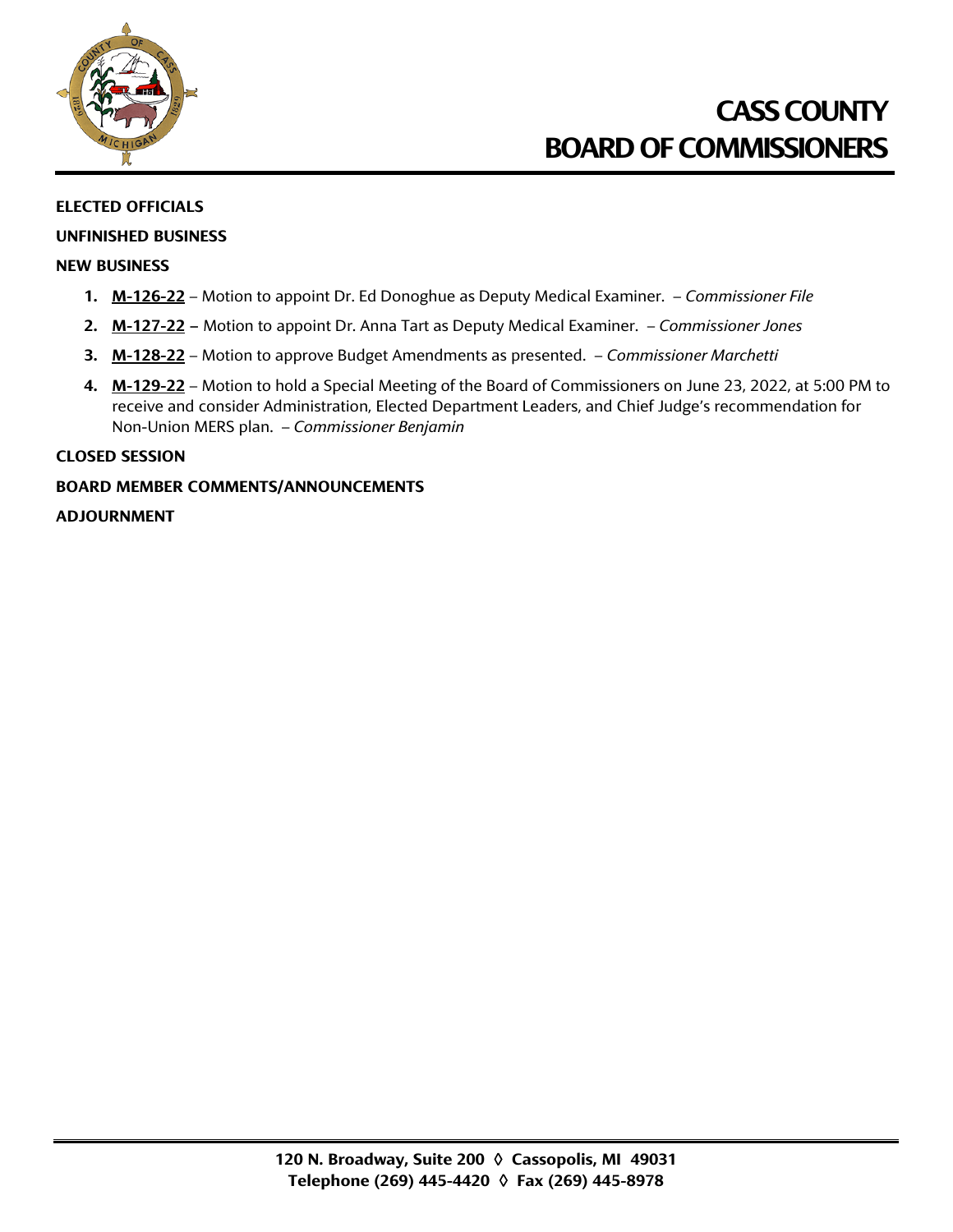# CASS COUNTY BOARD OF COMMISSIONERS

**ELECTED OFFICIALS**

**UNFINISHED BUSINESS**

**NEW BUSINESS**

1. **M-126-22** – Motion to appoint Dr. Ed Donoghue as Deputy Medical Examiner. – *Commissioner File*
2. **M-127-22** – Motion to appoint Dr. Anna Tart as Deputy Medical Examiner. – *Commissioner Jones*
3. **M-128-22** – Motion to approve Budget Amendments as presented. – *Commissioner Marchetti*
4. **M-129-22** – Motion to hold a Special Meeting of the Board of Commissioners on June 23, 2022, at 5:00 PM to receive and consider Administration, Elected Department Leaders, and Chief Judge's recommendation for Non-Union MERS plan. – *Commissioner Benjamin*

**CLOSED SESSION**

**BOARD MEMBER COMMENTS/ANNOUNCEMENTS**

**ADJOURNMENT**

**120 N. Broadway, Suite 200 ◊ Cassopolis, MI 49031**
**Telephone (269) 445-4420 ◊ Fax (269) 445-8978**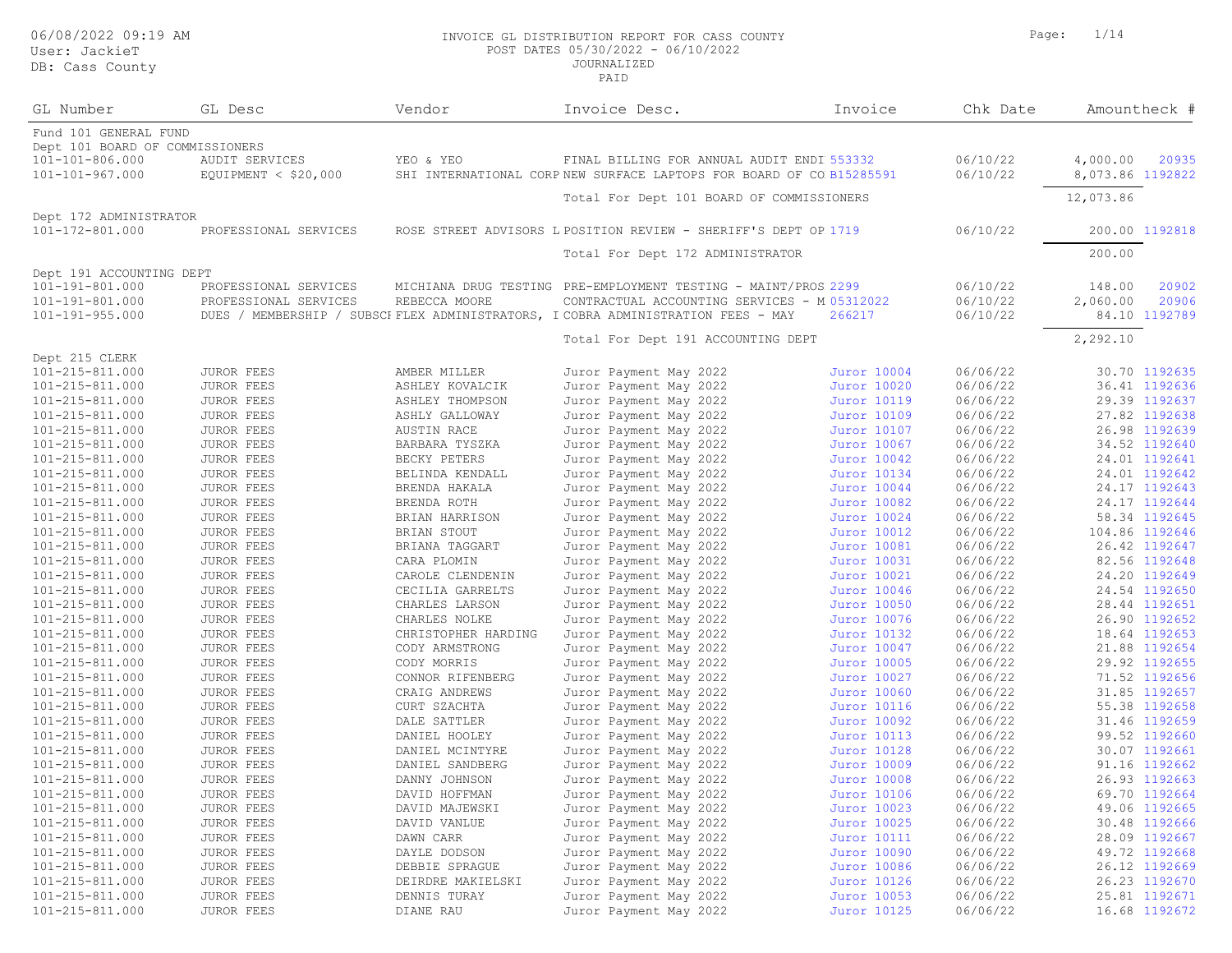06/08/2022 09:19 AM
User: JackieT
DB: Cass County

INVOICE GL DISTRIBUTION REPORT FOR CASS COUNTY
POST DATES 05/30/2022 - 06/10/2022
JOURNALIZED
PAID

| GL Number | GL Desc | Vendor | Invoice Desc. | Invoice | Chk Date | Amount | Check # |
|---|---|---|---|---|---|---|---|
| Fund 101 GENERAL FUND | | | | | | | |
| Dept 101 BOARD OF COMMISSIONERS | | | | | | | |
| 101-101-806.000 | AUDIT SERVICES | YEO & YEO | FINAL BILLING FOR ANNUAL AUDIT ENDI | 553332 | 06/10/22 | 4,000.00 | 20935 |
| 101-101-967.000 | EQUIPMENT < $20,000 | SHI INTERNATIONAL CORP | NEW SURFACE LAPTOPS FOR BOARD OF CO | B15285591 | 06/10/22 | 8,073.86 | 1192822 |
| | | | Total For Dept 101 BOARD OF COMMISSIONERS | | | 12,073.86 | |
| Dept 172 ADMINISTRATOR | | | | | | | |
| 101-172-801.000 | PROFESSIONAL SERVICES | ROSE STREET ADVISORS L | POSITION REVIEW - SHERIFF'S DEPT OP | 1719 | 06/10/22 | 200.00 | 1192818 |
| | | | Total For Dept 172 ADMINISTRATOR | | | 200.00 | |
| Dept 191 ACCOUNTING DEPT | | | | | | | |
| 101-191-801.000 | PROFESSIONAL SERVICES | MICHIANA DRUG TESTING | PRE-EMPLOYMENT TESTING - MAINT/PROS | 2299 | 06/10/22 | 148.00 | 20902 |
| 101-191-801.000 | PROFESSIONAL SERVICES | REBECCA MOORE | CONTRACTUAL ACCOUNTING SERVICES - M | 05312022 | 06/10/22 | 2,060.00 | 20906 |
| 101-191-955.000 | DUES / MEMBERSHIP / SUBSCR | FLEX ADMINISTRATORS, I | COBRA ADMINISTRATION FEES - MAY | 266217 | 06/10/22 | 84.10 | 1192789 |
| | | | Total For Dept 191 ACCOUNTING DEPT | | | 2,292.10 | |
| Dept 215 CLERK | | | | | | | |
| 101-215-811.000 | JUROR FEES | AMBER MILLER | Juror Payment May 2022 | Juror 10004 | 06/06/22 | 30.70 | 1192635 |
| 101-215-811.000 | JUROR FEES | ASHLEY KOVALCIK | Juror Payment May 2022 | Juror 10020 | 06/06/22 | 36.41 | 1192636 |
| 101-215-811.000 | JUROR FEES | ASHLEY THOMPSON | Juror Payment May 2022 | Juror 10119 | 06/06/22 | 29.39 | 1192637 |
| 101-215-811.000 | JUROR FEES | ASHLY GALLOWAY | Juror Payment May 2022 | Juror 10109 | 06/06/22 | 27.82 | 1192638 |
| 101-215-811.000 | JUROR FEES | AUSTIN RACE | Juror Payment May 2022 | Juror 10107 | 06/06/22 | 26.98 | 1192639 |
| 101-215-811.000 | JUROR FEES | BARBARA TYSZKA | Juror Payment May 2022 | Juror 10067 | 06/06/22 | 34.52 | 1192640 |
| 101-215-811.000 | JUROR FEES | BECKY PETERS | Juror Payment May 2022 | Juror 10042 | 06/06/22 | 24.01 | 1192641 |
| 101-215-811.000 | JUROR FEES | BELINDA KENDALL | Juror Payment May 2022 | Juror 10134 | 06/06/22 | 24.01 | 1192642 |
| 101-215-811.000 | JUROR FEES | BRENDA HAKALA | Juror Payment May 2022 | Juror 10044 | 06/06/22 | 24.17 | 1192643 |
| 101-215-811.000 | JUROR FEES | BRENDA ROTH | Juror Payment May 2022 | Juror 10082 | 06/06/22 | 24.17 | 1192644 |
| 101-215-811.000 | JUROR FEES | BRIAN HARRISON | Juror Payment May 2022 | Juror 10024 | 06/06/22 | 58.34 | 1192645 |
| 101-215-811.000 | JUROR FEES | BRIAN STOUT | Juror Payment May 2022 | Juror 10012 | 06/06/22 | 104.86 | 1192646 |
| 101-215-811.000 | JUROR FEES | BRIANA TAGGART | Juror Payment May 2022 | Juror 10081 | 06/06/22 | 26.42 | 1192647 |
| 101-215-811.000 | JUROR FEES | CARA PLOMIN | Juror Payment May 2022 | Juror 10031 | 06/06/22 | 82.56 | 1192648 |
| 101-215-811.000 | JUROR FEES | CAROLE CLENDENIN | Juror Payment May 2022 | Juror 10021 | 06/06/22 | 24.20 | 1192649 |
| 101-215-811.000 | JUROR FEES | CECILIA GARRELTS | Juror Payment May 2022 | Juror 10046 | 06/06/22 | 24.54 | 1192650 |
| 101-215-811.000 | JUROR FEES | CHARLES LARSON | Juror Payment May 2022 | Juror 10050 | 06/06/22 | 28.44 | 1192651 |
| 101-215-811.000 | JUROR FEES | CHARLES NOLKE | Juror Payment May 2022 | Juror 10076 | 06/06/22 | 26.90 | 1192652 |
| 101-215-811.000 | JUROR FEES | CHRISTOPHER HARDING | Juror Payment May 2022 | Juror 10132 | 06/06/22 | 18.64 | 1192653 |
| 101-215-811.000 | JUROR FEES | CODY ARMSTRONG | Juror Payment May 2022 | Juror 10047 | 06/06/22 | 21.88 | 1192654 |
| 101-215-811.000 | JUROR FEES | CODY MORRIS | Juror Payment May 2022 | Juror 10005 | 06/06/22 | 29.92 | 1192655 |
| 101-215-811.000 | JUROR FEES | CONNOR RIFENBERG | Juror Payment May 2022 | Juror 10027 | 06/06/22 | 71.52 | 1192656 |
| 101-215-811.000 | JUROR FEES | CRAIG ANDREWS | Juror Payment May 2022 | Juror 10060 | 06/06/22 | 31.85 | 1192657 |
| 101-215-811.000 | JUROR FEES | CURT SZACHTA | Juror Payment May 2022 | Juror 10116 | 06/06/22 | 55.38 | 1192658 |
| 101-215-811.000 | JUROR FEES | DALE SATTLER | Juror Payment May 2022 | Juror 10092 | 06/06/22 | 31.46 | 1192659 |
| 101-215-811.000 | JUROR FEES | DANIEL HOOLEY | Juror Payment May 2022 | Juror 10113 | 06/06/22 | 99.52 | 1192660 |
| 101-215-811.000 | JUROR FEES | DANIEL MCINTYRE | Juror Payment May 2022 | Juror 10128 | 06/06/22 | 30.07 | 1192661 |
| 101-215-811.000 | JUROR FEES | DANIEL SANDBERG | Juror Payment May 2022 | Juror 10009 | 06/06/22 | 91.16 | 1192662 |
| 101-215-811.000 | JUROR FEES | DANNY JOHNSON | Juror Payment May 2022 | Juror 10008 | 06/06/22 | 26.93 | 1192663 |
| 101-215-811.000 | JUROR FEES | DAVID HOFFMAN | Juror Payment May 2022 | Juror 10106 | 06/06/22 | 69.70 | 1192664 |
| 101-215-811.000 | JUROR FEES | DAVID MAJEWSKI | Juror Payment May 2022 | Juror 10023 | 06/06/22 | 49.06 | 1192665 |
| 101-215-811.000 | JUROR FEES | DAVID VANLUE | Juror Payment May 2022 | Juror 10025 | 06/06/22 | 30.48 | 1192666 |
| 101-215-811.000 | JUROR FEES | DAWN CARR | Juror Payment May 2022 | Juror 10111 | 06/06/22 | 28.09 | 1192667 |
| 101-215-811.000 | JUROR FEES | DAYLE DODSON | Juror Payment May 2022 | Juror 10090 | 06/06/22 | 49.72 | 1192668 |
| 101-215-811.000 | JUROR FEES | DEBBIE SPRAGUE | Juror Payment May 2022 | Juror 10086 | 06/06/22 | 26.12 | 1192669 |
| 101-215-811.000 | JUROR FEES | DEIRDRE MAKIELSKI | Juror Payment May 2022 | Juror 10126 | 06/06/22 | 26.23 | 1192670 |
| 101-215-811.000 | JUROR FEES | DENNIS TURAY | Juror Payment May 2022 | Juror 10053 | 06/06/22 | 25.81 | 1192671 |
| 101-215-811.000 | JUROR FEES | DIANE RAU | Juror Payment May 2022 | Juror 10125 | 06/06/22 | 16.68 | 1192672 |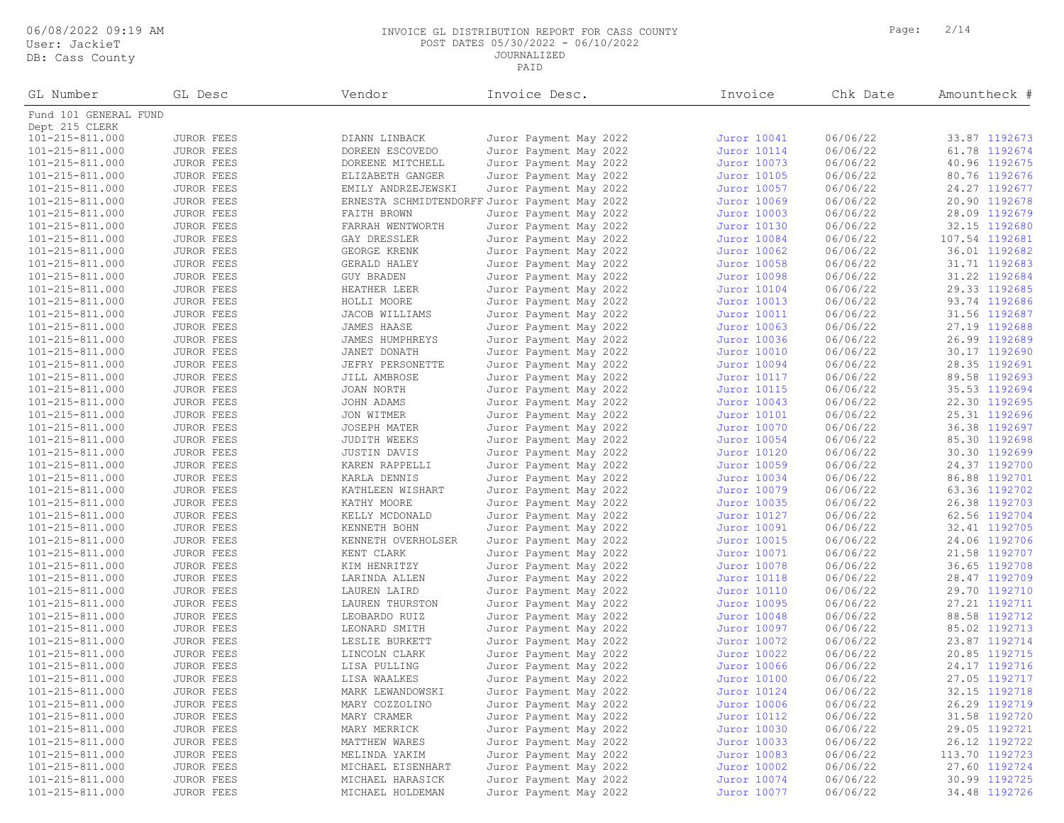INVOICE GL DISTRIBUTION REPORT FOR CASS COUNTY
POST DATES 05/30/2022 - 06/10/2022
JOURNALIZED
PAID

06/08/2022 09:19 AM
User: JackieT
DB: Cass County

| GL Number | GL Desc | Vendor | Invoice Desc. | Invoice | Chk Date | Amount | Check # |
|---|---|---|---|---|---|---|---|
| Fund 101 GENERAL FUND | | | | | | | |
| Dept 215 CLERK | | | | | | | |
| 101-215-811.000 | JUROR FEES | DIANN LINBACK | Juror Payment May 2022 | Juror 10041 | 06/06/22 | 33.87 | 1192673 |
| 101-215-811.000 | JUROR FEES | DOREEN ESCOVEDO | Juror Payment May 2022 | Juror 10114 | 06/06/22 | 61.78 | 1192674 |
| 101-215-811.000 | JUROR FEES | DOREENE MITCHELL | Juror Payment May 2022 | Juror 10073 | 06/06/22 | 40.96 | 1192675 |
| 101-215-811.000 | JUROR FEES | ELIZABETH GANGER | Juror Payment May 2022 | Juror 10105 | 06/06/22 | 80.76 | 1192676 |
| 101-215-811.000 | JUROR FEES | EMILY ANDRZEJEWSKI | Juror Payment May 2022 | Juror 10057 | 06/06/22 | 24.27 | 1192677 |
| 101-215-811.000 | JUROR FEES | ERNESTA SCHMIDTENDORFF | Juror Payment May 2022 | Juror 10069 | 06/06/22 | 20.90 | 1192678 |
| 101-215-811.000 | JUROR FEES | FAITH BROWN | Juror Payment May 2022 | Juror 10003 | 06/06/22 | 28.09 | 1192679 |
| 101-215-811.000 | JUROR FEES | FARRAH WENTWORTH | Juror Payment May 2022 | Juror 10130 | 06/06/22 | 32.15 | 1192680 |
| 101-215-811.000 | JUROR FEES | GAY DRESSLER | Juror Payment May 2022 | Juror 10084 | 06/06/22 | 107.54 | 1192681 |
| 101-215-811.000 | JUROR FEES | GEORGE KRENK | Juror Payment May 2022 | Juror 10062 | 06/06/22 | 36.01 | 1192682 |
| 101-215-811.000 | JUROR FEES | GERALD HALEY | Juror Payment May 2022 | Juror 10058 | 06/06/22 | 31.71 | 1192683 |
| 101-215-811.000 | JUROR FEES | GUY BRADEN | Juror Payment May 2022 | Juror 10098 | 06/06/22 | 31.22 | 1192684 |
| 101-215-811.000 | JUROR FEES | HEATHER LEER | Juror Payment May 2022 | Juror 10104 | 06/06/22 | 29.33 | 1192685 |
| 101-215-811.000 | JUROR FEES | HOLLI MOORE | Juror Payment May 2022 | Juror 10013 | 06/06/22 | 93.74 | 1192686 |
| 101-215-811.000 | JUROR FEES | JACOB WILLIAMS | Juror Payment May 2022 | Juror 10011 | 06/06/22 | 31.56 | 1192687 |
| 101-215-811.000 | JUROR FEES | JAMES HAASE | Juror Payment May 2022 | Juror 10063 | 06/06/22 | 27.19 | 1192688 |
| 101-215-811.000 | JUROR FEES | JAMES HUMPHREYS | Juror Payment May 2022 | Juror 10036 | 06/06/22 | 26.99 | 1192689 |
| 101-215-811.000 | JUROR FEES | JANET DONATH | Juror Payment May 2022 | Juror 10010 | 06/06/22 | 30.17 | 1192690 |
| 101-215-811.000 | JUROR FEES | JEFRY PERSONETTE | Juror Payment May 2022 | Juror 10094 | 06/06/22 | 28.35 | 1192691 |
| 101-215-811.000 | JUROR FEES | JILL AMBROSE | Juror Payment May 2022 | Juror 10117 | 06/06/22 | 89.58 | 1192693 |
| 101-215-811.000 | JUROR FEES | JOAN NORTH | Juror Payment May 2022 | Juror 10115 | 06/06/22 | 35.53 | 1192694 |
| 101-215-811.000 | JUROR FEES | JOHN ADAMS | Juror Payment May 2022 | Juror 10043 | 06/06/22 | 22.30 | 1192695 |
| 101-215-811.000 | JUROR FEES | JON WITMER | Juror Payment May 2022 | Juror 10101 | 06/06/22 | 25.31 | 1192696 |
| 101-215-811.000 | JUROR FEES | JOSEPH MATER | Juror Payment May 2022 | Juror 10070 | 06/06/22 | 36.38 | 1192697 |
| 101-215-811.000 | JUROR FEES | JUDITH WEEKS | Juror Payment May 2022 | Juror 10054 | 06/06/22 | 85.30 | 1192698 |
| 101-215-811.000 | JUROR FEES | JUSTIN DAVIS | Juror Payment May 2022 | Juror 10120 | 06/06/22 | 30.30 | 1192699 |
| 101-215-811.000 | JUROR FEES | KAREN RAPPELLI | Juror Payment May 2022 | Juror 10059 | 06/06/22 | 24.37 | 1192700 |
| 101-215-811.000 | JUROR FEES | KARLA DENNIS | Juror Payment May 2022 | Juror 10034 | 06/06/22 | 86.88 | 1192701 |
| 101-215-811.000 | JUROR FEES | KATHLEEN WISHART | Juror Payment May 2022 | Juror 10079 | 06/06/22 | 63.36 | 1192702 |
| 101-215-811.000 | JUROR FEES | KATHY MOORE | Juror Payment May 2022 | Juror 10035 | 06/06/22 | 26.38 | 1192703 |
| 101-215-811.000 | JUROR FEES | KELLY MCDONALD | Juror Payment May 2022 | Juror 10127 | 06/06/22 | 62.56 | 1192704 |
| 101-215-811.000 | JUROR FEES | KENNETH BOHN | Juror Payment May 2022 | Juror 10091 | 06/06/22 | 32.41 | 1192705 |
| 101-215-811.000 | JUROR FEES | KENNETH OVERHOLSER | Juror Payment May 2022 | Juror 10015 | 06/06/22 | 24.06 | 1192706 |
| 101-215-811.000 | JUROR FEES | KENT CLARK | Juror Payment May 2022 | Juror 10071 | 06/06/22 | 21.58 | 1192707 |
| 101-215-811.000 | JUROR FEES | KIM HENRITZY | Juror Payment May 2022 | Juror 10078 | 06/06/22 | 36.65 | 1192708 |
| 101-215-811.000 | JUROR FEES | LARINDA ALLEN | Juror Payment May 2022 | Juror 10118 | 06/06/22 | 28.47 | 1192709 |
| 101-215-811.000 | JUROR FEES | LAUREN LAIRD | Juror Payment May 2022 | Juror 10110 | 06/06/22 | 29.70 | 1192710 |
| 101-215-811.000 | JUROR FEES | LAUREN THURSTON | Juror Payment May 2022 | Juror 10095 | 06/06/22 | 27.21 | 1192711 |
| 101-215-811.000 | JUROR FEES | LEOBARDO RUIZ | Juror Payment May 2022 | Juror 10048 | 06/06/22 | 88.58 | 1192712 |
| 101-215-811.000 | JUROR FEES | LEONARD SMITH | Juror Payment May 2022 | Juror 10097 | 06/06/22 | 85.02 | 1192713 |
| 101-215-811.000 | JUROR FEES | LESLIE BURKETT | Juror Payment May 2022 | Juror 10072 | 06/06/22 | 23.87 | 1192714 |
| 101-215-811.000 | JUROR FEES | LINCOLN CLARK | Juror Payment May 2022 | Juror 10022 | 06/06/22 | 20.85 | 1192715 |
| 101-215-811.000 | JUROR FEES | LISA PULLING | Juror Payment May 2022 | Juror 10066 | 06/06/22 | 24.17 | 1192716 |
| 101-215-811.000 | JUROR FEES | LISA WAALKES | Juror Payment May 2022 | Juror 10100 | 06/06/22 | 27.05 | 1192717 |
| 101-215-811.000 | JUROR FEES | MARK LEWANDOWSKI | Juror Payment May 2022 | Juror 10124 | 06/06/22 | 32.15 | 1192718 |
| 101-215-811.000 | JUROR FEES | MARY COZZOLINO | Juror Payment May 2022 | Juror 10006 | 06/06/22 | 26.29 | 1192719 |
| 101-215-811.000 | JUROR FEES | MARY CRAMER | Juror Payment May 2022 | Juror 10112 | 06/06/22 | 31.58 | 1192720 |
| 101-215-811.000 | JUROR FEES | MARY MERRICK | Juror Payment May 2022 | Juror 10030 | 06/06/22 | 29.05 | 1192721 |
| 101-215-811.000 | JUROR FEES | MATTHEW WARES | Juror Payment May 2022 | Juror 10033 | 06/06/22 | 26.12 | 1192722 |
| 101-215-811.000 | JUROR FEES | MELINDA YAKIM | Juror Payment May 2022 | Juror 10083 | 06/06/22 | 113.70 | 1192723 |
| 101-215-811.000 | JUROR FEES | MICHAEL EISENHART | Juror Payment May 2022 | Juror 10002 | 06/06/22 | 27.60 | 1192724 |
| 101-215-811.000 | JUROR FEES | MICHAEL HARASICK | Juror Payment May 2022 | Juror 10074 | 06/06/22 | 30.99 | 1192725 |
| 101-215-811.000 | JUROR FEES | MICHAEL HOLDEMAN | Juror Payment May 2022 | Juror 10077 | 06/06/22 | 34.48 | 1192726 |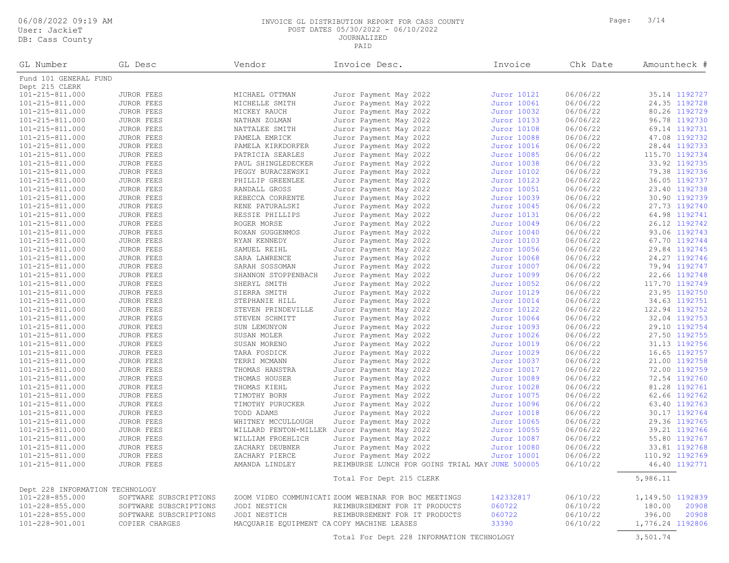INVOICE GL DISTRIBUTION REPORT FOR CASS COUNTY
POST DATES 05/30/2022 - 06/10/2022
JOURNALIZED
PAID

06/08/2022 09:19 AM
User: JackieT
DB: Cass County

| GL Number | GL Desc | Vendor | Invoice Desc. | Invoice | Chk Date | Amount | Check # |
|---|---|---|---|---|---|---|---|
| Fund 101 GENERAL FUND | | | | | | | |
| Dept 215 CLERK | | | | | | | |
| 101-215-811.000 | JUROR FEES | MICHAEL OTTMAN | Juror Payment May 2022 | Juror 10121 | 06/06/22 | 35.14 | 1192727 |
| 101-215-811.000 | JUROR FEES | MICHELLE SMITH | Juror Payment May 2022 | Juror 10061 | 06/06/22 | 24.35 | 1192728 |
| 101-215-811.000 | JUROR FEES | MICKEY RAUCH | Juror Payment May 2022 | Juror 10032 | 06/06/22 | 80.26 | 1192729 |
| 101-215-811.000 | JUROR FEES | NATHAN ZOLMAN | Juror Payment May 2022 | Juror 10133 | 06/06/22 | 96.78 | 1192730 |
| 101-215-811.000 | JUROR FEES | NATTALEE SMITH | Juror Payment May 2022 | Juror 10108 | 06/06/22 | 69.14 | 1192731 |
| 101-215-811.000 | JUROR FEES | PAMELA EMRICK | Juror Payment May 2022 | Juror 10088 | 06/06/22 | 47.08 | 1192732 |
| 101-215-811.000 | JUROR FEES | PAMELA KIRKDORFER | Juror Payment May 2022 | Juror 10016 | 06/06/22 | 28.44 | 1192733 |
| 101-215-811.000 | JUROR FEES | PATRICIA SEARLES | Juror Payment May 2022 | Juror 10085 | 06/06/22 | 115.70 | 1192734 |
| 101-215-811.000 | JUROR FEES | PAUL SHINGLEDECKER | Juror Payment May 2022 | Juror 10038 | 06/06/22 | 33.92 | 1192735 |
| 101-215-811.000 | JUROR FEES | PEGGY BURACZEWSKI | Juror Payment May 2022 | Juror 10102 | 06/06/22 | 79.38 | 1192736 |
| 101-215-811.000 | JUROR FEES | PHILLIP GREENLEE | Juror Payment May 2022 | Juror 10123 | 06/06/22 | 36.05 | 1192737 |
| 101-215-811.000 | JUROR FEES | RANDALL GROSS | Juror Payment May 2022 | Juror 10051 | 06/06/22 | 23.40 | 1192738 |
| 101-215-811.000 | JUROR FEES | REBECCA CORRENTE | Juror Payment May 2022 | Juror 10039 | 06/06/22 | 30.90 | 1192739 |
| 101-215-811.000 | JUROR FEES | RENE PATURALSKI | Juror Payment May 2022 | Juror 10045 | 06/06/22 | 27.73 | 1192740 |
| 101-215-811.000 | JUROR FEES | RESSIE PHILLIPS | Juror Payment May 2022 | Juror 10131 | 06/06/22 | 64.98 | 1192741 |
| 101-215-811.000 | JUROR FEES | ROGER MORSE | Juror Payment May 2022 | Juror 10049 | 06/06/22 | 26.12 | 1192742 |
| 101-215-811.000 | JUROR FEES | ROXAN GUGGENMOS | Juror Payment May 2022 | Juror 10040 | 06/06/22 | 93.06 | 1192743 |
| 101-215-811.000 | JUROR FEES | RYAN KENNEDY | Juror Payment May 2022 | Juror 10103 | 06/06/22 | 67.70 | 1192744 |
| 101-215-811.000 | JUROR FEES | SAMUEL REIHL | Juror Payment May 2022 | Juror 10056 | 06/06/22 | 29.84 | 1192745 |
| 101-215-811.000 | JUROR FEES | SARA LAWRENCE | Juror Payment May 2022 | Juror 10068 | 06/06/22 | 24.27 | 1192746 |
| 101-215-811.000 | JUROR FEES | SARAH SOSSOMAN | Juror Payment May 2022 | Juror 10007 | 06/06/22 | 79.94 | 1192747 |
| 101-215-811.000 | JUROR FEES | SHANNON STOPPENBACH | Juror Payment May 2022 | Juror 10099 | 06/06/22 | 22.66 | 1192748 |
| 101-215-811.000 | JUROR FEES | SHERYL SMITH | Juror Payment May 2022 | Juror 10052 | 06/06/22 | 117.70 | 1192749 |
| 101-215-811.000 | JUROR FEES | SIERRA SMITH | Juror Payment May 2022 | Juror 10129 | 06/06/22 | 23.95 | 1192750 |
| 101-215-811.000 | JUROR FEES | STEPHANIE HILL | Juror Payment May 2022 | Juror 10014 | 06/06/22 | 34.63 | 1192751 |
| 101-215-811.000 | JUROR FEES | STEVEN PRINDEVILLE | Juror Payment May 2022 | Juror 10122 | 06/06/22 | 122.94 | 1192752 |
| 101-215-811.000 | JUROR FEES | STEVEN SCHMITT | Juror Payment May 2022 | Juror 10064 | 06/06/22 | 32.04 | 1192753 |
| 101-215-811.000 | JUROR FEES | SUN LEMUNYON | Juror Payment May 2022 | Juror 10093 | 06/06/22 | 29.10 | 1192754 |
| 101-215-811.000 | JUROR FEES | SUSAN MOLER | Juror Payment May 2022 | Juror 10026 | 06/06/22 | 27.50 | 1192755 |
| 101-215-811.000 | JUROR FEES | SUSAN MORENO | Juror Payment May 2022 | Juror 10019 | 06/06/22 | 31.13 | 1192756 |
| 101-215-811.000 | JUROR FEES | TARA FOSDICK | Juror Payment May 2022 | Juror 10029 | 06/06/22 | 16.65 | 1192757 |
| 101-215-811.000 | JUROR FEES | TERRI MCMANN | Juror Payment May 2022 | Juror 10037 | 06/06/22 | 21.00 | 1192758 |
| 101-215-811.000 | JUROR FEES | THOMAS HANSTRA | Juror Payment May 2022 | Juror 10017 | 06/06/22 | 72.00 | 1192759 |
| 101-215-811.000 | JUROR FEES | THOMAS HOUSER | Juror Payment May 2022 | Juror 10089 | 06/06/22 | 72.54 | 1192760 |
| 101-215-811.000 | JUROR FEES | THOMAS KIEHL | Juror Payment May 2022 | Juror 10028 | 06/06/22 | 81.28 | 1192761 |
| 101-215-811.000 | JUROR FEES | TIMOTHY BORN | Juror Payment May 2022 | Juror 10075 | 06/06/22 | 62.66 | 1192762 |
| 101-215-811.000 | JUROR FEES | TIMOTHY PURUCKER | Juror Payment May 2022 | Juror 10096 | 06/06/22 | 63.40 | 1192763 |
| 101-215-811.000 | JUROR FEES | TODD ADAMS | Juror Payment May 2022 | Juror 10018 | 06/06/22 | 30.17 | 1192764 |
| 101-215-811.000 | JUROR FEES | WHITNEY MCCULLOUGH | Juror Payment May 2022 | Juror 10065 | 06/06/22 | 29.36 | 1192765 |
| 101-215-811.000 | JUROR FEES | WILLARD FENTON-MILLER | Juror Payment May 2022 | Juror 10055 | 06/06/22 | 39.21 | 1192766 |
| 101-215-811.000 | JUROR FEES | WILLIAM FROEHLICH | Juror Payment May 2022 | Juror 10087 | 06/06/22 | 55.80 | 1192767 |
| 101-215-811.000 | JUROR FEES | ZACHARY DEUBNER | Juror Payment May 2022 | Juror 10080 | 06/06/22 | 33.81 | 1192768 |
| 101-215-811.000 | JUROR FEES | ZACHARY PIERCE | Juror Payment May 2022 | Juror 10001 | 06/06/22 | 110.92 | 1192769 |
| 101-215-811.000 | JUROR FEES | AMANDA LINDLEY | REIMBURSE LUNCH FOR GOINS TRIAL MAY | JUNE 500005 | 06/10/22 | 46.40 | 1192771 |
| | | | Total For Dept 215 CLERK | | | 5,986.11 | |
| Dept 228 INFORMATION TECHNOLOGY | | | | | | | |
| 101-228-855.000 | SOFTWARE SUBSCRIPTIONS | ZOOM VIDEO COMMUNICATI | ZOOM WEBINAR FOR BOC MEETINGS | 142332817 | 06/10/22 | 1,149.50 | 1192839 |
| 101-228-855.000 | SOFTWARE SUBSCRIPTIONS | JODI NESTICH | REIMBURSEMENT FOR IT PRODUCTS | 060722 | 06/10/22 | 180.00 | 20908 |
| 101-228-855.000 | SOFTWARE SUBSCRIPTIONS | JODI NESTICH | REIMBURSEMENT FOR IT PRODUCTS | 060722 | 06/10/22 | 396.00 | 20908 |
| 101-228-901.001 | COPIER CHARGES | MACQUARIE EQUIPMENT CA | COPY MACHINE LEASES | 33390 | 06/10/22 | 1,776.24 | 1192806 |
| | | | Total For Dept 228 INFORMATION TECHNOLOGY | | | 3,501.74 | |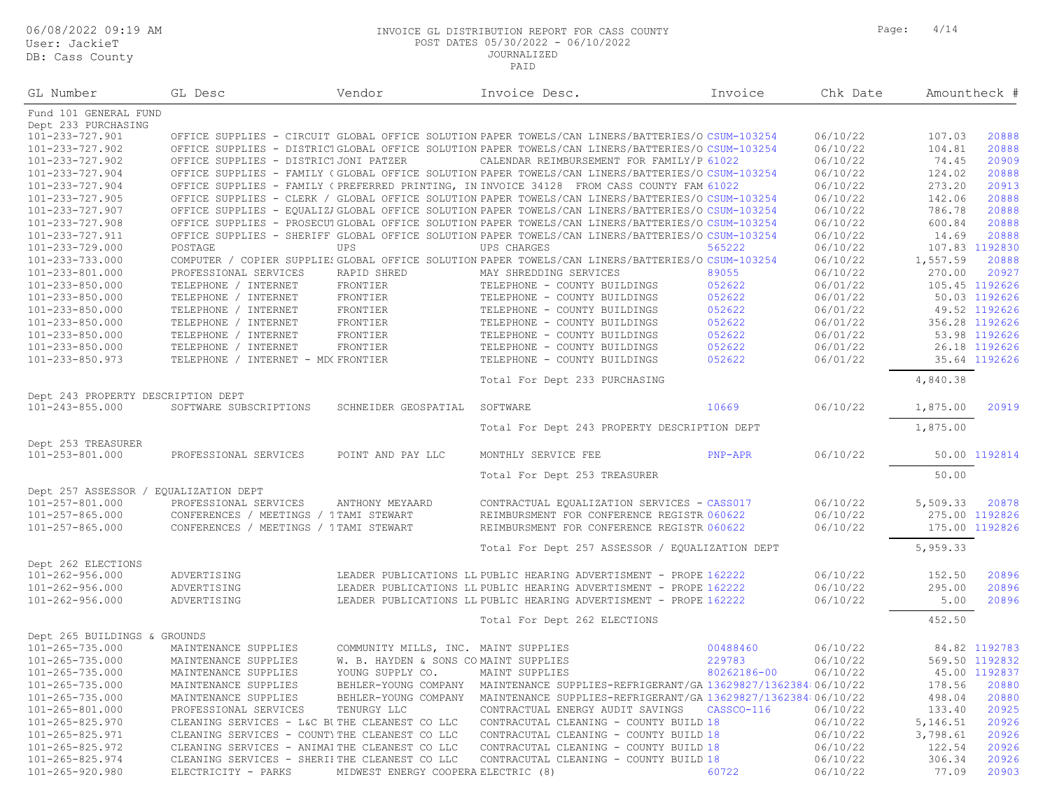INVOICE GL DISTRIBUTION REPORT FOR CASS COUNTY
POST DATES 05/30/2022 - 06/10/2022
JOURNALIZED
PAID

06/08/2022 09:19 AM
User: JackieT
DB: Cass County

| GL Number | GL Desc | Vendor | Invoice Desc. | Invoice | Chk Date | Amount | Check # |
|---|---|---|---|---|---|---|---|
| **Fund 101 GENERAL FUND** | | | | | | | |
| **Dept 233 PURCHASING** | | | | | | | |
| 101-233-727.901 | OFFICE SUPPLIES - CIRCUIT | GLOBAL OFFICE SOLUTION | PAPER TOWELS/CAN LINERS/BATTERIES/O | CSUM-103254 | 06/10/22 | 107.03 | 20888 |
| 101-233-727.902 | OFFICE SUPPLIES - DISTRICT | GLOBAL OFFICE SOLUTION | PAPER TOWELS/CAN LINERS/BATTERIES/O | CSUM-103254 | 06/10/22 | 104.81 | 20888 |
| 101-233-727.902 | OFFICE SUPPLIES - DISTRICT | JONI PATZER | CALENDAR REIMBURSEMENT FOR FAMILY/P | 61022 | 06/10/22 | 74.45 | 20909 |
| 101-233-727.904 | OFFICE SUPPLIES - FAMILY ( | GLOBAL OFFICE SOLUTION | PAPER TOWELS/CAN LINERS/BATTERIES/O | CSUM-103254 | 06/10/22 | 124.02 | 20888 |
| 101-233-727.904 | OFFICE SUPPLIES - FAMILY ( | PREFERRED PRINTING, IN | INVOICE 34128 FROM CASS COUNTY FAM | 61022 | 06/10/22 | 273.20 | 20913 |
| 101-233-727.905 | OFFICE SUPPLIES - CLERK / | GLOBAL OFFICE SOLUTION | PAPER TOWELS/CAN LINERS/BATTERIES/O | CSUM-103254 | 06/10/22 | 142.06 | 20888 |
| 101-233-727.907 | OFFICE SUPPLIES - EQUALIZA | GLOBAL OFFICE SOLUTION | PAPER TOWELS/CAN LINERS/BATTERIES/O | CSUM-103254 | 06/10/22 | 786.78 | 20888 |
| 101-233-727.908 | OFFICE SUPPLIES - PROSECUT | GLOBAL OFFICE SOLUTION | PAPER TOWELS/CAN LINERS/BATTERIES/O | CSUM-103254 | 06/10/22 | 600.84 | 20888 |
| 101-233-727.911 | OFFICE SUPPLIES - SHERIFF | GLOBAL OFFICE SOLUTION | PAPER TOWELS/CAN LINERS/BATTERIES/O | CSUM-103254 | 06/10/22 | 14.69 | 20888 |
| 101-233-729.000 | POSTAGE | UPS | UPS CHARGES | 565222 | 06/10/22 | 107.83 | 1192830 |
| 101-233-733.000 | COMPUTER / COPIER SUPPLIES | GLOBAL OFFICE SOLUTION | PAPER TOWELS/CAN LINERS/BATTERIES/O | CSUM-103254 | 06/10/22 | 1,557.59 | 20888 |
| 101-233-801.000 | PROFESSIONAL SERVICES | RAPID SHRED | MAY SHREDDING SERVICES | 89055 | 06/10/22 | 270.00 | 20927 |
| 101-233-850.000 | TELEPHONE / INTERNET | FRONTIER | TELEPHONE - COUNTY BUILDINGS | 052622 | 06/01/22 | 105.45 | 1192626 |
| 101-233-850.000 | TELEPHONE / INTERNET | FRONTIER | TELEPHONE - COUNTY BUILDINGS | 052622 | 06/01/22 | 50.03 | 1192626 |
| 101-233-850.000 | TELEPHONE / INTERNET | FRONTIER | TELEPHONE - COUNTY BUILDINGS | 052622 | 06/01/22 | 49.52 | 1192626 |
| 101-233-850.000 | TELEPHONE / INTERNET | FRONTIER | TELEPHONE - COUNTY BUILDINGS | 052622 | 06/01/22 | 356.28 | 1192626 |
| 101-233-850.000 | TELEPHONE / INTERNET | FRONTIER | TELEPHONE - COUNTY BUILDINGS | 052622 | 06/01/22 | 53.98 | 1192626 |
| 101-233-850.000 | TELEPHONE / INTERNET | FRONTIER | TELEPHONE - COUNTY BUILDINGS | 052622 | 06/01/22 | 26.18 | 1192626 |
| 101-233-850.973 | TELEPHONE / INTERNET - MD( | FRONTIER | TELEPHONE - COUNTY BUILDINGS | 052622 | 06/01/22 | 35.64 | 1192626 |
| | | | Total For Dept 233 PURCHASING | | | 4,840.38 | |
| **Dept 243 PROPERTY DESCRIPTION DEPT** | | | | | | | |
| 101-243-855.000 | SOFTWARE SUBSCRIPTIONS | SCHNEIDER GEOSPATIAL | SOFTWARE | 10669 | 06/10/22 | 1,875.00 | 20919 |
| | | | Total For Dept 243 PROPERTY DESCRIPTION DEPT | | | 1,875.00 | |
| **Dept 253 TREASURER** | | | | | | | |
| 101-253-801.000 | PROFESSIONAL SERVICES | POINT AND PAY LLC | MONTHLY SERVICE FEE | PNP-APR | 06/10/22 | 50.00 | 1192814 |
| | | | Total For Dept 253 TREASURER | | | 50.00 | |
| **Dept 257 ASSESSOR / EQUALIZATION DEPT** | | | | | | | |
| 101-257-801.000 | PROFESSIONAL SERVICES | ANTHONY MEYAARD | CONTRACTUAL EQUALIZATION SERVICES - | CASS017 | 06/10/22 | 5,509.33 | 20878 |
| 101-257-865.000 | CONFERENCES / MEETINGS / T | TAMI STEWART | REIMBURSMENT FOR CONFERENCE REGISTR | 060622 | 06/10/22 | 275.00 | 1192826 |
| 101-257-865.000 | CONFERENCES / MEETINGS / T | TAMI STEWART | REIMBURSMENT FOR CONFERENCE REGISTR | 060622 | 06/10/22 | 175.00 | 1192826 |
| | | | Total For Dept 257 ASSESSOR / EQUALIZATION DEPT | | | 5,959.33 | |
| **Dept 262 ELECTIONS** | | | | | | | |
| 101-262-956.000 | ADVERTISING | LEADER PUBLICATIONS LL | PUBLIC HEARING ADVERTISMENT - PROPE | 162222 | 06/10/22 | 152.50 | 20896 |
| 101-262-956.000 | ADVERTISING | LEADER PUBLICATIONS LL | PUBLIC HEARING ADVERTISMENT - PROPE | 162222 | 06/10/22 | 295.00 | 20896 |
| 101-262-956.000 | ADVERTISING | LEADER PUBLICATIONS LL | PUBLIC HEARING ADVERTISMENT - PROPE | 162222 | 06/10/22 | 5.00 | 20896 |
| | | | Total For Dept 262 ELECTIONS | | | 452.50 | |
| **Dept 265 BUILDINGS & GROUNDS** | | | | | | | |
| 101-265-735.000 | MAINTENANCE SUPPLIES | COMMUNITY MILLS, INC. | MAINT SUPPLIES | 00488460 | 06/10/22 | 84.82 | 1192783 |
| 101-265-735.000 | MAINTENANCE SUPPLIES | W. B. HAYDEN & SONS CO | MAINT SUPPLIES | 229783 | 06/10/22 | 569.50 | 1192832 |
| 101-265-735.000 | MAINTENANCE SUPPLIES | YOUNG SUPPLY CO. | MAINT SUPPLIES | 80262186-00 | 06/10/22 | 45.00 | 1192837 |
| 101-265-735.000 | MAINTENANCE SUPPLIES | BEHLER-YOUNG COMPANY | MAINTENANCE SUPPLIES-REFRIGERANT/GA | 13629827/1362384 | 06/10/22 | 178.56 | 20880 |
| 101-265-735.000 | MAINTENANCE SUPPLIES | BEHLER-YOUNG COMPANY | MAINTENANCE SUPPLIES-REFRIGERANT/GA | 13629827/1362384 | 06/10/22 | 498.04 | 20880 |
| 101-265-801.000 | PROFESSIONAL SERVICES | TENURGY LLC | CONTRACTUAL ENERGY AUDIT SAVINGS | CASSCO-116 | 06/10/22 | 133.40 | 20925 |
| 101-265-825.970 | CLEANING SERVICES - L&C BU | THE CLEANEST CO LLC | CONTRACUTAL CLEANING - COUNTY BUILD | 18 | 06/10/22 | 5,146.51 | 20926 |
| 101-265-825.971 | CLEANING SERVICES - COUNTY | THE CLEANEST CO LLC | CONTRACUTAL CLEANING - COUNTY BUILD | 18 | 06/10/22 | 3,798.61 | 20926 |
| 101-265-825.972 | CLEANING SERVICES - ANIMAL | THE CLEANEST CO LLC | CONTRACUTAL CLEANING - COUNTY BUILD | 18 | 06/10/22 | 122.54 | 20926 |
| 101-265-825.974 | CLEANING SERVICES - SHERIF | THE CLEANEST CO LLC | CONTRACUTAL CLEANING - COUNTY BUILD | 18 | 06/10/22 | 306.34 | 20926 |
| 101-265-920.980 | ELECTRICITY - PARKS | MIDWEST ENERGY COOPERA | ELECTRIC (8) | 60722 | 06/10/22 | 77.09 | 20903 |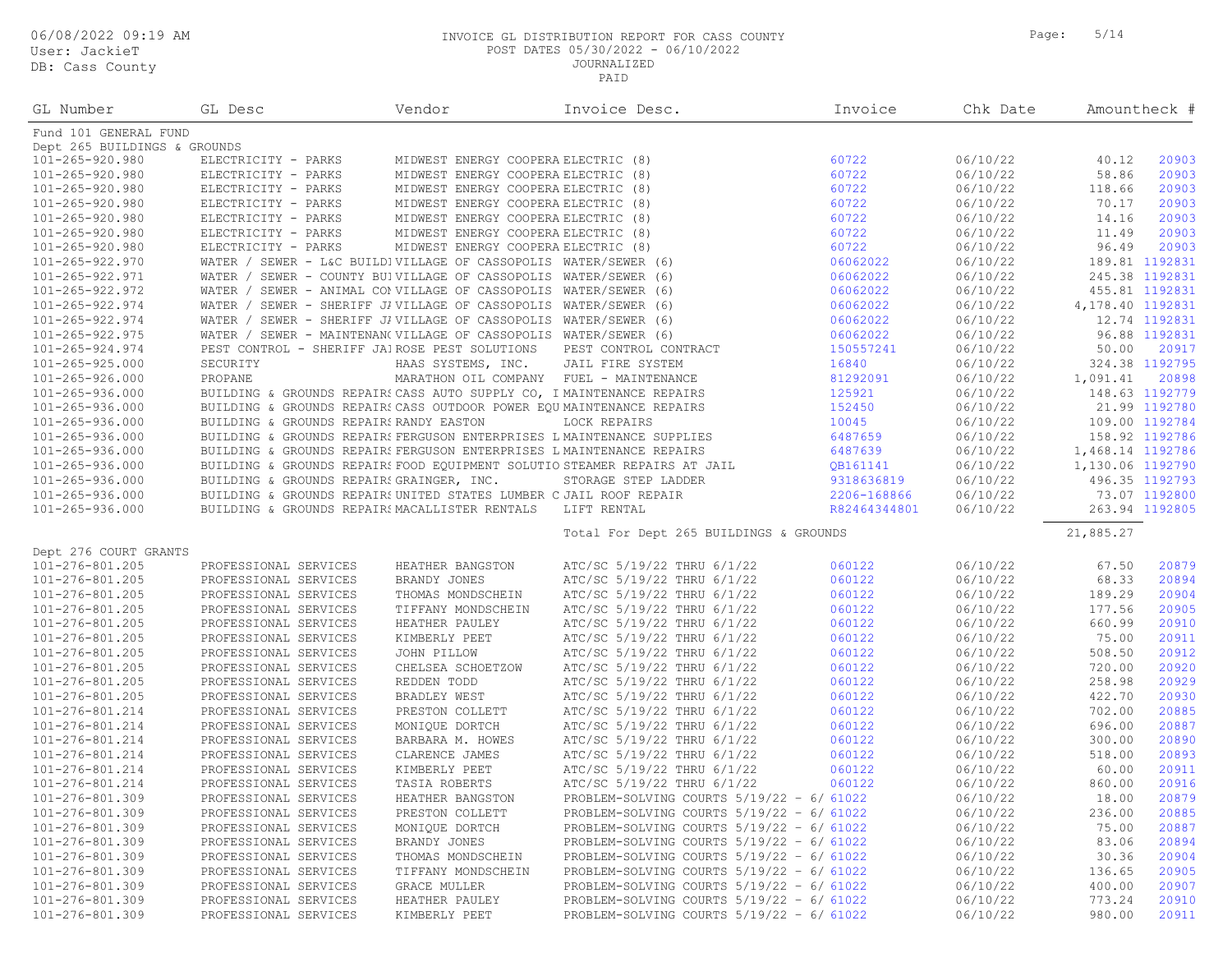06/08/2022 09:19 AM
User: JackieT
DB: Cass County

INVOICE GL DISTRIBUTION REPORT FOR CASS COUNTY
POST DATES 05/30/2022 - 06/10/2022
JOURNALIZED
PAID

| GL Number | GL Desc | Vendor | Invoice Desc. | Invoice | Chk Date | Amount | Check # |
|---|---|---|---|---|---|---|---|
| Fund 101 GENERAL FUND | | | | | | | |
| Dept 265 BUILDINGS & GROUNDS | | | | | | | |
| 101-265-920.980 | ELECTRICITY - PARKS | MIDWEST ENERGY COOPERA | ELECTRIC (8) | 60722 | 06/10/22 | 40.12 | 20903 |
| 101-265-920.980 | ELECTRICITY - PARKS | MIDWEST ENERGY COOPERA | ELECTRIC (8) | 60722 | 06/10/22 | 58.86 | 20903 |
| 101-265-920.980 | ELECTRICITY - PARKS | MIDWEST ENERGY COOPERA | ELECTRIC (8) | 60722 | 06/10/22 | 118.66 | 20903 |
| 101-265-920.980 | ELECTRICITY - PARKS | MIDWEST ENERGY COOPERA | ELECTRIC (8) | 60722 | 06/10/22 | 70.17 | 20903 |
| 101-265-920.980 | ELECTRICITY - PARKS | MIDWEST ENERGY COOPERA | ELECTRIC (8) | 60722 | 06/10/22 | 14.16 | 20903 |
| 101-265-920.980 | ELECTRICITY - PARKS | MIDWEST ENERGY COOPERA | ELECTRIC (8) | 60722 | 06/10/22 | 11.49 | 20903 |
| 101-265-920.980 | ELECTRICITY - PARKS | MIDWEST ENERGY COOPERA | ELECTRIC (8) | 60722 | 06/10/22 | 96.49 | 20903 |
| 101-265-922.970 | WATER / SEWER - L&C BUILDI | VILLAGE OF CASSOPOLIS | WATER/SEWER (6) | 06062022 | 06/10/22 | 189.81 | 1192831 |
| 101-265-922.971 | WATER / SEWER - COUNTY BUI | VILLAGE OF CASSOPOLIS | WATER/SEWER (6) | 06062022 | 06/10/22 | 245.38 | 1192831 |
| 101-265-922.972 | WATER / SEWER - ANIMAL CON | VILLAGE OF CASSOPOLIS | WATER/SEWER (6) | 06062022 | 06/10/22 | 455.81 | 1192831 |
| 101-265-922.974 | WATER / SEWER - SHERIFF JA | VILLAGE OF CASSOPOLIS | WATER/SEWER (6) | 06062022 | 06/10/22 | 4,178.40 | 1192831 |
| 101-265-922.974 | WATER / SEWER - SHERIFF JA | VILLAGE OF CASSOPOLIS | WATER/SEWER (6) | 06062022 | 06/10/22 | 12.74 | 1192831 |
| 101-265-922.975 | WATER / SEWER - MAINTENANC | VILLAGE OF CASSOPOLIS | WATER/SEWER (6) | 06062022 | 06/10/22 | 96.88 | 1192831 |
| 101-265-924.974 | PEST CONTROL - SHERIFF JAI | ROSE PEST SOLUTIONS | PEST CONTROL CONTRACT | 150557241 | 06/10/22 | 50.00 | 20917 |
| 101-265-925.000 | SECURITY | HAAS SYSTEMS, INC. | JAIL FIRE SYSTEM | 16840 | 06/10/22 | 324.38 | 1192795 |
| 101-265-926.000 | PROPANE | MARATHON OIL COMPANY | FUEL - MAINTENANCE | 81292091 | 06/10/22 | 1,091.41 | 20898 |
| 101-265-936.000 | BUILDING & GROUNDS REPAIRS | CASS AUTO SUPPLY CO, I | MAINTENANCE REPAIRS | 125921 | 06/10/22 | 148.63 | 1192779 |
| 101-265-936.000 | BUILDING & GROUNDS REPAIRS | CASS OUTDOOR POWER EQU | MAINTENANCE REPAIRS | 152450 | 06/10/22 | 21.99 | 1192780 |
| 101-265-936.000 | BUILDING & GROUNDS REPAIRS | RANDY EASTON | LOCK REPAIRS | 10045 | 06/10/22 | 109.00 | 1192784 |
| 101-265-936.000 | BUILDING & GROUNDS REPAIRS | FERGUSON ENTERPRISES L | MAINTENANCE SUPPLIES | 6487659 | 06/10/22 | 158.92 | 1192786 |
| 101-265-936.000 | BUILDING & GROUNDS REPAIRS | FERGUSON ENTERPRISES L | MAINTENANCE REPAIRS | 6487639 | 06/10/22 | 1,468.14 | 1192786 |
| 101-265-936.000 | BUILDING & GROUNDS REPAIRS | FOOD EQUIPMENT SOLUTIO | STEAMER REPAIRS AT JAIL | QB161141 | 06/10/22 | 1,130.06 | 1192790 |
| 101-265-936.000 | BUILDING & GROUNDS REPAIRS | GRAINGER, INC. | STORAGE STEP LADDER | 9318636819 | 06/10/22 | 496.35 | 1192793 |
| 101-265-936.000 | BUILDING & GROUNDS REPAIRS | UNITED STATES LUMBER C | JAIL ROOF REPAIR | 2206-168866 | 06/10/22 | 73.07 | 1192800 |
| 101-265-936.000 | BUILDING & GROUNDS REPAIRS | MACALLISTER RENTALS | LIFT RENTAL | R82464344801 | 06/10/22 | 263.94 | 1192805 |
| | | | Total For Dept 265 BUILDINGS & GROUNDS | | | 21,885.27 | |
| Dept 276 COURT GRANTS | | | | | | | |
| 101-276-801.205 | PROFESSIONAL SERVICES | HEATHER BANGSTON | ATC/SC 5/19/22 THRU 6/1/22 | 060122 | 06/10/22 | 67.50 | 20879 |
| 101-276-801.205 | PROFESSIONAL SERVICES | BRANDY JONES | ATC/SC 5/19/22 THRU 6/1/22 | 060122 | 06/10/22 | 68.33 | 20894 |
| 101-276-801.205 | PROFESSIONAL SERVICES | THOMAS MONDSCHEIN | ATC/SC 5/19/22 THRU 6/1/22 | 060122 | 06/10/22 | 189.29 | 20904 |
| 101-276-801.205 | PROFESSIONAL SERVICES | TIFFANY MONDSCHEIN | ATC/SC 5/19/22 THRU 6/1/22 | 060122 | 06/10/22 | 177.56 | 20905 |
| 101-276-801.205 | PROFESSIONAL SERVICES | HEATHER PAULEY | ATC/SC 5/19/22 THRU 6/1/22 | 060122 | 06/10/22 | 660.99 | 20910 |
| 101-276-801.205 | PROFESSIONAL SERVICES | KIMBERLY PEET | ATC/SC 5/19/22 THRU 6/1/22 | 060122 | 06/10/22 | 75.00 | 20911 |
| 101-276-801.205 | PROFESSIONAL SERVICES | JOHN PILLOW | ATC/SC 5/19/22 THRU 6/1/22 | 060122 | 06/10/22 | 508.50 | 20912 |
| 101-276-801.205 | PROFESSIONAL SERVICES | CHELSEA SCHOETZOW | ATC/SC 5/19/22 THRU 6/1/22 | 060122 | 06/10/22 | 720.00 | 20920 |
| 101-276-801.205 | PROFESSIONAL SERVICES | REDDEN TODD | ATC/SC 5/19/22 THRU 6/1/22 | 060122 | 06/10/22 | 258.98 | 20929 |
| 101-276-801.205 | PROFESSIONAL SERVICES | BRADLEY WEST | ATC/SC 5/19/22 THRU 6/1/22 | 060122 | 06/10/22 | 422.70 | 20930 |
| 101-276-801.214 | PROFESSIONAL SERVICES | PRESTON COLLETT | ATC/SC 5/19/22 THRU 6/1/22 | 060122 | 06/10/22 | 702.00 | 20885 |
| 101-276-801.214 | PROFESSIONAL SERVICES | MONIQUE DORTCH | ATC/SC 5/19/22 THRU 6/1/22 | 060122 | 06/10/22 | 696.00 | 20887 |
| 101-276-801.214 | PROFESSIONAL SERVICES | BARBARA M. HOWES | ATC/SC 5/19/22 THRU 6/1/22 | 060122 | 06/10/22 | 300.00 | 20890 |
| 101-276-801.214 | PROFESSIONAL SERVICES | CLARENCE JAMES | ATC/SC 5/19/22 THRU 6/1/22 | 060122 | 06/10/22 | 518.00 | 20893 |
| 101-276-801.214 | PROFESSIONAL SERVICES | KIMBERLY PEET | ATC/SC 5/19/22 THRU 6/1/22 | 060122 | 06/10/22 | 60.00 | 20911 |
| 101-276-801.214 | PROFESSIONAL SERVICES | TASIA ROBERTS | ATC/SC 5/19/22 THRU 6/1/22 | 060122 | 06/10/22 | 860.00 | 20916 |
| 101-276-801.309 | PROFESSIONAL SERVICES | HEATHER BANGSTON | PROBLEM-SOLVING COURTS 5/19/22 - 6/ | 61022 | 06/10/22 | 18.00 | 20879 |
| 101-276-801.309 | PROFESSIONAL SERVICES | PRESTON COLLETT | PROBLEM-SOLVING COURTS 5/19/22 - 6/ | 61022 | 06/10/22 | 236.00 | 20885 |
| 101-276-801.309 | PROFESSIONAL SERVICES | MONIQUE DORTCH | PROBLEM-SOLVING COURTS 5/19/22 - 6/ | 61022 | 06/10/22 | 75.00 | 20887 |
| 101-276-801.309 | PROFESSIONAL SERVICES | BRANDY JONES | PROBLEM-SOLVING COURTS 5/19/22 - 6/ | 61022 | 06/10/22 | 83.06 | 20894 |
| 101-276-801.309 | PROFESSIONAL SERVICES | THOMAS MONDSCHEIN | PROBLEM-SOLVING COURTS 5/19/22 - 6/ | 61022 | 06/10/22 | 30.36 | 20904 |
| 101-276-801.309 | PROFESSIONAL SERVICES | TIFFANY MONDSCHEIN | PROBLEM-SOLVING COURTS 5/19/22 - 6/ | 61022 | 06/10/22 | 136.65 | 20905 |
| 101-276-801.309 | PROFESSIONAL SERVICES | GRACE MULLER | PROBLEM-SOLVING COURTS 5/19/22 - 6/ | 61022 | 06/10/22 | 400.00 | 20907 |
| 101-276-801.309 | PROFESSIONAL SERVICES | HEATHER PAULEY | PROBLEM-SOLVING COURTS 5/19/22 - 6/ | 61022 | 06/10/22 | 773.24 | 20910 |
| 101-276-801.309 | PROFESSIONAL SERVICES | KIMBERLY PEET | PROBLEM-SOLVING COURTS 5/19/22 - 6/ | 61022 | 06/10/22 | 980.00 | 20911 |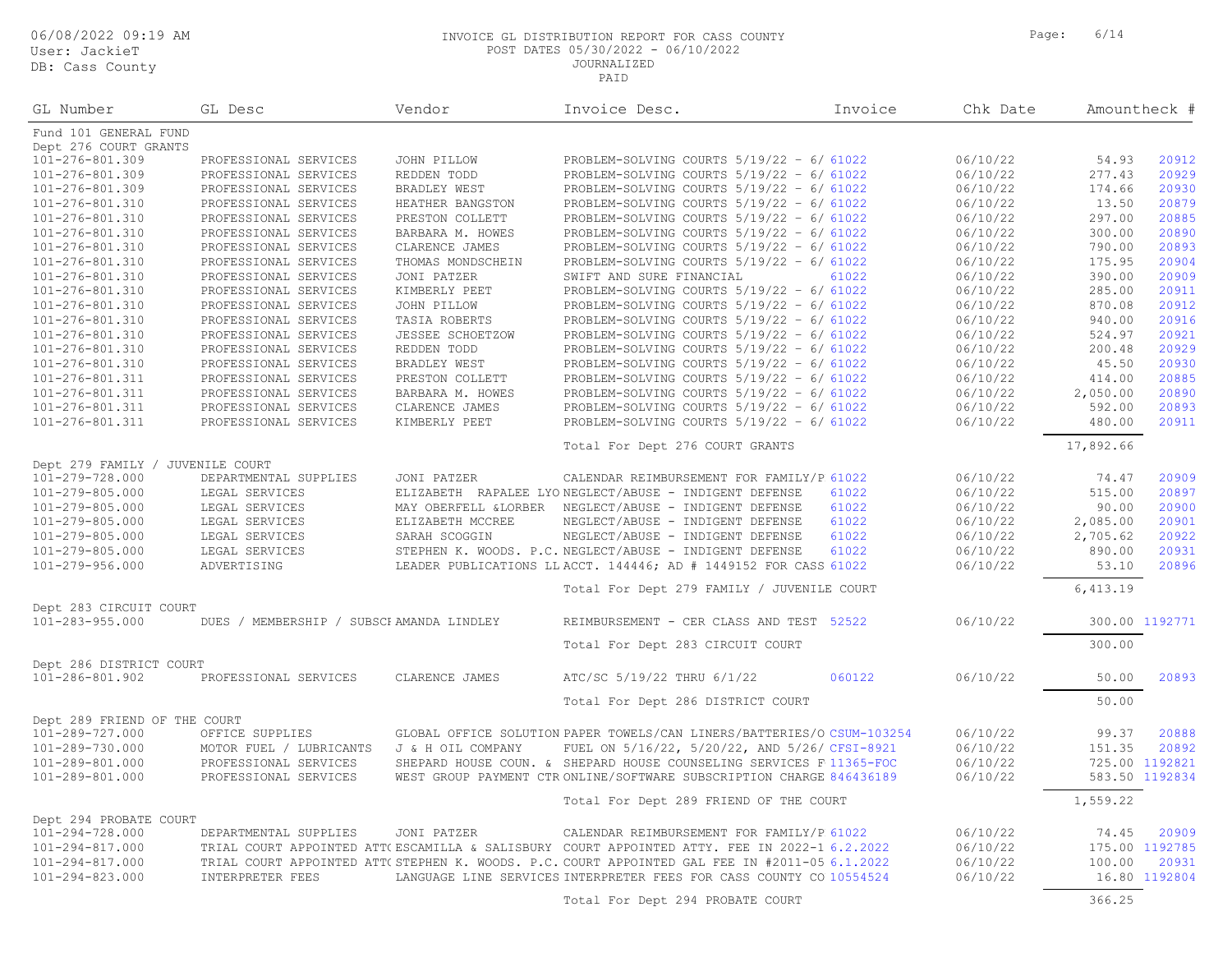INVOICE GL DISTRIBUTION REPORT FOR CASS COUNTY
POST DATES 05/30/2022 - 06/10/2022
JOURNALIZED
PAID

06/08/2022 09:19 AM
User: JackieT
DB: Cass County

| GL Number | GL Desc | Vendor | Invoice Desc. | Invoice | Chk Date | Amount | Check # |
|---|---|---|---|---|---|---|---|
| Fund 101 GENERAL FUND | | | | | | | |
| Dept 276 COURT GRANTS | | | | | | | |
| 101-276-801.309 | PROFESSIONAL SERVICES | JOHN PILLOW | PROBLEM-SOLVING COURTS 5/19/22 - 6/ | 61022 | 06/10/22 | 54.93 | 20912 |
| 101-276-801.309 | PROFESSIONAL SERVICES | REDDEN TODD | PROBLEM-SOLVING COURTS 5/19/22 - 6/ | 61022 | 06/10/22 | 277.43 | 20929 |
| 101-276-801.309 | PROFESSIONAL SERVICES | BRADLEY WEST | PROBLEM-SOLVING COURTS 5/19/22 - 6/ | 61022 | 06/10/22 | 174.66 | 20930 |
| 101-276-801.310 | PROFESSIONAL SERVICES | HEATHER BANGSTON | PROBLEM-SOLVING COURTS 5/19/22 - 6/ | 61022 | 06/10/22 | 13.50 | 20879 |
| 101-276-801.310 | PROFESSIONAL SERVICES | PRESTON COLLETT | PROBLEM-SOLVING COURTS 5/19/22 - 6/ | 61022 | 06/10/22 | 297.00 | 20885 |
| 101-276-801.310 | PROFESSIONAL SERVICES | BARBARA M. HOWES | PROBLEM-SOLVING COURTS 5/19/22 - 6/ | 61022 | 06/10/22 | 300.00 | 20890 |
| 101-276-801.310 | PROFESSIONAL SERVICES | CLARENCE JAMES | PROBLEM-SOLVING COURTS 5/19/22 - 6/ | 61022 | 06/10/22 | 790.00 | 20893 |
| 101-276-801.310 | PROFESSIONAL SERVICES | THOMAS MONDSCHEIN | PROBLEM-SOLVING COURTS 5/19/22 - 6/ | 61022 | 06/10/22 | 175.95 | 20904 |
| 101-276-801.310 | PROFESSIONAL SERVICES | JONI PATZER | SWIFT AND SURE FINANCIAL | 61022 | 06/10/22 | 390.00 | 20909 |
| 101-276-801.310 | PROFESSIONAL SERVICES | KIMBERLY PEET | PROBLEM-SOLVING COURTS 5/19/22 - 6/ | 61022 | 06/10/22 | 285.00 | 20911 |
| 101-276-801.310 | PROFESSIONAL SERVICES | JOHN PILLOW | PROBLEM-SOLVING COURTS 5/19/22 - 6/ | 61022 | 06/10/22 | 870.08 | 20912 |
| 101-276-801.310 | PROFESSIONAL SERVICES | TASIA ROBERTS | PROBLEM-SOLVING COURTS 5/19/22 - 6/ | 61022 | 06/10/22 | 940.00 | 20916 |
| 101-276-801.310 | PROFESSIONAL SERVICES | JESSEE SCHOETZOW | PROBLEM-SOLVING COURTS 5/19/22 - 6/ | 61022 | 06/10/22 | 524.97 | 20921 |
| 101-276-801.310 | PROFESSIONAL SERVICES | REDDEN TODD | PROBLEM-SOLVING COURTS 5/19/22 - 6/ | 61022 | 06/10/22 | 200.48 | 20929 |
| 101-276-801.310 | PROFESSIONAL SERVICES | BRADLEY WEST | PROBLEM-SOLVING COURTS 5/19/22 - 6/ | 61022 | 06/10/22 | 45.50 | 20930 |
| 101-276-801.311 | PROFESSIONAL SERVICES | PRESTON COLLETT | PROBLEM-SOLVING COURTS 5/19/22 - 6/ | 61022 | 06/10/22 | 414.00 | 20885 |
| 101-276-801.311 | PROFESSIONAL SERVICES | BARBARA M. HOWES | PROBLEM-SOLVING COURTS 5/19/22 - 6/ | 61022 | 06/10/22 | 2,050.00 | 20890 |
| 101-276-801.311 | PROFESSIONAL SERVICES | CLARENCE JAMES | PROBLEM-SOLVING COURTS 5/19/22 - 6/ | 61022 | 06/10/22 | 592.00 | 20893 |
| 101-276-801.311 | PROFESSIONAL SERVICES | KIMBERLY PEET | PROBLEM-SOLVING COURTS 5/19/22 - 6/ | 61022 | 06/10/22 | 480.00 | 20911 |
| | | | Total For Dept 276 COURT GRANTS | | | 17,892.66 | |
| Dept 279 FAMILY / JUVENILE COURT | | | | | | | |
| 101-279-728.000 | DEPARTMENTAL SUPPLIES | JONI PATZER | CALENDAR REIMBURSEMENT FOR FAMILY/P | 61022 | 06/10/22 | 74.47 | 20909 |
| 101-279-805.000 | LEGAL SERVICES | ELIZABETH RAPALEE LYO | NEGLECT/ABUSE - INDIGENT DEFENSE | 61022 | 06/10/22 | 515.00 | 20897 |
| 101-279-805.000 | LEGAL SERVICES | MAY OBERFELL &LORBER | NEGLECT/ABUSE - INDIGENT DEFENSE | 61022 | 06/10/22 | 90.00 | 20900 |
| 101-279-805.000 | LEGAL SERVICES | ELIZABETH MCCREE | NEGLECT/ABUSE - INDIGENT DEFENSE | 61022 | 06/10/22 | 2,085.00 | 20901 |
| 101-279-805.000 | LEGAL SERVICES | SARAH SCOGGIN | NEGLECT/ABUSE - INDIGENT DEFENSE | 61022 | 06/10/22 | 2,705.62 | 20922 |
| 101-279-805.000 | LEGAL SERVICES | STEPHEN K. WOODS. P.C. | NEGLECT/ABUSE - INDIGENT DEFENSE | 61022 | 06/10/22 | 890.00 | 20931 |
| 101-279-956.000 | ADVERTISING | LEADER PUBLICATIONS LL | ACCT. 144446; AD # 1449152 FOR CASS | 61022 | 06/10/22 | 53.10 | 20896 |
| | | | Total For Dept 279 FAMILY / JUVENILE COURT | | | 6,413.19 | |
| Dept 283 CIRCUIT COURT | | | | | | | |
| 101-283-955.000 | DUES / MEMBERSHIP / SUBSCI | AMANDA LINDLEY | REIMBURSEMENT - CER CLASS AND TEST | 52522 | 06/10/22 | 300.00 | 1192771 |
| | | | Total For Dept 283 CIRCUIT COURT | | | 300.00 | |
| Dept 286 DISTRICT COURT | | | | | | | |
| 101-286-801.902 | PROFESSIONAL SERVICES | CLARENCE JAMES | ATC/SC 5/19/22 THRU 6/1/22 | 060122 | 06/10/22 | 50.00 | 20893 |
| | | | Total For Dept 286 DISTRICT COURT | | | 50.00 | |
| Dept 289 FRIEND OF THE COURT | | | | | | | |
| 101-289-727.000 | OFFICE SUPPLIES | GLOBAL OFFICE SOLUTION | PAPER TOWELS/CAN LINERS/BATTERIES/O | CSUM-103254 | 06/10/22 | 99.37 | 20888 |
| 101-289-730.000 | MOTOR FUEL / LUBRICANTS | J & H OIL COMPANY | FUEL ON 5/16/22, 5/20/22, AND 5/26/ | CFSI-8921 | 06/10/22 | 151.35 | 20892 |
| 101-289-801.000 | PROFESSIONAL SERVICES | SHEPARD HOUSE COUN. & | SHEPARD HOUSE COUNSELING SERVICES F | 11365-FOC | 06/10/22 | 725.00 | 1192821 |
| 101-289-801.000 | PROFESSIONAL SERVICES | WEST GROUP PAYMENT CTR | ONLINE/SOFTWARE SUBSCRIPTION CHARGE | 846436189 | 06/10/22 | 583.50 | 1192834 |
| | | | Total For Dept 289 FRIEND OF THE COURT | | | 1,559.22 | |
| Dept 294 PROBATE COURT | | | | | | | |
| 101-294-728.000 | DEPARTMENTAL SUPPLIES | JONI PATZER | CALENDAR REIMBURSEMENT FOR FAMILY/P | 61022 | 06/10/22 | 74.45 | 20909 |
| 101-294-817.000 | TRIAL COURT APPOINTED ATT( | ESCAMILLA & SALISBURY | COURT APPOINTED ATTY. FEE IN 2022-1 | 6.2.2022 | 06/10/22 | 175.00 | 1192785 |
| 101-294-817.000 | TRIAL COURT APPOINTED ATT( | STEPHEN K. WOODS. P.C. | COURT APPOINTED GAL FEE IN #2011-05 | 6.1.2022 | 06/10/22 | 100.00 | 20931 |
| 101-294-823.000 | INTERPRETER FEES | LANGUAGE LINE SERVICES | INTERPRETER FEES FOR CASS COUNTY CO | 10554524 | 06/10/22 | 16.80 | 1192804 |
| | | | Total For Dept 294 PROBATE COURT | | | 366.25 | |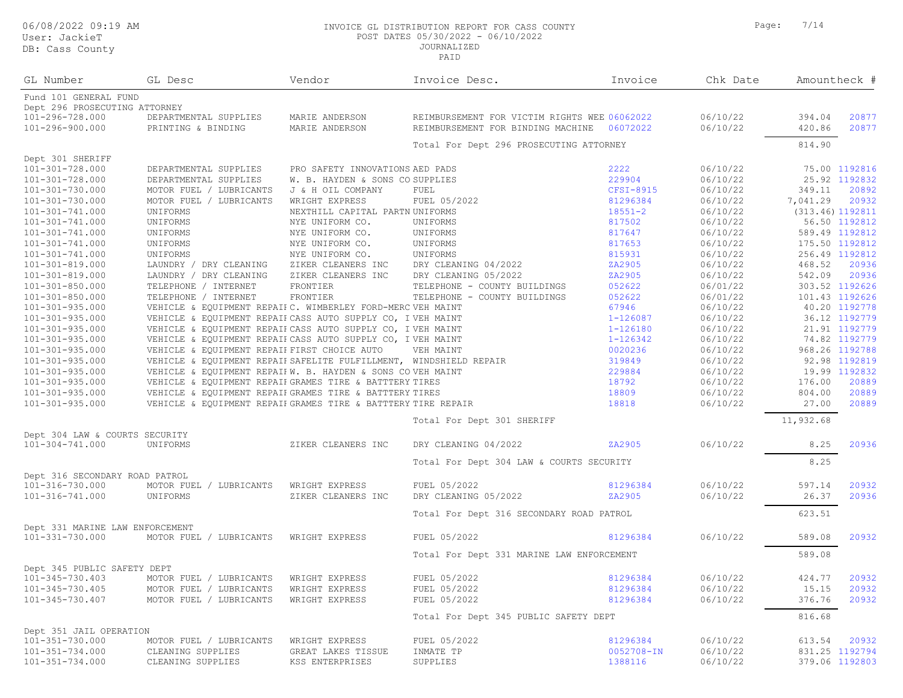INVOICE GL DISTRIBUTION REPORT FOR CASS COUNTY
POST DATES 05/30/2022 - 06/10/2022
JOURNALIZED
PAID

06/08/2022 09:19 AM
User: JackieT
DB: Cass County

| GL Number | GL Desc | Vendor | Invoice Desc. | Invoice | Chk Date | Amount | Check # |
|---|---|---|---|---|---|---|---|
| Fund 101 GENERAL FUND | | | | | | | |
| Dept 296 PROSECUTING ATTORNEY | | | | | | | |
| 101-296-728.000 | DEPARTMENTAL SUPPLIES | MARIE ANDERSON | REIMBURSEMENT FOR VICTIM RIGHTS WEE | 06062022 | 06/10/22 | 394.04 | 20877 |
| 101-296-900.000 | PRINTING & BINDING | MARIE ANDERSON | REIMBURSEMENT FOR BINDING MACHINE | 06072022 | 06/10/22 | 420.86 | 20877 |
| | | | Total For Dept 296 PROSECUTING ATTORNEY | | | 814.90 | |
| Dept 301 SHERIFF | | | | | | | |
| 101-301-728.000 | DEPARTMENTAL SUPPLIES | PRO SAFETY INNOVATIONS | AED PADS | 2222 | 06/10/22 | 75.00 | 1192816 |
| 101-301-728.000 | DEPARTMENTAL SUPPLIES | W. B. HAYDEN & SONS CO | SUPPLIES | 229904 | 06/10/22 | 25.92 | 1192832 |
| 101-301-730.000 | MOTOR FUEL / LUBRICANTS | J & H OIL COMPANY | FUEL | CFSI-8915 | 06/10/22 | 349.11 | 20892 |
| 101-301-730.000 | MOTOR FUEL / LUBRICANTS | WRIGHT EXPRESS | FUEL 05/2022 | 81296384 | 06/10/22 | 7,041.29 | 20932 |
| 101-301-741.000 | UNIFORMS | NEXTHILL CAPITAL PARTN | UNIFORMS | 18551-2 | 06/10/22 | (313.46) | 1192811 |
| 101-301-741.000 | UNIFORMS | NYE UNIFORM CO. | UNIFORMS | 817502 | 06/10/22 | 56.50 | 1192812 |
| 101-301-741.000 | UNIFORMS | NYE UNIFORM CO. | UNIFORMS | 817647 | 06/10/22 | 589.49 | 1192812 |
| 101-301-741.000 | UNIFORMS | NYE UNIFORM CO. | UNIFORMS | 817653 | 06/10/22 | 175.50 | 1192812 |
| 101-301-741.000 | UNIFORMS | NYE UNIFORM CO. | UNIFORMS | 815931 | 06/10/22 | 256.49 | 1192812 |
| 101-301-819.000 | LAUNDRY / DRY CLEANING | ZIKER CLEANERS INC | DRY CLEANING 04/2022 | ZA2905 | 06/10/22 | 468.52 | 20936 |
| 101-301-819.000 | LAUNDRY / DRY CLEANING | ZIKER CLEANERS INC | DRY CLEANING 05/2022 | ZA2905 | 06/10/22 | 542.09 | 20936 |
| 101-301-850.000 | TELEPHONE / INTERNET | FRONTIER | TELEPHONE - COUNTY BUILDINGS | 052622 | 06/01/22 | 303.52 | 1192626 |
| 101-301-850.000 | TELEPHONE / INTERNET | FRONTIER | TELEPHONE - COUNTY BUILDINGS | 052622 | 06/01/22 | 101.43 | 1192626 |
| 101-301-935.000 | VEHICLE & EQUIPMENT REPAIR | C. WIMBERLEY FORD-MERC | VEH MAINT | 67946 | 06/10/22 | 40.20 | 1192778 |
| 101-301-935.000 | VEHICLE & EQUIPMENT REPAIR | CASS AUTO SUPPLY CO, I | VEH MAINT | 1-126087 | 06/10/22 | 36.12 | 1192779 |
| 101-301-935.000 | VEHICLE & EQUIPMENT REPAIR | CASS AUTO SUPPLY CO, I | VEH MAINT | 1-126180 | 06/10/22 | 21.91 | 1192779 |
| 101-301-935.000 | VEHICLE & EQUIPMENT REPAIR | CASS AUTO SUPPLY CO, I | VEH MAINT | 1-126342 | 06/10/22 | 74.82 | 1192779 |
| 101-301-935.000 | VEHICLE & EQUIPMENT REPAIR | FIRST CHOICE AUTO | VEH MAINT | 0020236 | 06/10/22 | 968.26 | 1192788 |
| 101-301-935.000 | VEHICLE & EQUIPMENT REPAIR | SAFELITE FULFILLMENT, | WINDSHIELD REPAIR | 319849 | 06/10/22 | 92.98 | 1192819 |
| 101-301-935.000 | VEHICLE & EQUIPMENT REPAIR | W. B. HAYDEN & SONS CO | VEH MAINT | 229884 | 06/10/22 | 19.99 | 1192832 |
| 101-301-935.000 | VEHICLE & EQUIPMENT REPAIR | GRAMES TIRE & BATTERY | TIRES | 18792 | 06/10/22 | 176.00 | 20889 |
| 101-301-935.000 | VEHICLE & EQUIPMENT REPAIR | GRAMES TIRE & BATTERY | TIRES | 18809 | 06/10/22 | 804.00 | 20889 |
| 101-301-935.000 | VEHICLE & EQUIPMENT REPAIR | GRAMES TIRE & BATTERY | TIRE REPAIR | 18818 | 06/10/22 | 27.00 | 20889 |
| | | | Total For Dept 301 SHERIFF | | | 11,932.68 | |
| Dept 304 LAW & COURTS SECURITY | | | | | | | |
| 101-304-741.000 | UNIFORMS | ZIKER CLEANERS INC | DRY CLEANING 04/2022 | ZA2905 | 06/10/22 | 8.25 | 20936 |
| | | | Total For Dept 304 LAW & COURTS SECURITY | | | 8.25 | |
| Dept 316 SECONDARY ROAD PATROL | | | | | | | |
| 101-316-730.000 | MOTOR FUEL / LUBRICANTS | WRIGHT EXPRESS | FUEL 05/2022 | 81296384 | 06/10/22 | 597.14 | 20932 |
| 101-316-741.000 | UNIFORMS | ZIKER CLEANERS INC | DRY CLEANING 05/2022 | ZA2905 | 06/10/22 | 26.37 | 20936 |
| | | | Total For Dept 316 SECONDARY ROAD PATROL | | | 623.51 | |
| Dept 331 MARINE LAW ENFORCEMENT | | | | | | | |
| 101-331-730.000 | MOTOR FUEL / LUBRICANTS | WRIGHT EXPRESS | FUEL 05/2022 | 81296384 | 06/10/22 | 589.08 | 20932 |
| | | | Total For Dept 331 MARINE LAW ENFORCEMENT | | | 589.08 | |
| Dept 345 PUBLIC SAFETY DEPT | | | | | | | |
| 101-345-730.403 | MOTOR FUEL / LUBRICANTS | WRIGHT EXPRESS | FUEL 05/2022 | 81296384 | 06/10/22 | 424.77 | 20932 |
| 101-345-730.405 | MOTOR FUEL / LUBRICANTS | WRIGHT EXPRESS | FUEL 05/2022 | 81296384 | 06/10/22 | 15.15 | 20932 |
| 101-345-730.407 | MOTOR FUEL / LUBRICANTS | WRIGHT EXPRESS | FUEL 05/2022 | 81296384 | 06/10/22 | 376.76 | 20932 |
| | | | Total For Dept 345 PUBLIC SAFETY DEPT | | | 816.68 | |
| Dept 351 JAIL OPERATION | | | | | | | |
| 101-351-730.000 | MOTOR FUEL / LUBRICANTS | WRIGHT EXPRESS | FUEL 05/2022 | 81296384 | 06/10/22 | 613.54 | 20932 |
| 101-351-734.000 | CLEANING SUPPLIES | GREAT LAKES TISSUE | INMATE TP | 0052708-IN | 06/10/22 | 831.25 | 1192794 |
| 101-351-734.000 | CLEANING SUPPLIES | KSS ENTERPRISES | SUPPLIES | 1388116 | 06/10/22 | 379.06 | 1192803 |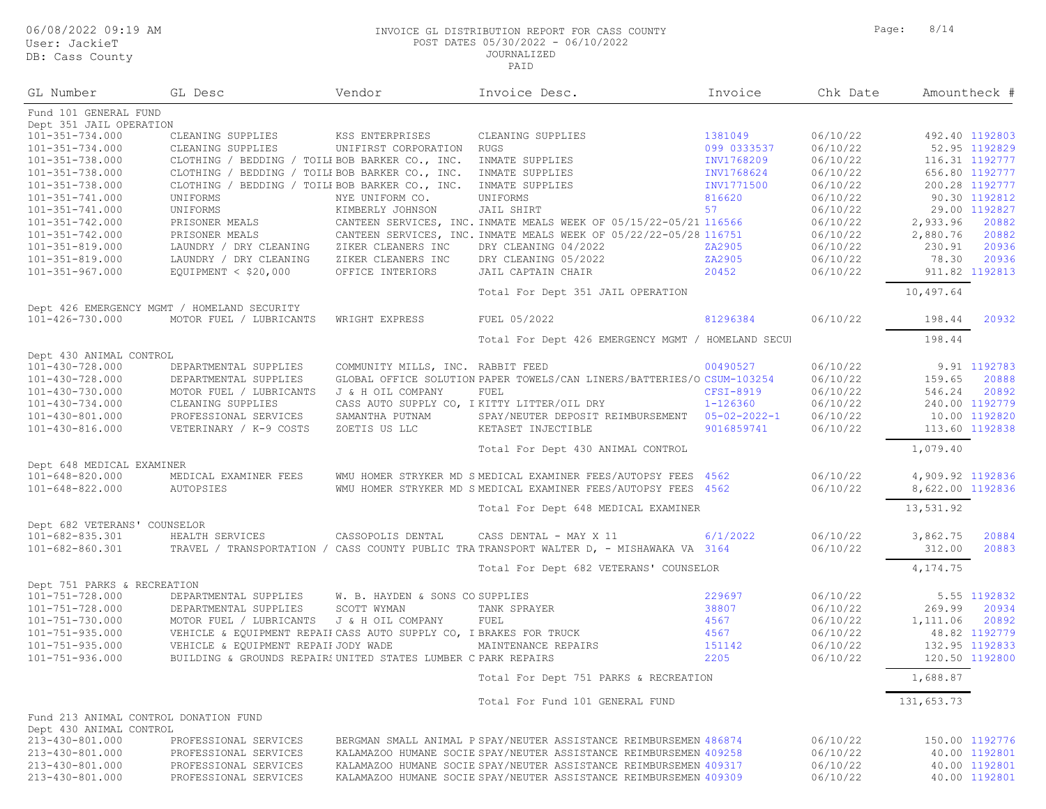06/08/2022 09:19 AM
User: JackieT
DB: Cass County

INVOICE GL DISTRIBUTION REPORT FOR CASS COUNTY
POST DATES 05/30/2022 - 06/10/2022
JOURNALIZED
PAID

| GL Number | GL Desc | Vendor | Invoice Desc. | Invoice | Chk Date | Amount | Check # |
|---|---|---|---|---|---|---|---|
| Fund 101 GENERAL FUND | | | | | | | |
| Dept 351 JAIL OPERATION | | | | | | | |
| 101-351-734.000 | CLEANING SUPPLIES | KSS ENTERPRISES | CLEANING SUPPLIES | 1381049 | 06/10/22 | 492.40 | 1192803 |
| 101-351-734.000 | CLEANING SUPPLIES | UNIFIRST CORPORATION | RUGS | 099 0333537 | 06/10/22 | 52.95 | 1192829 |
| 101-351-738.000 | CLOTHING / BEDDING / TOILI | BOB BARKER CO., INC. | INMATE SUPPLIES | INV1768209 | 06/10/22 | 116.31 | 1192777 |
| 101-351-738.000 | CLOTHING / BEDDING / TOILI | BOB BARKER CO., INC. | INMATE SUPPLIES | INV1768624 | 06/10/22 | 656.80 | 1192777 |
| 101-351-738.000 | CLOTHING / BEDDING / TOILI | BOB BARKER CO., INC. | INMATE SUPPLIES | INV1771500 | 06/10/22 | 200.28 | 1192777 |
| 101-351-741.000 | UNIFORMS | NYE UNIFORM CO. | UNIFORMS | 816620 | 06/10/22 | 90.30 | 1192812 |
| 101-351-741.000 | UNIFORMS | KIMBERLY JOHNSON | JAIL SHIRT | 57 | 06/10/22 | 29.00 | 1192827 |
| 101-351-742.000 | PRISONER MEALS | CANTEEN SERVICES, INC. | INMATE MEALS WEEK OF 05/15/22-05/21 | 116566 | 06/10/22 | 2,933.96 | 20882 |
| 101-351-742.000 | PRISONER MEALS | CANTEEN SERVICES, INC. | INMATE MEALS WEEK OF 05/22/22-05/28 | 116751 | 06/10/22 | 2,880.76 | 20882 |
| 101-351-819.000 | LAUNDRY / DRY CLEANING | ZIKER CLEANERS INC | DRY CLEANING 04/2022 | ZA2905 | 06/10/22 | 230.91 | 20936 |
| 101-351-819.000 | LAUNDRY / DRY CLEANING | ZIKER CLEANERS INC | DRY CLEANING 05/2022 | ZA2905 | 06/10/22 | 78.30 | 20936 |
| 101-351-967.000 | EQUIPMENT < $20,000 | OFFICE INTERIORS | JAIL CAPTAIN CHAIR | 20452 | 06/10/22 | 911.82 | 1192813 |
| | | | Total For Dept 351 JAIL OPERATION | | | 10,497.64 | |
| Dept 426 EMERGENCY MGMT / HOMELAND SECURITY | | | | | | | |
| 101-426-730.000 | MOTOR FUEL / LUBRICANTS | WRIGHT EXPRESS | FUEL 05/2022 | 81296384 | 06/10/22 | 198.44 | 20932 |
| | | | Total For Dept 426 EMERGENCY MGMT / HOMELAND SECUI | | | 198.44 | |
| Dept 430 ANIMAL CONTROL | | | | | | | |
| 101-430-728.000 | DEPARTMENTAL SUPPLIES | COMMUNITY MILLS, INC. | RABBIT FEED | 00490527 | 06/10/22 | 9.91 | 1192783 |
| 101-430-728.000 | DEPARTMENTAL SUPPLIES | GLOBAL OFFICE SOLUTION | PAPER TOWELS/CAN LINERS/BATTERIES/O | CSUM-103254 | 06/10/22 | 159.65 | 20888 |
| 101-430-730.000 | MOTOR FUEL / LUBRICANTS | J & H OIL COMPANY | FUEL | CFSI-8919 | 06/10/22 | 546.24 | 20892 |
| 101-430-734.000 | CLEANING SUPPLIES | CASS AUTO SUPPLY CO, I | KITTY LITTER/OIL DRY | 1-126360 | 06/10/22 | 240.00 | 1192779 |
| 101-430-801.000 | PROFESSIONAL SERVICES | SAMANTHA PUTNAM | SPAY/NEUTER DEPOSIT REIMBURSEMENT | 05-02-2022-1 | 06/10/22 | 10.00 | 1192820 |
| 101-430-816.000 | VETERINARY / K-9 COSTS | ZOETIS US LLC | KETASET INJECTIBLE | 9016859741 | 06/10/22 | 113.60 | 1192838 |
| | | | Total For Dept 430 ANIMAL CONTROL | | | 1,079.40 | |
| Dept 648 MEDICAL EXAMINER | | | | | | | |
| 101-648-820.000 | MEDICAL EXAMINER FEES | WMU HOMER STRYKER MD S | MEDICAL EXAMINER FEES/AUTOPSY FEES | 4562 | 06/10/22 | 4,909.92 | 1192836 |
| 101-648-822.000 | AUTOPSIES | WMU HOMER STRYKER MD S | MEDICAL EXAMINER FEES/AUTOPSY FEES | 4562 | 06/10/22 | 8,622.00 | 1192836 |
| | | | Total For Dept 648 MEDICAL EXAMINER | | | 13,531.92 | |
| Dept 682 VETERANS' COUNSELOR | | | | | | | |
| 101-682-835.301 | HEALTH SERVICES | CASSOPOLIS DENTAL | CASS DENTAL - MAY X 11 | 6/1/2022 | 06/10/22 | 3,862.75 | 20884 |
| 101-682-860.301 | TRAVEL / TRANSPORTATION / | CASS COUNTY PUBLIC TRA | TRANSPORT WALTER D, - MISHAWAKA VA | 3164 | 06/10/22 | 312.00 | 20883 |
| | | | Total For Dept 682 VETERANS' COUNSELOR | | | 4,174.75 | |
| Dept 751 PARKS & RECREATION | | | | | | | |
| 101-751-728.000 | DEPARTMENTAL SUPPLIES | W. B. HAYDEN & SONS CO | SUPPLIES | 229697 | 06/10/22 | 5.55 | 1192832 |
| 101-751-728.000 | DEPARTMENTAL SUPPLIES | SCOTT WYMAN | TANK SPRAYER | 38807 | 06/10/22 | 269.99 | 20934 |
| 101-751-730.000 | MOTOR FUEL / LUBRICANTS | J & H OIL COMPANY | FUEL | 4567 | 06/10/22 | 1,111.06 | 20892 |
| 101-751-935.000 | VEHICLE & EQUIPMENT REPAIF | CASS AUTO SUPPLY CO, I | BRAKES FOR TRUCK | 4567 | 06/10/22 | 48.82 | 1192779 |
| 101-751-935.000 | VEHICLE & EQUIPMENT REPAIF | JODY WADE | MAINTENANCE REPAIRS | 151142 | 06/10/22 | 132.95 | 1192833 |
| 101-751-936.000 | BUILDING & GROUNDS REPAIRS | UNITED STATES LUMBER C | PARK REPAIRS | 2205 | 06/10/22 | 120.50 | 1192800 |
| | | | Total For Dept 751 PARKS & RECREATION | | | 1,688.87 | |
| | | | Total For Fund 101 GENERAL FUND | | | 131,653.73 | |
| Fund 213 ANIMAL CONTROL DONATION FUND | | | | | | | |
| Dept 430 ANIMAL CONTROL | | | | | | | |
| 213-430-801.000 | PROFESSIONAL SERVICES | BERGMAN SMALL ANIMAL P | SPAY/NEUTER ASSISTANCE REIMBURSEMEN | 486874 | 06/10/22 | 150.00 | 1192776 |
| 213-430-801.000 | PROFESSIONAL SERVICES | KALAMAZOO HUMANE SOCIE | SPAY/NEUTER ASSISTANCE REIMBURSEMEN | 409258 | 06/10/22 | 40.00 | 1192801 |
| 213-430-801.000 | PROFESSIONAL SERVICES | KALAMAZOO HUMANE SOCIE | SPAY/NEUTER ASSISTANCE REIMBURSEMEN | 409317 | 06/10/22 | 40.00 | 1192801 |
| 213-430-801.000 | PROFESSIONAL SERVICES | KALAMAZOO HUMANE SOCIE | SPAY/NEUTER ASSISTANCE REIMBURSEMEN | 409309 | 06/10/22 | 40.00 | 1192801 |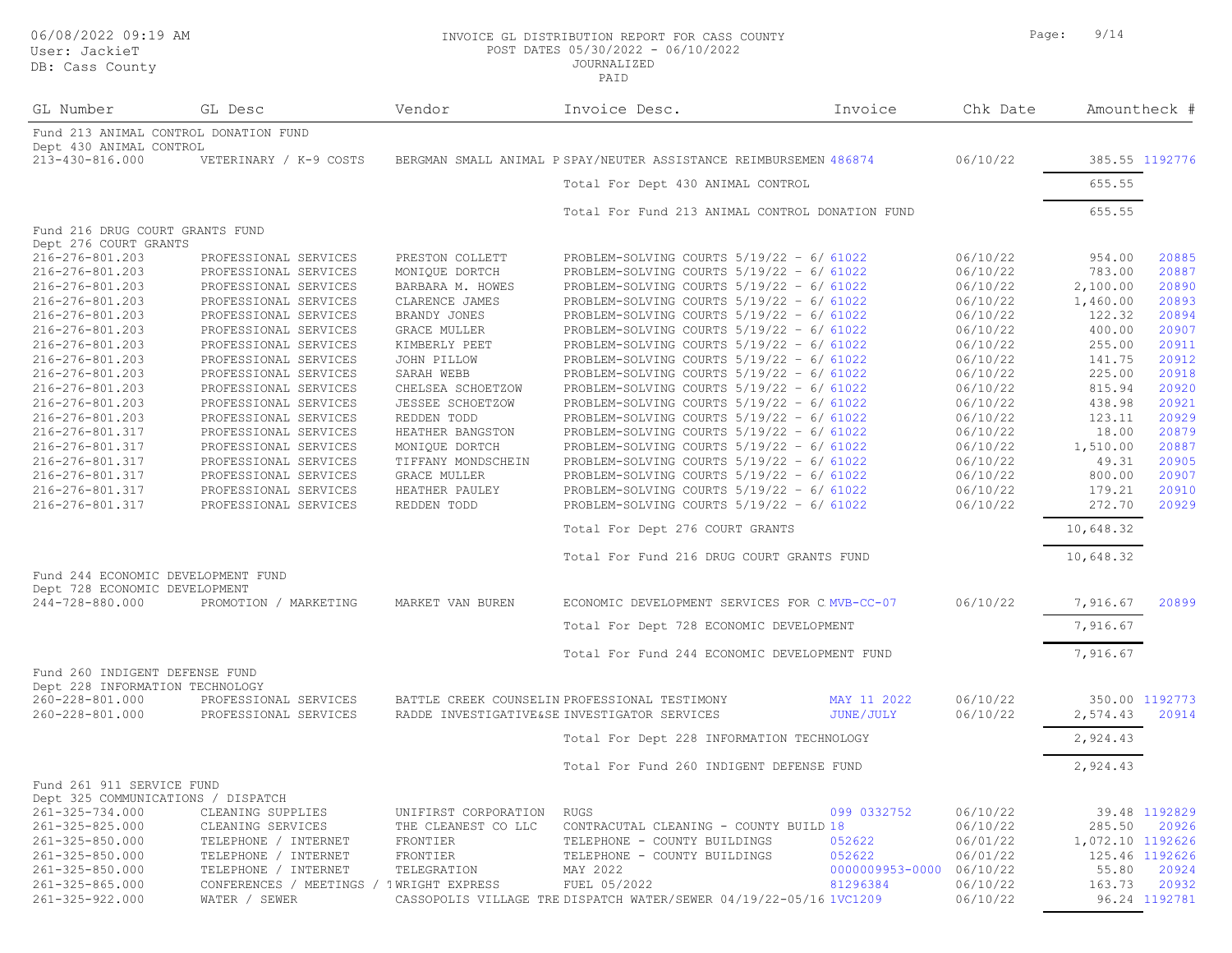| GL Number | GL Desc | Vendor | Invoice Desc. | Invoice | Chk Date | Amount | Check # |
|---|---|---|---|---|---|---|---|
| Fund 213 ANIMAL CONTROL DONATION FUND | | | | | | | |
| Dept 430 ANIMAL CONTROL | | | | | | | |
| 213-430-816.000 | VETERINARY / K-9 COSTS | BERGMAN SMALL ANIMAL P | SPAY/NEUTER ASSISTANCE REIMBURSEMEN | 486874 | 06/10/22 | 385.55 | 1192776 |
| | | | Total For Dept 430 ANIMAL CONTROL | | | 655.55 | |
| | | | Total For Fund 213 ANIMAL CONTROL DONATION FUND | | | 655.55 | |
| Fund 216 DRUG COURT GRANTS FUND | | | | | | | |
| Dept 276 COURT GRANTS | | | | | | | |
| 216-276-801.203 | PROFESSIONAL SERVICES | PRESTON COLLETT | PROBLEM-SOLVING COURTS 5/19/22 - 6/ | 61022 | 06/10/22 | 954.00 | 20885 |
| 216-276-801.203 | PROFESSIONAL SERVICES | MONIQUE DORTCH | PROBLEM-SOLVING COURTS 5/19/22 - 6/ | 61022 | 06/10/22 | 783.00 | 20887 |
| 216-276-801.203 | PROFESSIONAL SERVICES | BARBARA M. HOWES | PROBLEM-SOLVING COURTS 5/19/22 - 6/ | 61022 | 06/10/22 | 2,100.00 | 20890 |
| 216-276-801.203 | PROFESSIONAL SERVICES | CLARENCE JAMES | PROBLEM-SOLVING COURTS 5/19/22 - 6/ | 61022 | 06/10/22 | 1,460.00 | 20893 |
| 216-276-801.203 | PROFESSIONAL SERVICES | BRANDY JONES | PROBLEM-SOLVING COURTS 5/19/22 - 6/ | 61022 | 06/10/22 | 122.32 | 20894 |
| 216-276-801.203 | PROFESSIONAL SERVICES | GRACE MULLER | PROBLEM-SOLVING COURTS 5/19/22 - 6/ | 61022 | 06/10/22 | 400.00 | 20907 |
| 216-276-801.203 | PROFESSIONAL SERVICES | KIMBERLY PEET | PROBLEM-SOLVING COURTS 5/19/22 - 6/ | 61022 | 06/10/22 | 255.00 | 20911 |
| 216-276-801.203 | PROFESSIONAL SERVICES | JOHN PILLOW | PROBLEM-SOLVING COURTS 5/19/22 - 6/ | 61022 | 06/10/22 | 141.75 | 20912 |
| 216-276-801.203 | PROFESSIONAL SERVICES | SARAH WEBB | PROBLEM-SOLVING COURTS 5/19/22 - 6/ | 61022 | 06/10/22 | 225.00 | 20918 |
| 216-276-801.203 | PROFESSIONAL SERVICES | CHELSEA SCHOETZOW | PROBLEM-SOLVING COURTS 5/19/22 - 6/ | 61022 | 06/10/22 | 815.94 | 20920 |
| 216-276-801.203 | PROFESSIONAL SERVICES | JESSEE SCHOETZOW | PROBLEM-SOLVING COURTS 5/19/22 - 6/ | 61022 | 06/10/22 | 438.98 | 20921 |
| 216-276-801.203 | PROFESSIONAL SERVICES | REDDEN TODD | PROBLEM-SOLVING COURTS 5/19/22 - 6/ | 61022 | 06/10/22 | 123.11 | 20929 |
| 216-276-801.317 | PROFESSIONAL SERVICES | HEATHER BANGSTON | PROBLEM-SOLVING COURTS 5/19/22 - 6/ | 61022 | 06/10/22 | 18.00 | 20879 |
| 216-276-801.317 | PROFESSIONAL SERVICES | MONIQUE DORTCH | PROBLEM-SOLVING COURTS 5/19/22 - 6/ | 61022 | 06/10/22 | 1,510.00 | 20887 |
| 216-276-801.317 | PROFESSIONAL SERVICES | TIFFANY MONDSCHEIN | PROBLEM-SOLVING COURTS 5/19/22 - 6/ | 61022 | 06/10/22 | 49.31 | 20905 |
| 216-276-801.317 | PROFESSIONAL SERVICES | GRACE MULLER | PROBLEM-SOLVING COURTS 5/19/22 - 6/ | 61022 | 06/10/22 | 800.00 | 20907 |
| 216-276-801.317 | PROFESSIONAL SERVICES | HEATHER PAULEY | PROBLEM-SOLVING COURTS 5/19/22 - 6/ | 61022 | 06/10/22 | 179.21 | 20910 |
| 216-276-801.317 | PROFESSIONAL SERVICES | REDDEN TODD | PROBLEM-SOLVING COURTS 5/19/22 - 6/ | 61022 | 06/10/22 | 272.70 | 20929 |
| | | | Total For Dept 276 COURT GRANTS | | | 10,648.32 | |
| | | | Total For Fund 216 DRUG COURT GRANTS FUND | | | 10,648.32 | |
| Fund 244 ECONOMIC DEVELOPMENT FUND | | | | | | | |
| Dept 728 ECONOMIC DEVELOPMENT | | | | | | | |
| 244-728-880.000 | PROMOTION / MARKETING | MARKET VAN BUREN | ECONOMIC DEVELOPMENT SERVICES FOR C | MVB-CC-07 | 06/10/22 | 7,916.67 | 20899 |
| | | | Total For Dept 728 ECONOMIC DEVELOPMENT | | | 7,916.67 | |
| | | | Total For Fund 244 ECONOMIC DEVELOPMENT FUND | | | 7,916.67 | |
| Fund 260 INDIGENT DEFENSE FUND | | | | | | | |
| Dept 228 INFORMATION TECHNOLOGY | | | | | | | |
| 260-228-801.000 | PROFESSIONAL SERVICES | BATTLE CREEK COUNSELIN | PROFESSIONAL TESTIMONY | MAY 11 2022 | 06/10/22 | 350.00 | 1192773 |
| 260-228-801.000 | PROFESSIONAL SERVICES | RADDE INVESTIGATIVE&SE | INVESTIGATOR SERVICES | JUNE/JULY | 06/10/22 | 2,574.43 | 20914 |
| | | | Total For Dept 228 INFORMATION TECHNOLOGY | | | 2,924.43 | |
| | | | Total For Fund 260 INDIGENT DEFENSE FUND | | | 2,924.43 | |
| Fund 261 911 SERVICE FUND | | | | | | | |
| Dept 325 COMMUNICATIONS / DISPATCH | | | | | | | |
| 261-325-734.000 | CLEANING SUPPLIES | UNIFIRST CORPORATION | RUGS | 099 0332752 | 06/10/22 | 39.48 | 1192829 |
| 261-325-825.000 | CLEANING SERVICES | THE CLEANEST CO LLC | CONTRACUTAL CLEANING - COUNTY BUILD | 18 | 06/10/22 | 285.50 | 20926 |
| 261-325-850.000 | TELEPHONE / INTERNET | FRONTIER | TELEPHONE - COUNTY BUILDINGS | 052622 | 06/01/22 | 1,072.10 | 1192626 |
| 261-325-850.000 | TELEPHONE / INTERNET | FRONTIER | TELEPHONE - COUNTY BUILDINGS | 052622 | 06/01/22 | 125.46 | 1192626 |
| 261-325-850.000 | TELEPHONE / INTERNET | TELEGRATION | MAY 2022 | 0000009953-0000 | 06/10/22 | 55.80 | 20924 |
| 261-325-865.000 | CONFERENCES / MEETINGS / T | WRIGHT EXPRESS | FUEL 05/2022 | 81296384 | 06/10/22 | 163.73 | 20932 |
| 261-325-922.000 | WATER / SEWER | CASSOPOLIS VILLAGE TRE | DISPATCH WATER/SEWER 04/19/22-05/16 | 1VC1209 | 06/10/22 | 96.24 | 1192781 |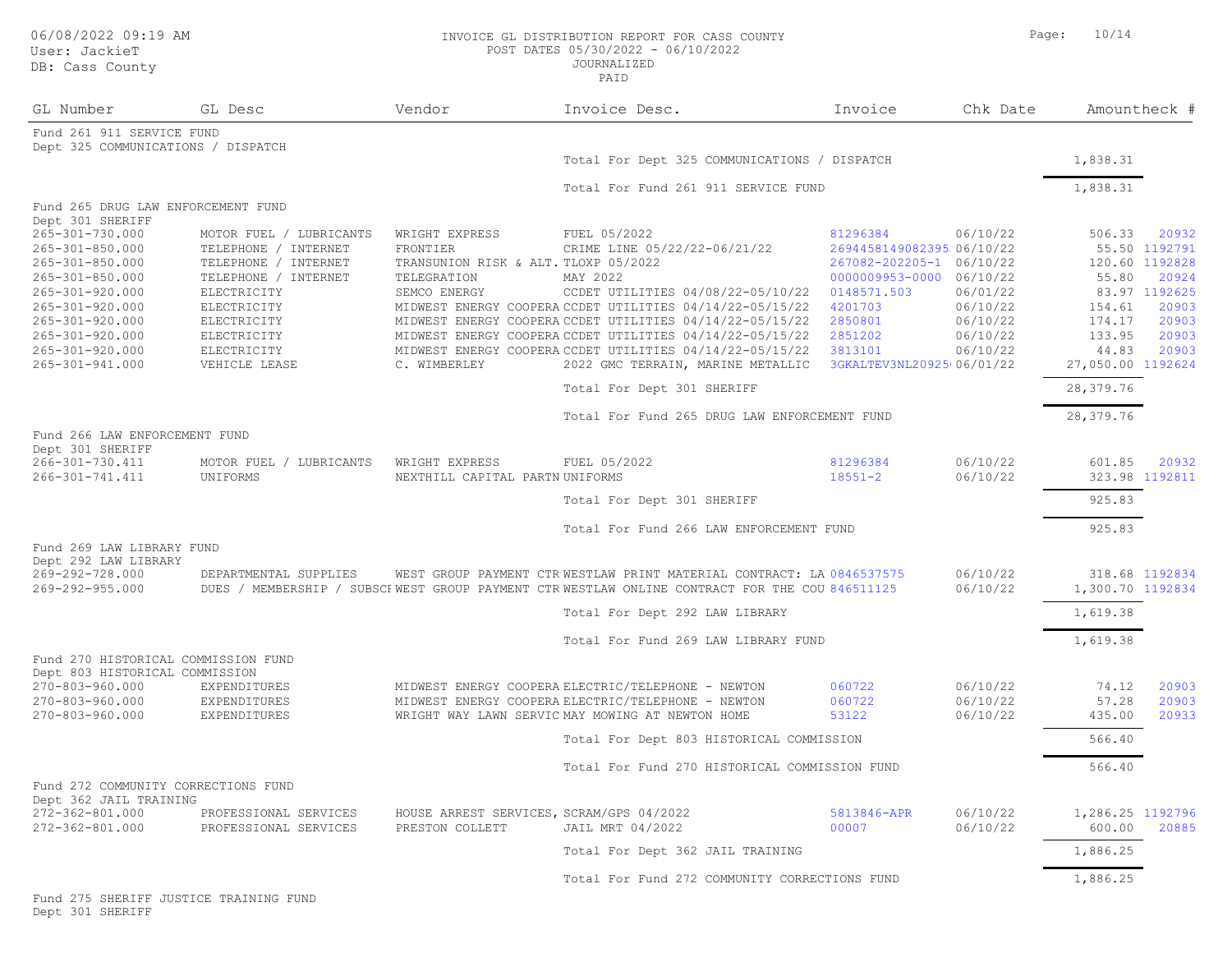06/08/2022 09:19 AM
User: JackieT
DB: Cass County

INVOICE GL DISTRIBUTION REPORT FOR CASS COUNTY
POST DATES 05/30/2022 - 06/10/2022
JOURNALIZED
PAID

| GL Number | GL Desc | Vendor | Invoice Desc. | Invoice | Chk Date | Amount | Check # |
|---|---|---|---|---|---|---|---|
| Fund 261 911 SERVICE FUND | | | | | | | |
| Dept 325 COMMUNICATIONS / DISPATCH | | | | | | | |
| | | | Total For Dept 325 COMMUNICATIONS / DISPATCH | | | 1,838.31 | |
| | | | Total For Fund 261 911 SERVICE FUND | | | 1,838.31 | |
| Fund 265 DRUG LAW ENFORCEMENT FUND | | | | | | | |
| Dept 301 SHERIFF | | | | | | | |
| 265-301-730.000 | MOTOR FUEL / LUBRICANTS | WRIGHT EXPRESS | FUEL 05/2022 | 81296384 | 06/10/22 | 506.33 | 20932 |
| 265-301-850.000 | TELEPHONE / INTERNET | FRONTIER | CRIME LINE 05/22/22-06/21/22 | 2694458149082395 | 06/10/22 | 55.50 | 1192791 |
| 265-301-850.000 | TELEPHONE / INTERNET | TRANSUNION RISK & ALT. | TLOXP 05/2022 | 267082-202205-1 | 06/10/22 | 120.60 | 1192828 |
| 265-301-850.000 | TELEPHONE / INTERNET | TELEGRATION | MAY 2022 | 0000009953-0000 | 06/10/22 | 55.80 | 20924 |
| 265-301-920.000 | ELECTRICITY | SEMCO ENERGY | CCDET UTILITIES 04/08/22-05/10/22 | 0148571.503 | 06/01/22 | 83.97 | 1192625 |
| 265-301-920.000 | ELECTRICITY | MIDWEST ENERGY COOPERA | CCDET UTILITIES 04/14/22-05/15/22 | 4201703 | 06/10/22 | 154.61 | 20903 |
| 265-301-920.000 | ELECTRICITY | MIDWEST ENERGY COOPERA | CCDET UTILITIES 04/14/22-05/15/22 | 2850801 | 06/10/22 | 174.17 | 20903 |
| 265-301-920.000 | ELECTRICITY | MIDWEST ENERGY COOPERA | CCDET UTILITIES 04/14/22-05/15/22 | 2851202 | 06/10/22 | 133.95 | 20903 |
| 265-301-920.000 | ELECTRICITY | MIDWEST ENERGY COOPERA | CCDET UTILITIES 04/14/22-05/15/22 | 3813101 | 06/10/22 | 44.83 | 20903 |
| 265-301-941.000 | VEHICLE LEASE | C. WIMBERLEY | 2022 GMC TERRAIN, MARINE METALLIC | 3GKALTEV3NL20925 | 06/01/22 | 27,050.00 | 1192624 |
| | | | Total For Dept 301 SHERIFF | | | 28,379.76 | |
| | | | Total For Fund 265 DRUG LAW ENFORCEMENT FUND | | | 28,379.76 | |
| Fund 266 LAW ENFORCEMENT FUND | | | | | | | |
| Dept 301 SHERIFF | | | | | | | |
| 266-301-730.411 | MOTOR FUEL / LUBRICANTS | WRIGHT EXPRESS | FUEL 05/2022 | 81296384 | 06/10/22 | 601.85 | 20932 |
| 266-301-741.411 | UNIFORMS | NEXTHILL CAPITAL PARTN | UNIFORMS | 18551-2 | 06/10/22 | 323.98 | 1192811 |
| | | | Total For Dept 301 SHERIFF | | | 925.83 | |
| | | | Total For Fund 266 LAW ENFORCEMENT FUND | | | 925.83 | |
| Fund 269 LAW LIBRARY FUND | | | | | | | |
| Dept 292 LAW LIBRARY | | | | | | | |
| 269-292-728.000 | DEPARTMENTAL SUPPLIES | WEST GROUP PAYMENT CTR | WESTLAW PRINT MATERIAL CONTRACT: LA | 0846537575 | 06/10/22 | 318.68 | 1192834 |
| 269-292-955.000 | DUES / MEMBERSHIP / SUBSCI | WEST GROUP PAYMENT CTR | WESTLAW ONLINE CONTRACT FOR THE COU | 846511125 | 06/10/22 | 1,300.70 | 1192834 |
| | | | Total For Dept 292 LAW LIBRARY | | | 1,619.38 | |
| | | | Total For Fund 269 LAW LIBRARY FUND | | | 1,619.38 | |
| Fund 270 HISTORICAL COMMISSION FUND | | | | | | | |
| Dept 803 HISTORICAL COMMISSION | | | | | | | |
| 270-803-960.000 | EXPENDITURES | MIDWEST ENERGY COOPERA | ELECTRIC/TELEPHONE - NEWTON | 060722 | 06/10/22 | 74.12 | 20903 |
| 270-803-960.000 | EXPENDITURES | MIDWEST ENERGY COOPERA | ELECTRIC/TELEPHONE - NEWTON | 060722 | 06/10/22 | 57.28 | 20903 |
| 270-803-960.000 | EXPENDITURES | WRIGHT WAY LAWN SERVIC | MAY MOWING AT NEWTON HOME | 53122 | 06/10/22 | 435.00 | 20933 |
| | | | Total For Dept 803 HISTORICAL COMMISSION | | | 566.40 | |
| | | | Total For Fund 270 HISTORICAL COMMISSION FUND | | | 566.40 | |
| Fund 272 COMMUNITY CORRECTIONS FUND | | | | | | | |
| Dept 362 JAIL TRAINING | | | | | | | |
| 272-362-801.000 | PROFESSIONAL SERVICES | HOUSE ARREST SERVICES, | SCRAM/GPS 04/2022 | 5813846-APR | 06/10/22 | 1,286.25 | 1192796 |
| 272-362-801.000 | PROFESSIONAL SERVICES | PRESTON COLLETT | JAIL MRT 04/2022 | 00007 | 06/10/22 | 600.00 | 20885 |
| | | | Total For Dept 362 JAIL TRAINING | | | 1,886.25 | |
| | | | Total For Fund 272 COMMUNITY CORRECTIONS FUND | | | 1,886.25 | |
| Fund 275 SHERIFF JUSTICE TRAINING FUND | | | | | | | |
| Dept 301 SHERIFF | | | | | | | |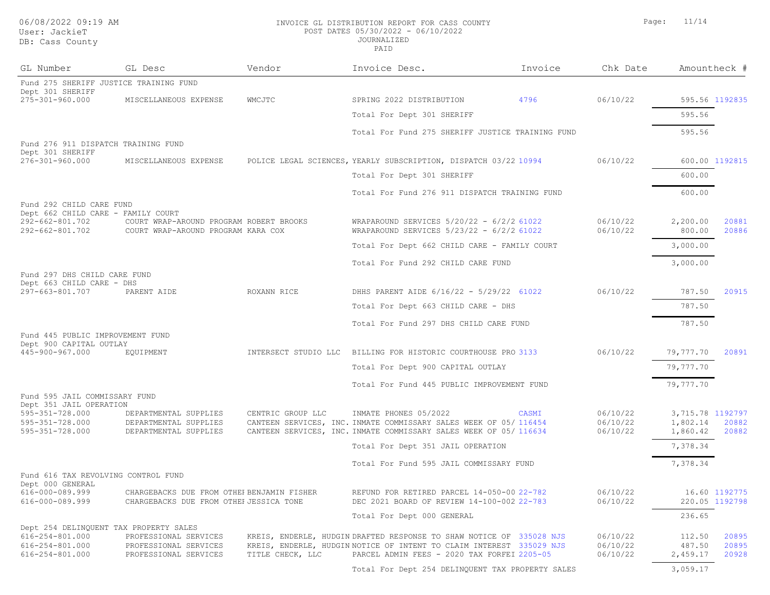INVOICE GL DISTRIBUTION REPORT FOR CASS COUNTY
POST DATES 05/30/2022 - 06/10/2022
JOURNALIZED
PAID

06/08/2022 09:19 AM
User: JackieT
DB: Cass County

| GL Number | GL Desc | Vendor | Invoice Desc. | Invoice | Chk Date | Amount | Check # |
|---|---|---|---|---|---|---|---|
| Fund 275 SHERIFF JUSTICE TRAINING FUND | | | | | | | |
| Dept 301 SHERIFF | | | | | | | |
| 275-301-960.000 | MISCELLANEOUS EXPENSE | WMCJTC | SPRING 2022 DISTRIBUTION | 4796 | 06/10/22 | 595.56 | 1192835 |
| | | | Total For Dept 301 SHERIFF | | | 595.56 | |
| | | | Total For Fund 275 SHERIFF JUSTICE TRAINING FUND | | | 595.56 | |
| Fund 276 911 DISPATCH TRAINING FUND | | | | | | | |
| Dept 301 SHERIFF | | | | | | | |
| 276-301-960.000 | MISCELLANEOUS EXPENSE | POLICE LEGAL SCIENCES, | YEARLY SUBSCRIPTION, DISPATCH 03/22 | 10994 | 06/10/22 | 600.00 | 1192815 |
| | | | Total For Dept 301 SHERIFF | | | 600.00 | |
| | | | Total For Fund 276 911 DISPATCH TRAINING FUND | | | 600.00 | |
| Fund 292 CHILD CARE FUND | | | | | | | |
| Dept 662 CHILD CARE - FAMILY COURT | | | | | | | |
| 292-662-801.702 | COURT WRAP-AROUND PROGRAM | ROBERT BROOKS | WRAPAROUND SERVICES 5/20/22 - 6/2/2 | 61022 | 06/10/22 | 2,200.00 | 20881 |
| 292-662-801.702 | COURT WRAP-AROUND PROGRAM | KARA COX | WRAPAROUND SERVICES 5/23/22 - 6/2/2 | 61022 | 06/10/22 | 800.00 | 20886 |
| | | | Total For Dept 662 CHILD CARE - FAMILY COURT | | | 3,000.00 | |
| | | | Total For Fund 292 CHILD CARE FUND | | | 3,000.00 | |
| Fund 297 DHS CHILD CARE FUND | | | | | | | |
| Dept 663 CHILD CARE - DHS | | | | | | | |
| 297-663-801.707 | PARENT AIDE | ROXANN RICE | DHHS PARENT AIDE 6/16/22 - 5/29/22 | 61022 | 06/10/22 | 787.50 | 20915 |
| | | | Total For Dept 663 CHILD CARE - DHS | | | 787.50 | |
| | | | Total For Fund 297 DHS CHILD CARE FUND | | | 787.50 | |
| Fund 445 PUBLIC IMPROVEMENT FUND | | | | | | | |
| Dept 900 CAPITAL OUTLAY | | | | | | | |
| 445-900-967.000 | EQUIPMENT | INTERSECT STUDIO LLC | BILLING FOR HISTORIC COURTHOUSE PRO | 3133 | 06/10/22 | 79,777.70 | 20891 |
| | | | Total For Dept 900 CAPITAL OUTLAY | | | 79,777.70 | |
| | | | Total For Fund 445 PUBLIC IMPROVEMENT FUND | | | 79,777.70 | |
| Fund 595 JAIL COMMISSARY FUND | | | | | | | |
| Dept 351 JAIL OPERATION | | | | | | | |
| 595-351-728.000 | DEPARTMENTAL SUPPLIES | CENTRIC GROUP LLC | INMATE PHONES 05/2022 | CASMI | 06/10/22 | 3,715.78 | 1192797 |
| 595-351-728.000 | DEPARTMENTAL SUPPLIES | CANTEEN SERVICES, INC. | INMATE COMMISSARY SALES WEEK OF 05/ | 116454 | 06/10/22 | 1,802.14 | 20882 |
| 595-351-728.000 | DEPARTMENTAL SUPPLIES | CANTEEN SERVICES, INC. | INMATE COMMISSARY SALES WEEK OF 05/ | 116634 | 06/10/22 | 1,860.42 | 20882 |
| | | | Total For Dept 351 JAIL OPERATION | | | 7,378.34 | |
| | | | Total For Fund 595 JAIL COMMISSARY FUND | | | 7,378.34 | |
| Fund 616 TAX REVOLVING CONTROL FUND | | | | | | | |
| Dept 000 GENERAL | | | | | | | |
| 616-000-089.999 | CHARGEBACKS DUE FROM OTHEI | BENJAMIN FISHER | REFUND FOR RETIRED PARCEL 14-050-00 | 22-782 | 06/10/22 | 16.60 | 1192775 |
| 616-000-089.999 | CHARGEBACKS DUE FROM OTHEI | JESSICA TONE | DEC 2021 BOARD OF REVIEW 14-100-002 | 22-783 | 06/10/22 | 220.05 | 1192798 |
| | | | Total For Dept 000 GENERAL | | | 236.65 | |
| Dept 254 DELINQUENT TAX PROPERTY SALES | | | | | | | |
| 616-254-801.000 | PROFESSIONAL SERVICES | KREIS, ENDERLE, HUDGIN | DRAFTED RESPONSE TO SHAW NOTICE OF | 335028 NJS | 06/10/22 | 112.50 | 20895 |
| 616-254-801.000 | PROFESSIONAL SERVICES | KREIS, ENDERLE, HUDGIN | NOTICE OF INTENT TO CLAIM INTEREST | 335029 NJS | 06/10/22 | 487.50 | 20895 |
| 616-254-801.000 | PROFESSIONAL SERVICES | TITLE CHECK, LLC | PARCEL ADMIN FEES - 2020 TAX FORFEI | 2205-05 | 06/10/22 | 2,459.17 | 20928 |
| | | | Total For Dept 254 DELINQUENT TAX PROPERTY SALES | | | 3,059.17 | |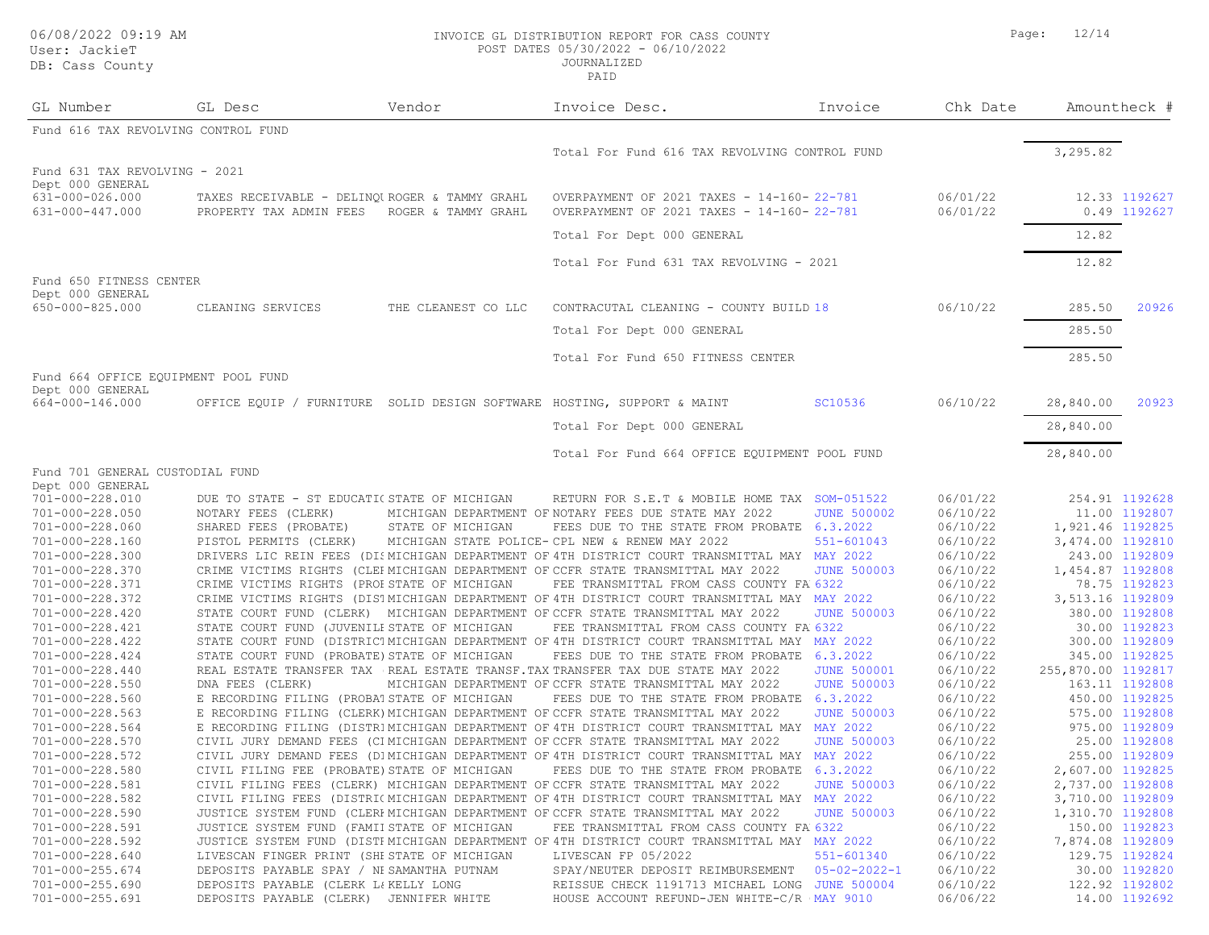06/08/2022 09:19 AM
User: JackieT
DB: Cass County

INVOICE GL DISTRIBUTION REPORT FOR CASS COUNTY
POST DATES 05/30/2022 - 06/10/2022
JOURNALIZED
PAID

| GL Number | GL Desc | Vendor | Invoice Desc. | Invoice | Chk Date | Amount | Check # |
|---|---|---|---|---|---|---|---|
| Fund 616 TAX REVOLVING CONTROL FUND | | | | | | | |
| | | | Total For Fund 616 TAX REVOLVING CONTROL FUND | | | 3,295.82 | |
| Fund 631 TAX REVOLVING - 2021 | | | | | | | |
| Dept 000 GENERAL | | | | | | | |
| 631-000-026.000 | TAXES RECEIVABLE - DELINQU | ROGER & TAMMY GRAHL | OVERPAYMENT OF 2021 TAXES - 14-160- | 22-781 | 06/01/22 | 12.33 | 1192627 |
| 631-000-447.000 | PROPERTY TAX ADMIN FEES | ROGER & TAMMY GRAHL | OVERPAYMENT OF 2021 TAXES - 14-160- | 22-781 | 06/01/22 | 0.49 | 1192627 |
| | | | Total For Dept 000 GENERAL | | | 12.82 | |
| | | | Total For Fund 631 TAX REVOLVING - 2021 | | | 12.82 | |
| Fund 650 FITNESS CENTER | | | | | | | |
| Dept 000 GENERAL | | | | | | | |
| 650-000-825.000 | CLEANING SERVICES | THE CLEANEST CO LLC | CONTRACUTAL CLEANING - COUNTY BUILD | 18 | 06/10/22 | 285.50 | 20926 |
| | | | Total For Dept 000 GENERAL | | | 285.50 | |
| | | | Total For Fund 650 FITNESS CENTER | | | 285.50 | |
| Fund 664 OFFICE EQUIPMENT POOL FUND | | | | | | | |
| Dept 000 GENERAL | | | | | | | |
| 664-000-146.000 | OFFICE EQUIP / FURNITURE | SOLID DESIGN SOFTWARE | HOSTING, SUPPORT & MAINT | SC10536 | 06/10/22 | 28,840.00 | 20923 |
| | | | Total For Dept 000 GENERAL | | | 28,840.00 | |
| | | | Total For Fund 664 OFFICE EQUIPMENT POOL FUND | | | 28,840.00 | |
| Fund 701 GENERAL CUSTODIAL FUND | | | | | | | |
| Dept 000 GENERAL | | | | | | | |
| 701-000-228.010 | DUE TO STATE - ST EDUCATIO | STATE OF MICHIGAN | RETURN FOR S.E.T & MOBILE HOME TAX | SOM-051522 | 06/01/22 | 254.91 | 1192628 |
| 701-000-228.050 | NOTARY FEES (CLERK) | MICHIGAN DEPARTMENT OF | NOTARY FEES DUE STATE MAY 2022 | JUNE 500002 | 06/10/22 | 11.00 | 1192807 |
| 701-000-228.060 | SHARED FEES (PROBATE) | STATE OF MICHIGAN | FEES DUE TO THE STATE FROM PROBATE | 6.3.2022 | 06/10/22 | 1,921.46 | 1192825 |
| 701-000-228.160 | PISTOL PERMITS (CLERK) | MICHIGAN STATE POLICE- | CPL NEW & RENEW MAY 2022 | 551-601043 | 06/10/22 | 3,474.00 | 1192810 |
| 701-000-228.300 | DRIVERS LIC REIN FEES (DIS | MICHIGAN DEPARTMENT OF | 4TH DISTRICT COURT TRANSMITTAL MAY | MAY 2022 | 06/10/22 | 243.00 | 1192809 |
| 701-000-228.370 | CRIME VICTIMS RIGHTS (CLER | MICHIGAN DEPARTMENT OF | CCFR STATE TRANSMITTAL MAY 2022 | JUNE 500003 | 06/10/22 | 1,454.87 | 1192808 |
| 701-000-228.371 | CRIME VICTIMS RIGHTS (PROB | STATE OF MICHIGAN | FEE TRANSMITTAL FROM CASS COUNTY FA | 6322 | 06/10/22 | 78.75 | 1192823 |
| 701-000-228.372 | CRIME VICTIMS RIGHTS (DIST | MICHIGAN DEPARTMENT OF | 4TH DISTRICT COURT TRANSMITTAL MAY | MAY 2022 | 06/10/22 | 3,513.16 | 1192809 |
| 701-000-228.420 | STATE COURT FUND (CLERK) | MICHIGAN DEPARTMENT OF | CCFR STATE TRANSMITTAL MAY 2022 | JUNE 500003 | 06/10/22 | 380.00 | 1192808 |
| 701-000-228.421 | STATE COURT FUND (JUVENILE | STATE OF MICHIGAN | FEE TRANSMITTAL FROM CASS COUNTY FA | 6322 | 06/10/22 | 30.00 | 1192823 |
| 701-000-228.422 | STATE COURT FUND (DISTRICT | MICHIGAN DEPARTMENT OF | 4TH DISTRICT COURT TRANSMITTAL MAY | MAY 2022 | 06/10/22 | 300.00 | 1192809 |
| 701-000-228.424 | STATE COURT FUND (PROBATE) | STATE OF MICHIGAN | FEES DUE TO THE STATE FROM PROBATE | 6.3.2022 | 06/10/22 | 345.00 | 1192825 |
| 701-000-228.440 | REAL ESTATE TRANSFER TAX | REAL ESTATE TRANSF.TAX | TRANSFER TAX DUE STATE MAY 2022 | JUNE 500001 | 06/10/22 | 255,870.00 | 1192817 |
| 701-000-228.550 | DNA FEES (CLERK) | MICHIGAN DEPARTMENT OF | CCFR STATE TRANSMITTAL MAY 2022 | JUNE 500003 | 06/10/22 | 163.11 | 1192808 |
| 701-000-228.560 | E RECORDING FILING (PROBAT | STATE OF MICHIGAN | FEES DUE TO THE STATE FROM PROBATE | 6.3.2022 | 06/10/22 | 450.00 | 1192825 |
| 701-000-228.563 | E RECORDING FILING (CLERK) | MICHIGAN DEPARTMENT OF | CCFR STATE TRANSMITTAL MAY 2022 | JUNE 500003 | 06/10/22 | 575.00 | 1192808 |
| 701-000-228.564 | E RECORDING FILING (DISTRI | MICHIGAN DEPARTMENT OF | 4TH DISTRICT COURT TRANSMITTAL MAY | MAY 2022 | 06/10/22 | 975.00 | 1192809 |
| 701-000-228.570 | CIVIL JURY DEMAND FEES (CL | MICHIGAN DEPARTMENT OF | CCFR STATE TRANSMITTAL MAY 2022 | JUNE 500003 | 06/10/22 | 25.00 | 1192808 |
| 701-000-228.572 | CIVIL JURY DEMAND FEES (DI | MICHIGAN DEPARTMENT OF | 4TH DISTRICT COURT TRANSMITTAL MAY | MAY 2022 | 06/10/22 | 255.00 | 1192809 |
| 701-000-228.580 | CIVIL FILING FEE (PROBATE) | STATE OF MICHIGAN | FEES DUE TO THE STATE FROM PROBATE | 6.3.2022 | 06/10/22 | 2,607.00 | 1192825 |
| 701-000-228.581 | CIVIL FILING FEES (CLERK) | MICHIGAN DEPARTMENT OF | CCFR STATE TRANSMITTAL MAY 2022 | JUNE 500003 | 06/10/22 | 2,737.00 | 1192808 |
| 701-000-228.582 | CIVIL FILING FEES (DISTRIC | MICHIGAN DEPARTMENT OF | 4TH DISTRICT COURT TRANSMITTAL MAY | MAY 2022 | 06/10/22 | 3,710.00 | 1192809 |
| 701-000-228.590 | JUSTICE SYSTEM FUND (CLERK | MICHIGAN DEPARTMENT OF | CCFR STATE TRANSMITTAL MAY 2022 | JUNE 500003 | 06/10/22 | 1,310.70 | 1192808 |
| 701-000-228.591 | JUSTICE SYSTEM FUND (FAMIL | STATE OF MICHIGAN | FEE TRANSMITTAL FROM CASS COUNTY FA | 6322 | 06/10/22 | 150.00 | 1192823 |
| 701-000-228.592 | JUSTICE SYSTEM FUND (DISTR | MICHIGAN DEPARTMENT OF | 4TH DISTRICT COURT TRANSMITTAL MAY | MAY 2022 | 06/10/22 | 7,874.08 | 1192809 |
| 701-000-228.640 | LIVESCAN FINGER PRINT (SHE | STATE OF MICHIGAN | LIVESCAN FP 05/2022 | 551-601340 | 06/10/22 | 129.75 | 1192824 |
| 701-000-255.674 | DEPOSITS PAYABLE SPAY / NE | SAMANTHA PUTNAM | SPAY/NEUTER DEPOSIT REIMBURSEMENT | 05-02-2022-1 | 06/10/22 | 30.00 | 1192820 |
| 701-000-255.690 | DEPOSITS PAYABLE (CLERK LA | KELLY LONG | REISSUE CHECK 1191713 MICHAEL LONG | JUNE 500004 | 06/10/22 | 122.92 | 1192802 |
| 701-000-255.691 | DEPOSITS PAYABLE (CLERK) | JENNIFER WHITE | HOUSE ACCOUNT REFUND-JEN WHITE-C/R | MAY 9010 | 06/06/22 | 14.00 | 1192692 |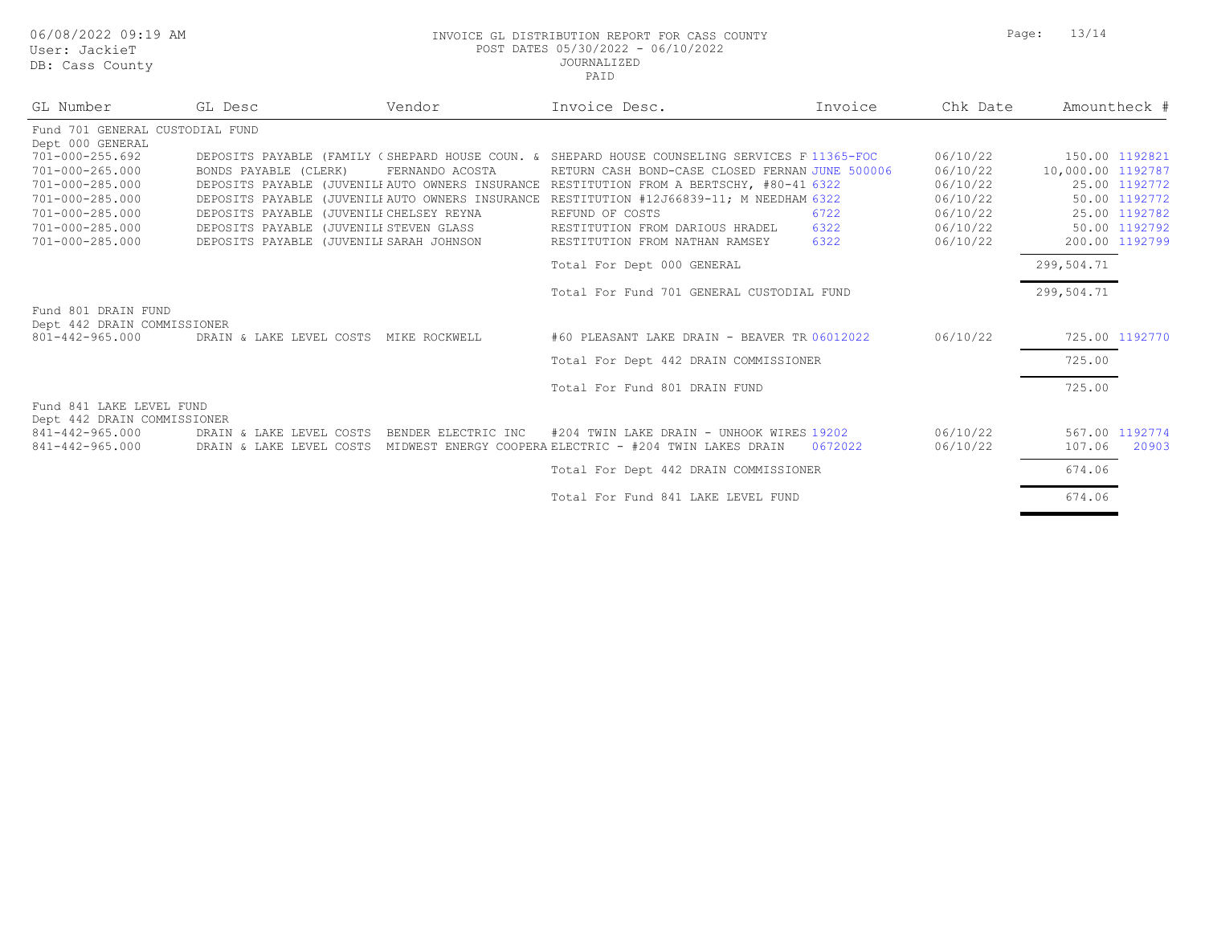06/08/2022 09:19 AM
User: JackieT
DB: Cass County

INVOICE GL DISTRIBUTION REPORT FOR CASS COUNTY
POST DATES 05/30/2022 - 06/10/2022
JOURNALIZED
PAID

| GL Number | GL Desc | Vendor | Invoice Desc. | Invoice | Chk Date | Amount | Check # |
|---|---|---|---|---|---|---|---|
| Fund 701 GENERAL CUSTODIAL FUND | | | | | | | |
| Dept 000 GENERAL | | | | | | | |
| 701-000-255.692 | DEPOSITS PAYABLE (FAMILY ( | SHEPARD HOUSE COUN. & | SHEPARD HOUSE COUNSELING SERVICES F | 11365-FOC | 06/10/22 | 150.00 | 1192821 |
| 701-000-265.000 | BONDS PAYABLE (CLERK) | FERNANDO ACOSTA | RETURN CASH BOND-CASE CLOSED FERNAN | JUNE 500006 | 06/10/22 | 10,000.00 | 1192787 |
| 701-000-285.000 | DEPOSITS PAYABLE (JUVENILE | AUTO OWNERS INSURANCE | RESTITUTION FROM A BERTSCHY, #80-41 | 6322 | 06/10/22 | 25.00 | 1192772 |
| 701-000-285.000 | DEPOSITS PAYABLE (JUVENILE | AUTO OWNERS INSURANCE | RESTITUTION #12J66839-11; M NEEDHAM | 6322 | 06/10/22 | 50.00 | 1192772 |
| 701-000-285.000 | DEPOSITS PAYABLE (JUVENILE | CHELSEY REYNA | REFUND OF COSTS | 6722 | 06/10/22 | 25.00 | 1192782 |
| 701-000-285.000 | DEPOSITS PAYABLE (JUVENILE | STEVEN GLASS | RESTITUTION FROM DARIOUS HRADEL | 6322 | 06/10/22 | 50.00 | 1192792 |
| 701-000-285.000 | DEPOSITS PAYABLE (JUVENILE | SARAH JOHNSON | RESTITUTION FROM NATHAN RAMSEY | 6322 | 06/10/22 | 200.00 | 1192799 |
| | | | Total For Dept 000 GENERAL | | | 299,504.71 | |
| | | | Total For Fund 701 GENERAL CUSTODIAL FUND | | | 299,504.71 | |
| Fund 801 DRAIN FUND | | | | | | | |
| Dept 442 DRAIN COMMISSIONER | | | | | | | |
| 801-442-965.000 | DRAIN & LAKE LEVEL COSTS | MIKE ROCKWELL | #60 PLEASANT LAKE DRAIN - BEAVER TR | 06012022 | 06/10/22 | 725.00 | 1192770 |
| | | | Total For Dept 442 DRAIN COMMISSIONER | | | 725.00 | |
| | | | Total For Fund 801 DRAIN FUND | | | 725.00 | |
| Fund 841 LAKE LEVEL FUND | | | | | | | |
| Dept 442 DRAIN COMMISSIONER | | | | | | | |
| 841-442-965.000 | DRAIN & LAKE LEVEL COSTS | BENDER ELECTRIC INC | #204 TWIN LAKE DRAIN - UNHOOK WIRES | 19202 | 06/10/22 | 567.00 | 1192774 |
| 841-442-965.000 | DRAIN & LAKE LEVEL COSTS | MIDWEST ENERGY COOPERA | ELECTRIC - #204 TWIN LAKES DRAIN | 0672022 | 06/10/22 | 107.06 | 20903 |
| | | | Total For Dept 442 DRAIN COMMISSIONER | | | 674.06 | |
| | | | Total For Fund 841 LAKE LEVEL FUND | | | 674.06 | |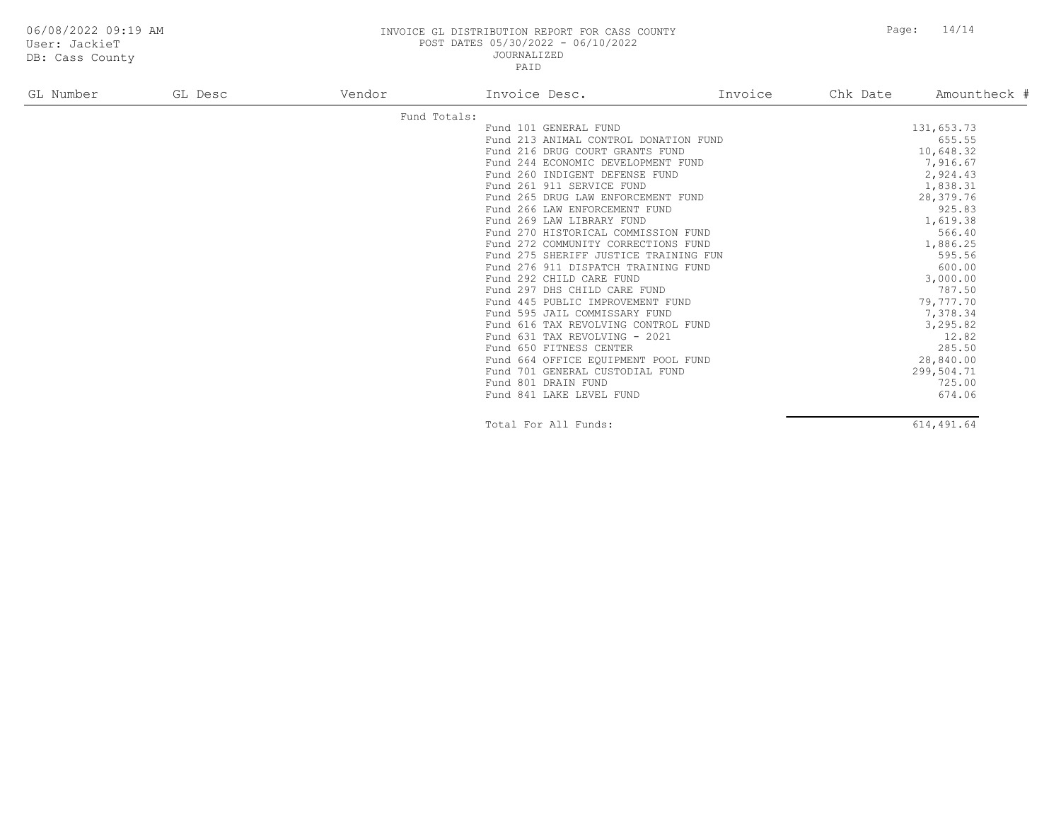INVOICE GL DISTRIBUTION REPORT FOR CASS COUNTY
POST DATES 05/30/2022 - 06/10/2022
JOURNALIZED
PAID

| GL Number | GL Desc | Vendor | Invoice Desc. | Invoice | Chk Date | Amount | Check # |
|---|---|---|---|---|---|---|---|
| | | Fund Totals: | | | | | |
| | | | Fund 101 GENERAL FUND | | | 131,653.73 | |
| | | | Fund 213 ANIMAL CONTROL DONATION FUND | | | 655.55 | |
| | | | Fund 216 DRUG COURT GRANTS FUND | | | 10,648.32 | |
| | | | Fund 244 ECONOMIC DEVELOPMENT FUND | | | 7,916.67 | |
| | | | Fund 260 INDIGENT DEFENSE FUND | | | 2,924.43 | |
| | | | Fund 261 911 SERVICE FUND | | | 1,838.31 | |
| | | | Fund 265 DRUG LAW ENFORCEMENT FUND | | | 28,379.76 | |
| | | | Fund 266 LAW ENFORCEMENT FUND | | | 925.83 | |
| | | | Fund 269 LAW LIBRARY FUND | | | 1,619.38 | |
| | | | Fund 270 HISTORICAL COMMISSION FUND | | | 566.40 | |
| | | | Fund 272 COMMUNITY CORRECTIONS FUND | | | 1,886.25 | |
| | | | Fund 275 SHERIFF JUSTICE TRAINING FUN | | | 595.56 | |
| | | | Fund 276 911 DISPATCH TRAINING FUND | | | 600.00 | |
| | | | Fund 292 CHILD CARE FUND | | | 3,000.00 | |
| | | | Fund 297 DHS CHILD CARE FUND | | | 787.50 | |
| | | | Fund 445 PUBLIC IMPROVEMENT FUND | | | 79,777.70 | |
| | | | Fund 595 JAIL COMMISSARY FUND | | | 7,378.34 | |
| | | | Fund 616 TAX REVOLVING CONTROL FUND | | | 3,295.82 | |
| | | | Fund 631 TAX REVOLVING - 2021 | | | 12.82 | |
| | | | Fund 650 FITNESS CENTER | | | 285.50 | |
| | | | Fund 664 OFFICE EQUIPMENT POOL FUND | | | 28,840.00 | |
| | | | Fund 701 GENERAL CUSTODIAL FUND | | | 299,504.71 | |
| | | | Fund 801 DRAIN FUND | | | 725.00 | |
| | | | Fund 841 LAKE LEVEL FUND | | | 674.06 | |
| | | | Total For All Funds: | | | 614,491.64 | |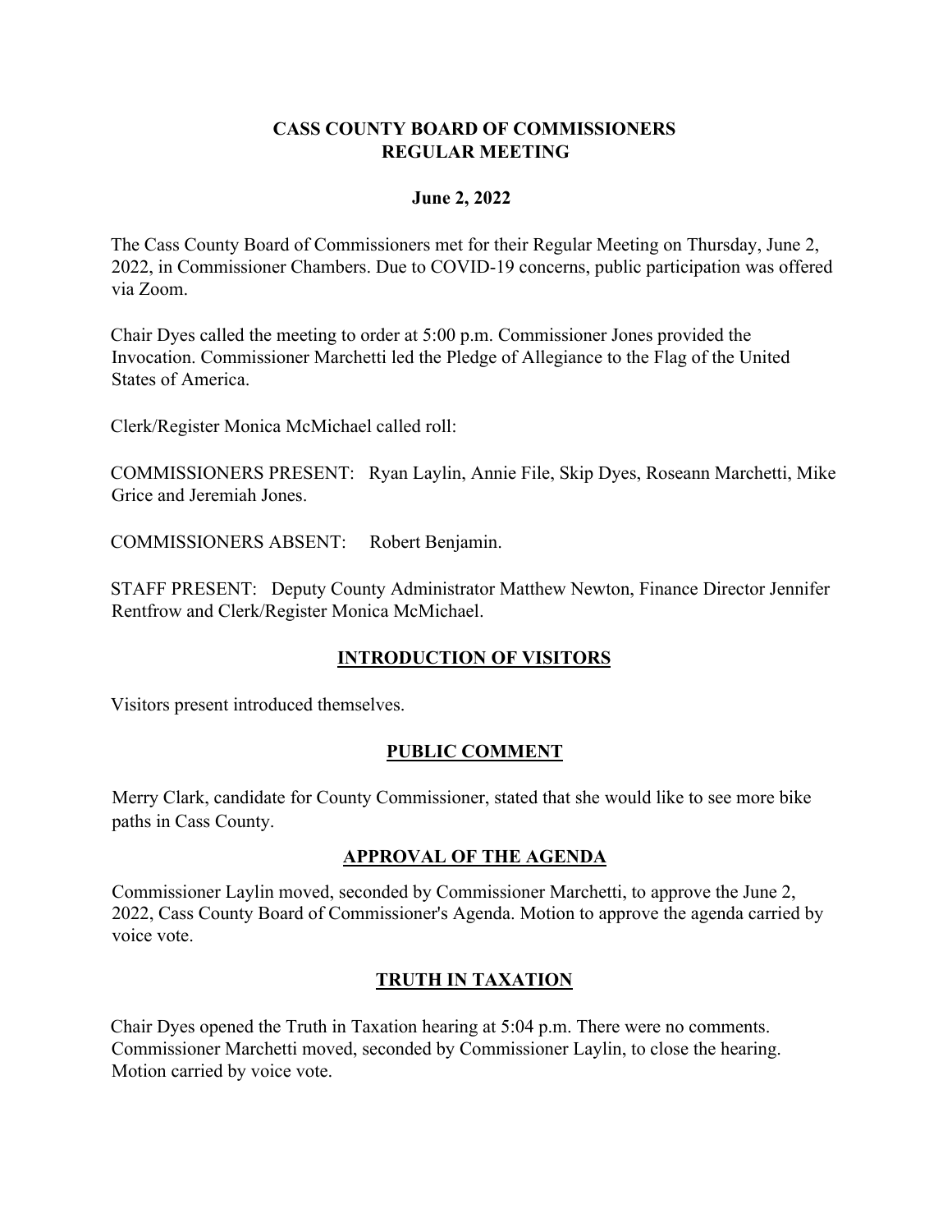# CASS COUNTY BOARD OF COMMISSIONERS
## REGULAR MEETING

**June 2, 2022**

The Cass County Board of Commissioners met for their Regular Meeting on Thursday, June 2, 2022, in Commissioner Chambers. Due to COVID-19 concerns, public participation was offered via Zoom.

Chair Dyes called the meeting to order at 5:00 p.m. Commissioner Jones provided the Invocation. Commissioner Marchetti led the Pledge of Allegiance to the Flag of the United States of America.

Clerk/Register Monica McMichael called roll:

COMMISSIONERS PRESENT: Ryan Laylin, Annie File, Skip Dyes, Roseann Marchetti, Mike Grice and Jeremiah Jones.

COMMISSIONERS ABSENT: Robert Benjamin.

STAFF PRESENT: Deputy County Administrator Matthew Newton, Finance Director Jennifer Rentfrow and Clerk/Register Monica McMichael.

## INTRODUCTION OF VISITORS

Visitors present introduced themselves.

## PUBLIC COMMENT

Merry Clark, candidate for County Commissioner, stated that she would like to see more bike paths in Cass County.

## APPROVAL OF THE AGENDA

Commissioner Laylin moved, seconded by Commissioner Marchetti, to approve the June 2, 2022, Cass County Board of Commissioner's Agenda. Motion to approve the agenda carried by voice vote.

## TRUTH IN TAXATION

Chair Dyes opened the Truth in Taxation hearing at 5:04 p.m. There were no comments. Commissioner Marchetti moved, seconded by Commissioner Laylin, to close the hearing. Motion carried by voice vote.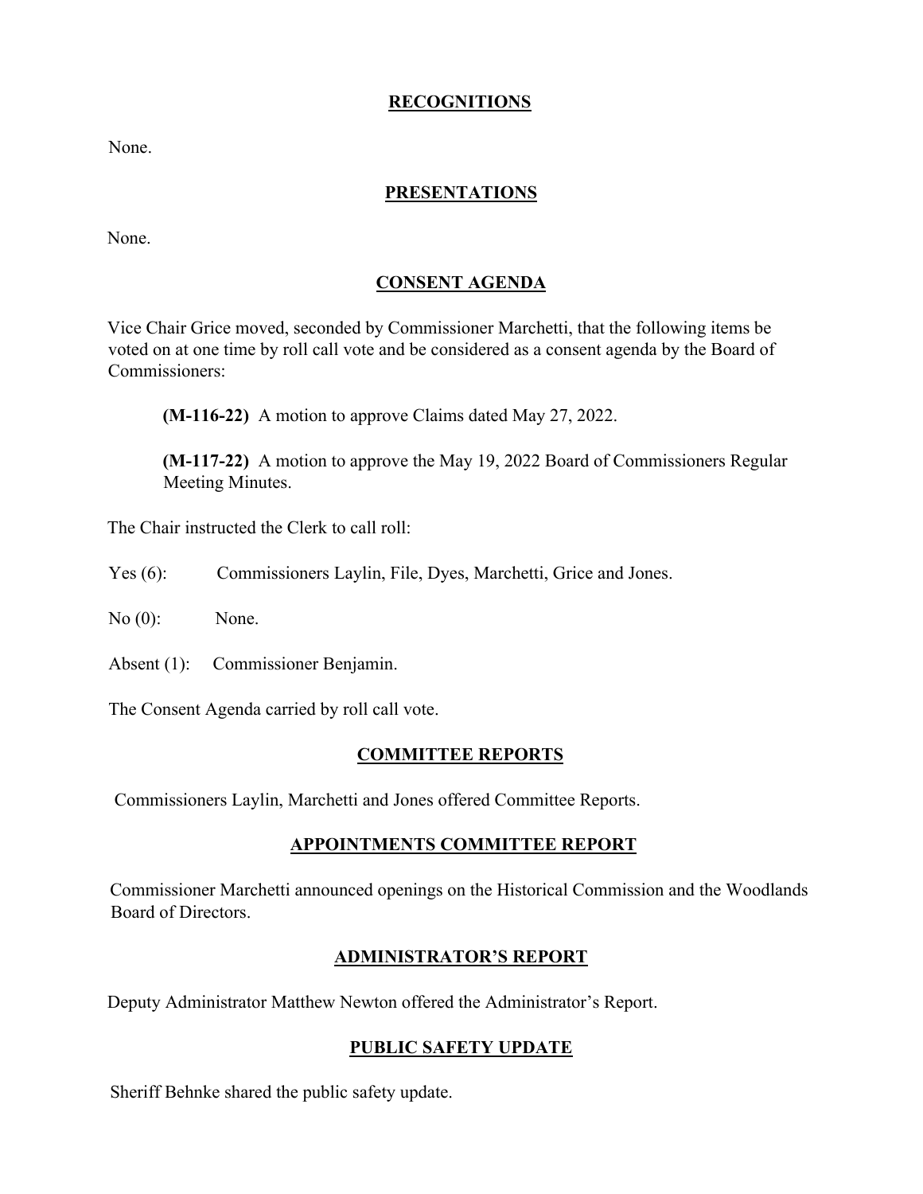## RECOGNITIONS

None.

## PRESENTATIONS

None.

## CONSENT AGENDA

Vice Chair Grice moved, seconded by Commissioner Marchetti, that the following items be voted on at one time by roll call vote and be considered as a consent agenda by the Board of Commissioners:

> **(M-116-22)** A motion to approve Claims dated May 27, 2022.
>
> **(M-117-22)** A motion to approve the May 19, 2022 Board of Commissioners Regular Meeting Minutes.

The Chair instructed the Clerk to call roll:

Yes (6): Commissioners Laylin, File, Dyes, Marchetti, Grice and Jones.

No (0): None.

Absent (1): Commissioner Benjamin.

The Consent Agenda carried by roll call vote.

## COMMITTEE REPORTS

Commissioners Laylin, Marchetti and Jones offered Committee Reports.

## APPOINTMENTS COMMITTEE REPORT

Commissioner Marchetti announced openings on the Historical Commission and the Woodlands Board of Directors.

## ADMINISTRATOR'S REPORT

Deputy Administrator Matthew Newton offered the Administrator's Report.

## PUBLIC SAFETY UPDATE

Sheriff Behnke shared the public safety update.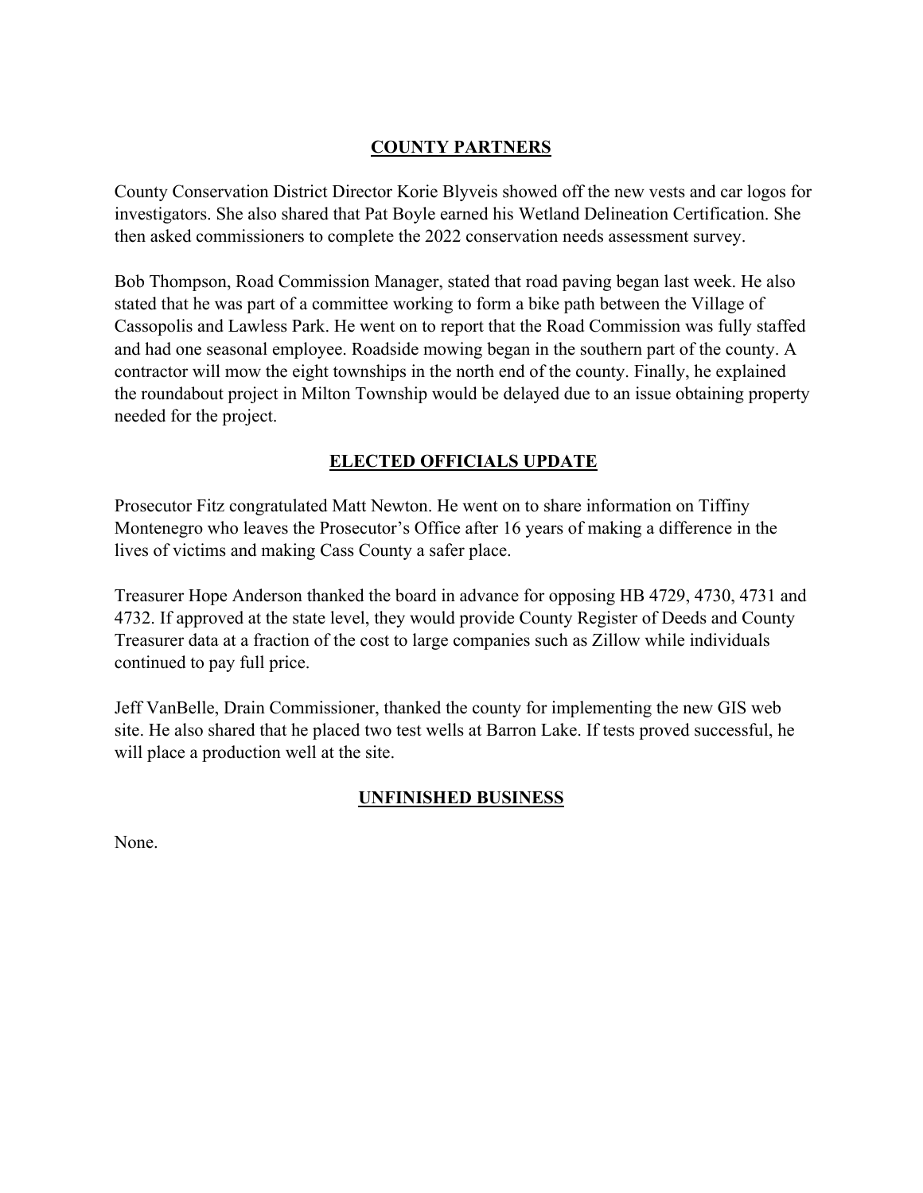## COUNTY PARTNERS

County Conservation District Director Korie Blyveis showed off the new vests and car logos for investigators. She also shared that Pat Boyle earned his Wetland Delineation Certification. She then asked commissioners to complete the 2022 conservation needs assessment survey.

Bob Thompson, Road Commission Manager, stated that road paving began last week. He also stated that he was part of a committee working to form a bike path between the Village of Cassopolis and Lawless Park. He went on to report that the Road Commission was fully staffed and had one seasonal employee. Roadside mowing began in the southern part of the county. A contractor will mow the eight townships in the north end of the county. Finally, he explained the roundabout project in Milton Township would be delayed due to an issue obtaining property needed for the project.

## ELECTED OFFICIALS UPDATE

Prosecutor Fitz congratulated Matt Newton. He went on to share information on Tiffiny Montenegro who leaves the Prosecutor's Office after 16 years of making a difference in the lives of victims and making Cass County a safer place.

Treasurer Hope Anderson thanked the board in advance for opposing HB 4729, 4730, 4731 and 4732. If approved at the state level, they would provide County Register of Deeds and County Treasurer data at a fraction of the cost to large companies such as Zillow while individuals continued to pay full price.

Jeff VanBelle, Drain Commissioner, thanked the county for implementing the new GIS web site. He also shared that he placed two test wells at Barron Lake. If tests proved successful, he will place a production well at the site.

## UNFINISHED BUSINESS

None.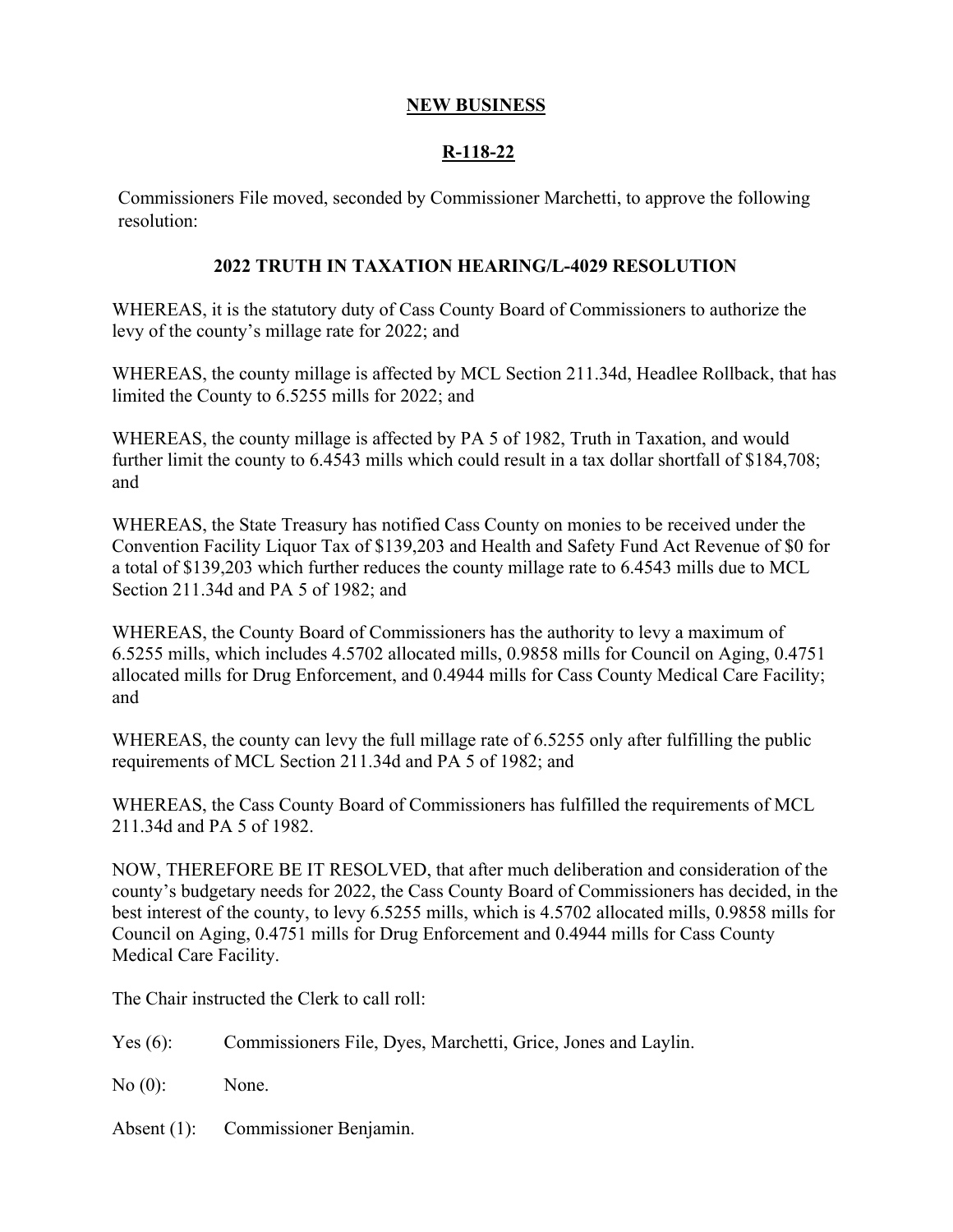**NEW BUSINESS**

**R-118-22**

Commissioners File moved, seconded by Commissioner Marchetti, to approve the following resolution:

**2022 TRUTH IN TAXATION HEARING/L-4029 RESOLUTION**

WHEREAS, it is the statutory duty of Cass County Board of Commissioners to authorize the levy of the county's millage rate for 2022; and

WHEREAS, the county millage is affected by MCL Section 211.34d, Headlee Rollback, that has limited the County to 6.5255 mills for 2022; and

WHEREAS, the county millage is affected by PA 5 of 1982, Truth in Taxation, and would further limit the county to 6.4543 mills which could result in a tax dollar shortfall of $184,708; and

WHEREAS, the State Treasury has notified Cass County on monies to be received under the Convention Facility Liquor Tax of $139,203 and Health and Safety Fund Act Revenue of $0 for a total of $139,203 which further reduces the county millage rate to 6.4543 mills due to MCL Section 211.34d and PA 5 of 1982; and

WHEREAS, the County Board of Commissioners has the authority to levy a maximum of 6.5255 mills, which includes 4.5702 allocated mills, 0.9858 mills for Council on Aging, 0.4751 allocated mills for Drug Enforcement, and 0.4944 mills for Cass County Medical Care Facility; and

WHEREAS, the county can levy the full millage rate of 6.5255 only after fulfilling the public requirements of MCL Section 211.34d and PA 5 of 1982; and

WHEREAS, the Cass County Board of Commissioners has fulfilled the requirements of MCL 211.34d and PA 5 of 1982.

NOW, THEREFORE BE IT RESOLVED, that after much deliberation and consideration of the county's budgetary needs for 2022, the Cass County Board of Commissioners has decided, in the best interest of the county, to levy 6.5255 mills, which is 4.5702 allocated mills, 0.9858 mills for Council on Aging, 0.4751 mills for Drug Enforcement and 0.4944 mills for Cass County Medical Care Facility.

The Chair instructed the Clerk to call roll:

Yes (6): Commissioners File, Dyes, Marchetti, Grice, Jones and Laylin.

No (0): None.

Absent (1): Commissioner Benjamin.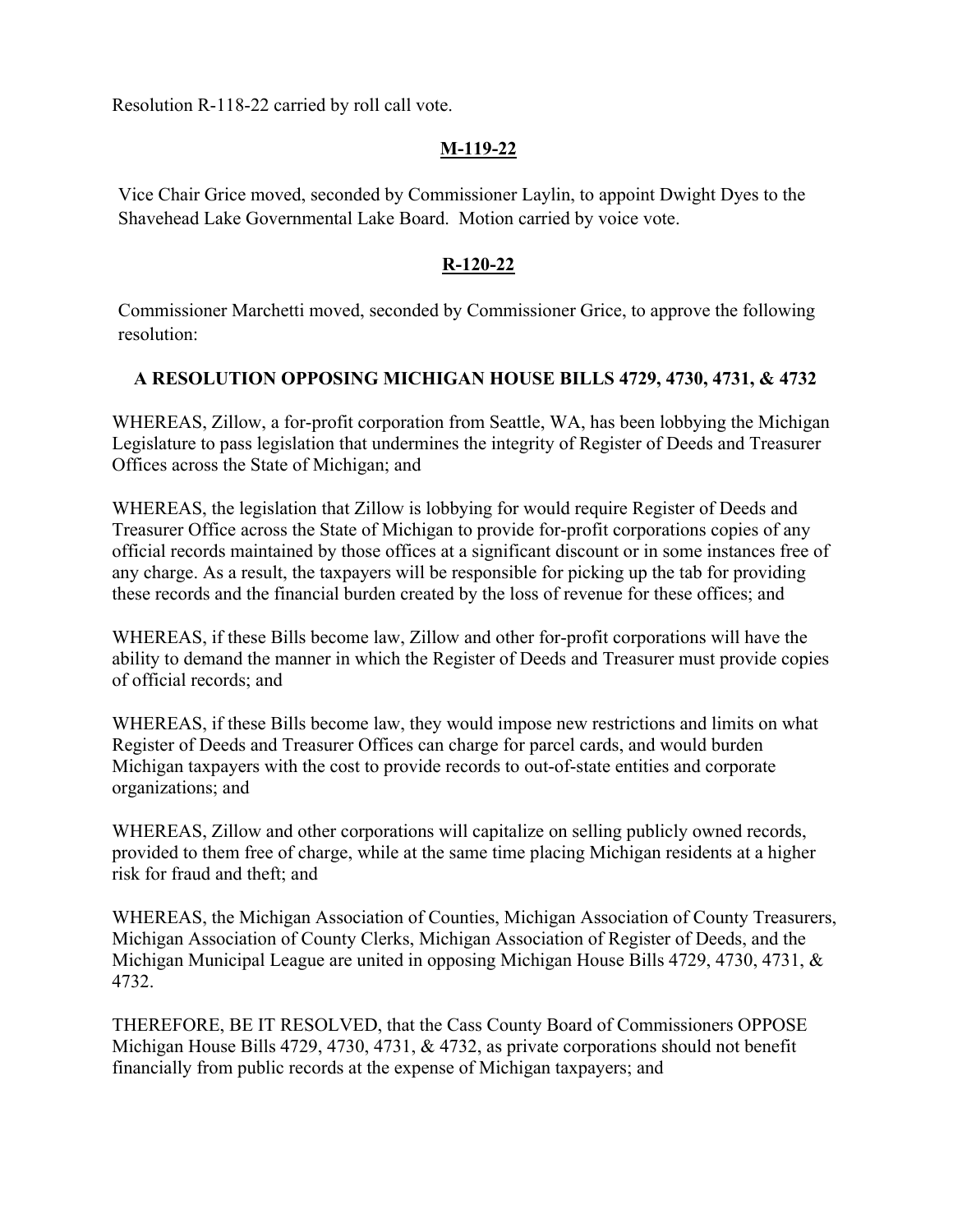Resolution R-118-22 carried by roll call vote.

**M-119-22**

Vice Chair Grice moved, seconded by Commissioner Laylin, to appoint Dwight Dyes to the Shavehead Lake Governmental Lake Board. Motion carried by voice vote.

**R-120-22**

Commissioner Marchetti moved, seconded by Commissioner Grice, to approve the following resolution:

**A RESOLUTION OPPOSING MICHIGAN HOUSE BILLS 4729, 4730, 4731, & 4732**

WHEREAS, Zillow, a for-profit corporation from Seattle, WA, has been lobbying the Michigan Legislature to pass legislation that undermines the integrity of Register of Deeds and Treasurer Offices across the State of Michigan; and

WHEREAS, the legislation that Zillow is lobbying for would require Register of Deeds and Treasurer Office across the State of Michigan to provide for-profit corporations copies of any official records maintained by those offices at a significant discount or in some instances free of any charge. As a result, the taxpayers will be responsible for picking up the tab for providing these records and the financial burden created by the loss of revenue for these offices; and

WHEREAS, if these Bills become law, Zillow and other for-profit corporations will have the ability to demand the manner in which the Register of Deeds and Treasurer must provide copies of official records; and

WHEREAS, if these Bills become law, they would impose new restrictions and limits on what Register of Deeds and Treasurer Offices can charge for parcel cards, and would burden Michigan taxpayers with the cost to provide records to out-of-state entities and corporate organizations; and

WHEREAS, Zillow and other corporations will capitalize on selling publicly owned records, provided to them free of charge, while at the same time placing Michigan residents at a higher risk for fraud and theft; and

WHEREAS, the Michigan Association of Counties, Michigan Association of County Treasurers, Michigan Association of County Clerks, Michigan Association of Register of Deeds, and the Michigan Municipal League are united in opposing Michigan House Bills 4729, 4730, 4731, & 4732.

THEREFORE, BE IT RESOLVED, that the Cass County Board of Commissioners OPPOSE Michigan House Bills 4729, 4730, 4731, & 4732, as private corporations should not benefit financially from public records at the expense of Michigan taxpayers; and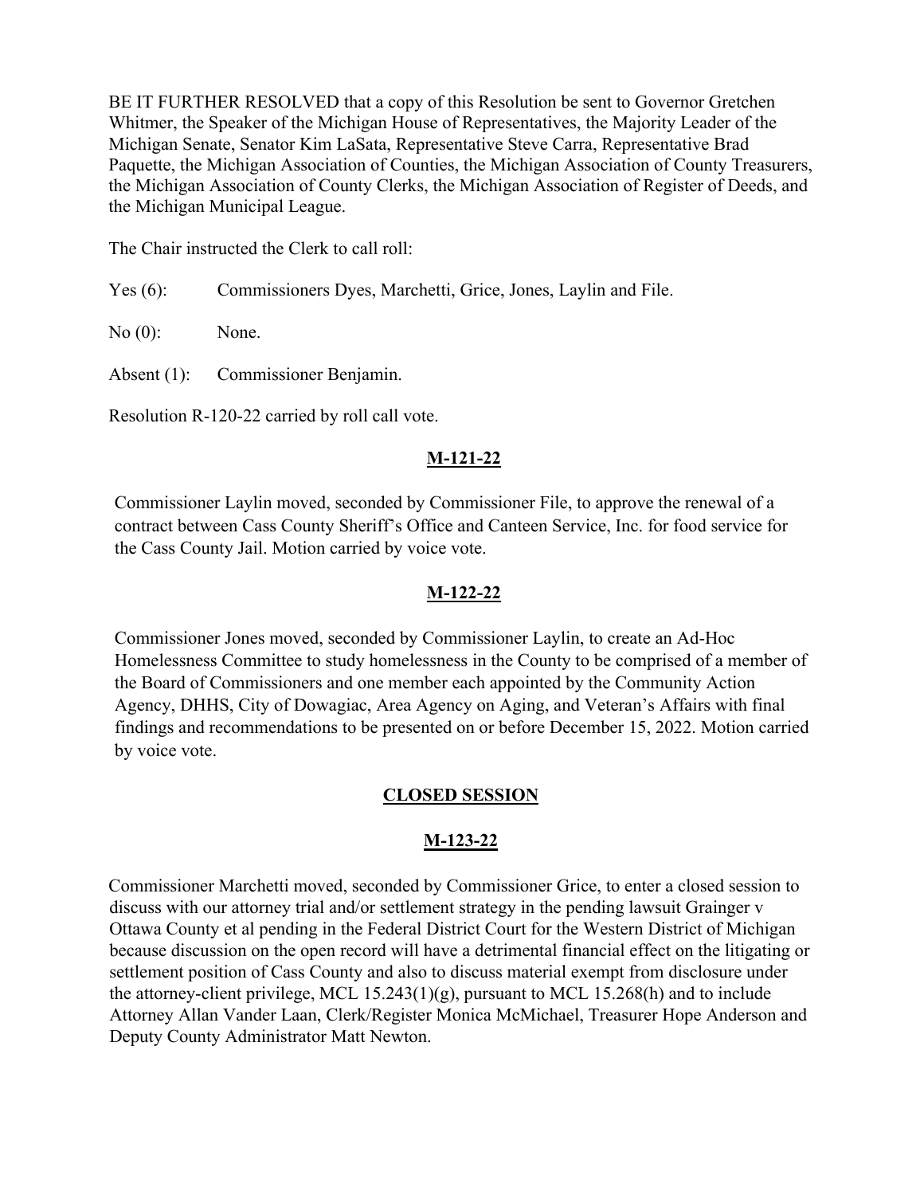BE IT FURTHER RESOLVED that a copy of this Resolution be sent to Governor Gretchen Whitmer, the Speaker of the Michigan House of Representatives, the Majority Leader of the Michigan Senate, Senator Kim LaSata, Representative Steve Carra, Representative Brad Paquette, the Michigan Association of Counties, the Michigan Association of County Treasurers, the Michigan Association of County Clerks, the Michigan Association of Register of Deeds, and the Michigan Municipal League.

The Chair instructed the Clerk to call roll:

Yes (6): Commissioners Dyes, Marchetti, Grice, Jones, Laylin and File.

No (0): None.

Absent (1): Commissioner Benjamin.

Resolution R-120-22 carried by roll call vote.

**M-121-22**

Commissioner Laylin moved, seconded by Commissioner File, to approve the renewal of a contract between Cass County Sheriff's Office and Canteen Service, Inc. for food service for the Cass County Jail. Motion carried by voice vote.

**M-122-22**

Commissioner Jones moved, seconded by Commissioner Laylin, to create an Ad-Hoc Homelessness Committee to study homelessness in the County to be comprised of a member of the Board of Commissioners and one member each appointed by the Community Action Agency, DHHS, City of Dowagiac, Area Agency on Aging, and Veteran's Affairs with final findings and recommendations to be presented on or before December 15, 2022. Motion carried by voice vote.

**CLOSED SESSION**

**M-123-22**

Commissioner Marchetti moved, seconded by Commissioner Grice, to enter a closed session to discuss with our attorney trial and/or settlement strategy in the pending lawsuit Grainger v Ottawa County et al pending in the Federal District Court for the Western District of Michigan because discussion on the open record will have a detrimental financial effect on the litigating or settlement position of Cass County and also to discuss material exempt from disclosure under the attorney-client privilege, MCL 15.243(1)(g), pursuant to MCL 15.268(h) and to include Attorney Allan Vander Laan, Clerk/Register Monica McMichael, Treasurer Hope Anderson and Deputy County Administrator Matt Newton.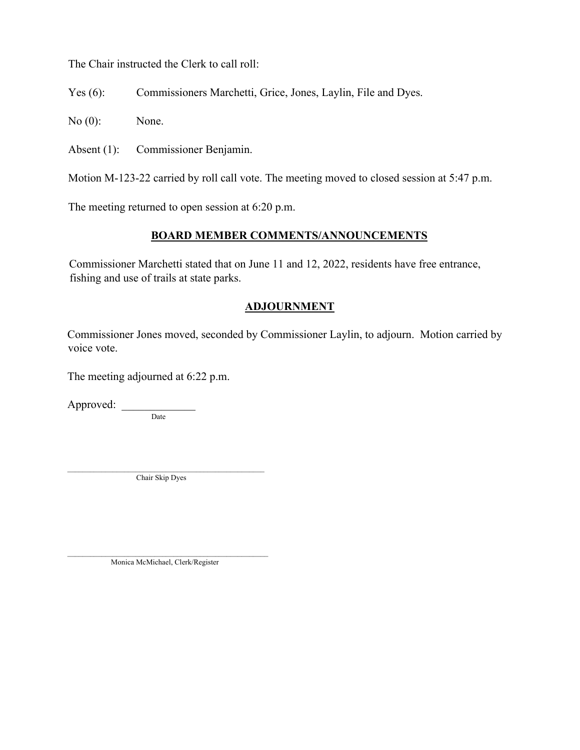The Chair instructed the Clerk to call roll:

Yes (6): Commissioners Marchetti, Grice, Jones, Laylin, File and Dyes.

No (0): None.

Absent (1): Commissioner Benjamin.

Motion M-123-22 carried by roll call vote. The meeting moved to closed session at 5:47 p.m.

The meeting returned to open session at 6:20 p.m.

## BOARD MEMBER COMMENTS/ANNOUNCEMENTS

Commissioner Marchetti stated that on June 11 and 12, 2022, residents have free entrance, fishing and use of trails at state parks.

## ADJOURNMENT

Commissioner Jones moved, seconded by Commissioner Laylin, to adjourn. Motion carried by voice vote.

The meeting adjourned at 6:22 p.m.

Approved: _____________
Date

_____________________________________________
Chair Skip Dyes

_____________________________________________
Monica McMichael, Clerk/Register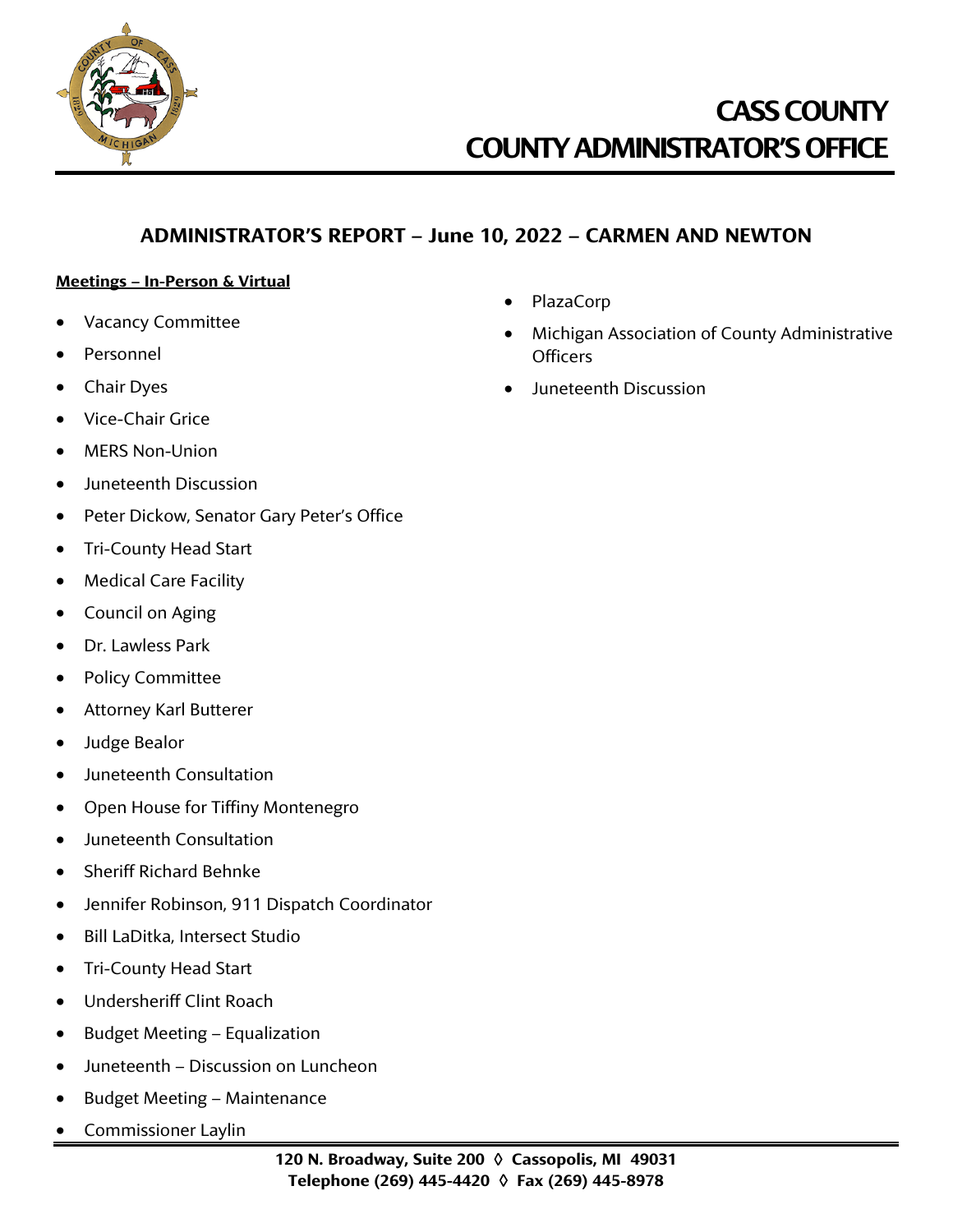# CASS COUNTY
# COUNTY ADMINISTRATOR'S OFFICE

## ADMINISTRATOR'S REPORT – June 10, 2022 – CARMEN AND NEWTON

**Meetings – In-Person & Virtual**

- Vacancy Committee
- Personnel
- Chair Dyes
- Vice-Chair Grice
- MERS Non-Union
- Juneteenth Discussion
- Peter Dickow, Senator Gary Peter's Office
- Tri-County Head Start
- Medical Care Facility
- Council on Aging
- Dr. Lawless Park
- Policy Committee
- Attorney Karl Butterer
- Judge Bealor
- Juneteenth Consultation
- Open House for Tiffiny Montenegro
- Juneteenth Consultation
- Sheriff Richard Behnke
- Jennifer Robinson, 911 Dispatch Coordinator
- Bill LaDitka, Intersect Studio
- Tri-County Head Start
- Undersheriff Clint Roach
- Budget Meeting – Equalization
- Juneteenth – Discussion on Luncheon
- Budget Meeting – Maintenance
- Commissioner Laylin
- PlazaCorp
- Michigan Association of County Administrative Officers
- Juneteenth Discussion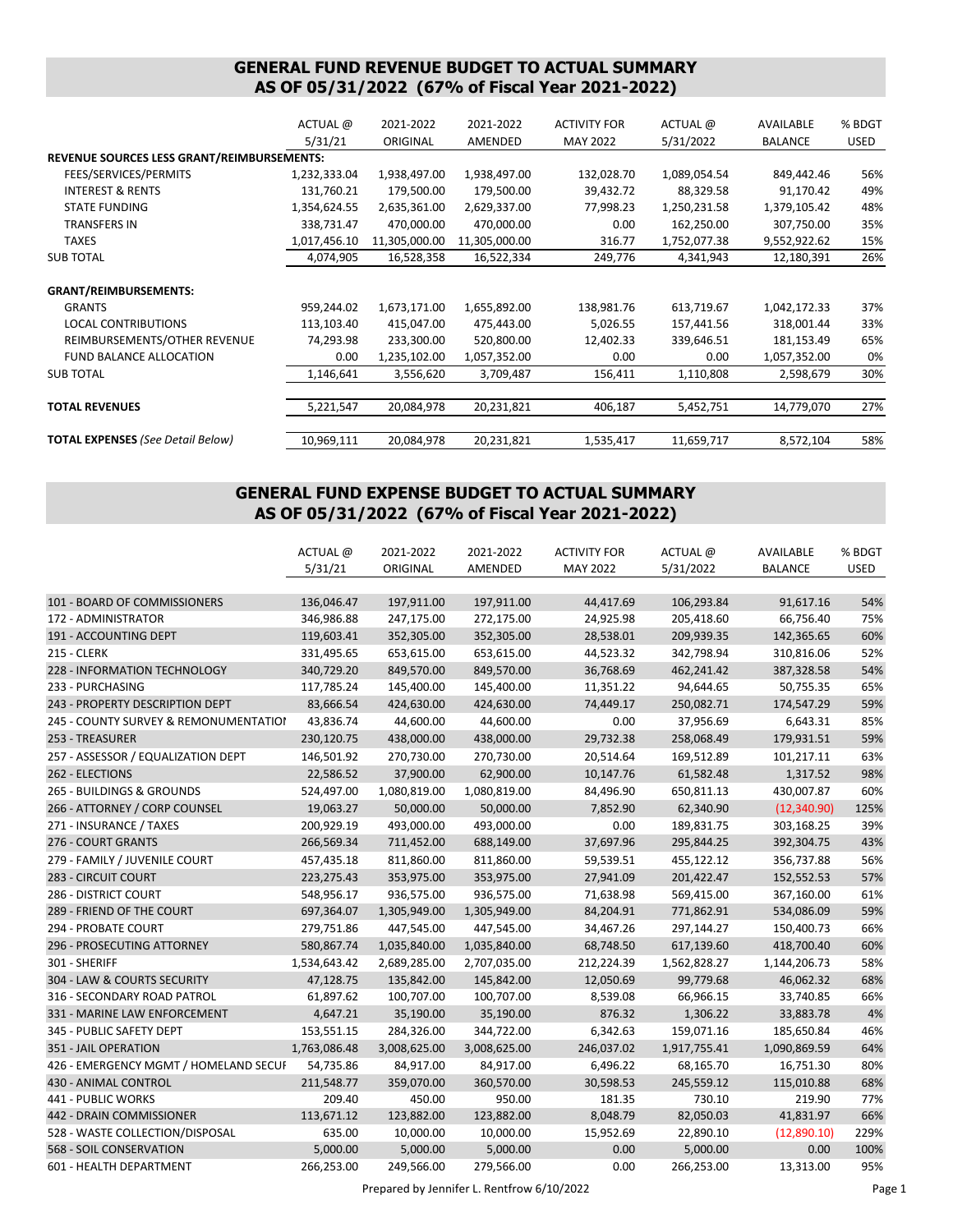## GENERAL FUND REVENUE BUDGET TO ACTUAL SUMMARY
## AS OF 05/31/2022 (67% of Fiscal Year 2021-2022)

| | ACTUAL @ 5/31/21 | 2021-2022 ORIGINAL | 2021-2022 AMENDED | ACTIVITY FOR MAY 2022 | ACTUAL @ 5/31/2022 | AVAILABLE BALANCE | % BDGT USED |
|---|---|---|---|---|---|---|---|
| **REVENUE SOURCES LESS GRANT/REIMBURSEMENTS:** | | | | | | | |
| FEES/SERVICES/PERMITS | 1,232,333.04 | 1,938,497.00 | 1,938,497.00 | 132,028.70 | 1,089,054.54 | 849,442.46 | 56% |
| INTEREST & RENTS | 131,760.21 | 179,500.00 | 179,500.00 | 39,432.72 | 88,329.58 | 91,170.42 | 49% |
| STATE FUNDING | 1,354,624.55 | 2,635,361.00 | 2,629,337.00 | 77,998.23 | 1,250,231.58 | 1,379,105.42 | 48% |
| TRANSFERS IN | 338,731.47 | 470,000.00 | 470,000.00 | 0.00 | 162,250.00 | 307,750.00 | 35% |
| TAXES | 1,017,456.10 | 11,305,000.00 | 11,305,000.00 | 316.77 | 1,752,077.38 | 9,552,922.62 | 15% |
| SUB TOTAL | 4,074,905 | 16,528,358 | 16,522,334 | 249,776 | 4,341,943 | 12,180,391 | 26% |
| **GRANT/REIMBURSEMENTS:** | | | | | | | |
| GRANTS | 959,244.02 | 1,673,171.00 | 1,655,892.00 | 138,981.76 | 613,719.67 | 1,042,172.33 | 37% |
| LOCAL CONTRIBUTIONS | 113,103.40 | 415,047.00 | 475,443.00 | 5,026.55 | 157,441.56 | 318,001.44 | 33% |
| REIMBURSEMENTS/OTHER REVENUE | 74,293.98 | 233,300.00 | 520,800.00 | 12,402.33 | 339,646.51 | 181,153.49 | 65% |
| FUND BALANCE ALLOCATION | 0.00 | 1,235,102.00 | 1,057,352.00 | 0.00 | 0.00 | 1,057,352.00 | 0% |
| SUB TOTAL | 1,146,641 | 3,556,620 | 3,709,487 | 156,411 | 1,110,808 | 2,598,679 | 30% |
| **TOTAL REVENUES** | 5,221,547 | 20,084,978 | 20,231,821 | 406,187 | 5,452,751 | 14,779,070 | 27% |
| **TOTAL EXPENSES** *(See Detail Below)* | 10,969,111 | 20,084,978 | 20,231,821 | 1,535,417 | 11,659,717 | 8,572,104 | 58% |

## GENERAL FUND EXPENSE BUDGET TO ACTUAL SUMMARY
## AS OF 05/31/2022 (67% of Fiscal Year 2021-2022)

| | ACTUAL @ 5/31/21 | 2021-2022 ORIGINAL | 2021-2022 AMENDED | ACTIVITY FOR MAY 2022 | ACTUAL @ 5/31/2022 | AVAILABLE BALANCE | % BDGT USED |
|---|---|---|---|---|---|---|---|
| 101 - BOARD OF COMMISSIONERS | 136,046.47 | 197,911.00 | 197,911.00 | 44,417.69 | 106,293.84 | 91,617.16 | 54% |
| 172 - ADMINISTRATOR | 346,986.88 | 247,175.00 | 272,175.00 | 24,925.98 | 205,418.60 | 66,756.40 | 75% |
| 191 - ACCOUNTING DEPT | 119,603.41 | 352,305.00 | 352,305.00 | 28,538.01 | 209,939.35 | 142,365.65 | 60% |
| 215 - CLERK | 331,495.65 | 653,615.00 | 653,615.00 | 44,523.32 | 342,798.94 | 310,816.06 | 52% |
| 228 - INFORMATION TECHNOLOGY | 340,729.20 | 849,570.00 | 849,570.00 | 36,768.69 | 462,241.42 | 387,328.58 | 54% |
| 233 - PURCHASING | 117,785.24 | 145,400.00 | 145,400.00 | 11,351.22 | 94,644.65 | 50,755.35 | 65% |
| 243 - PROPERTY DESCRIPTION DEPT | 83,666.54 | 424,630.00 | 424,630.00 | 74,449.17 | 250,082.71 | 174,547.29 | 59% |
| 245 - COUNTY SURVEY & REMONUMENTATIOI | 43,836.74 | 44,600.00 | 44,600.00 | 0.00 | 37,956.69 | 6,643.31 | 85% |
| 253 - TREASURER | 230,120.75 | 438,000.00 | 438,000.00 | 29,732.38 | 258,068.49 | 179,931.51 | 59% |
| 257 - ASSESSOR / EQUALIZATION DEPT | 146,501.92 | 270,730.00 | 270,730.00 | 20,514.64 | 169,512.89 | 101,217.11 | 63% |
| 262 - ELECTIONS | 22,586.52 | 37,900.00 | 62,900.00 | 10,147.76 | 61,582.48 | 1,317.52 | 98% |
| 265 - BUILDINGS & GROUNDS | 524,497.00 | 1,080,819.00 | 1,080,819.00 | 84,496.90 | 650,811.13 | 430,007.87 | 60% |
| 266 - ATTORNEY / CORP COUNSEL | 19,063.27 | 50,000.00 | 50,000.00 | 7,852.90 | 62,340.90 | (12,340.90) | 125% |
| 271 - INSURANCE / TAXES | 200,929.19 | 493,000.00 | 493,000.00 | 0.00 | 189,831.75 | 303,168.25 | 39% |
| 276 - COURT GRANTS | 266,569.34 | 711,452.00 | 688,149.00 | 37,697.96 | 295,844.25 | 392,304.75 | 43% |
| 279 - FAMILY / JUVENILE COURT | 457,435.18 | 811,860.00 | 811,860.00 | 59,539.51 | 455,122.12 | 356,737.88 | 56% |
| 283 - CIRCUIT COURT | 223,275.43 | 353,975.00 | 353,975.00 | 27,941.09 | 201,422.47 | 152,552.53 | 57% |
| 286 - DISTRICT COURT | 548,956.17 | 936,575.00 | 936,575.00 | 71,638.98 | 569,415.00 | 367,160.00 | 61% |
| 289 - FRIEND OF THE COURT | 697,364.07 | 1,305,949.00 | 1,305,949.00 | 84,204.91 | 771,862.91 | 534,086.09 | 59% |
| 294 - PROBATE COURT | 279,751.86 | 447,545.00 | 447,545.00 | 34,467.26 | 297,144.27 | 150,400.73 | 66% |
| 296 - PROSECUTING ATTORNEY | 580,867.74 | 1,035,840.00 | 1,035,840.00 | 68,748.50 | 617,139.60 | 418,700.40 | 60% |
| 301 - SHERIFF | 1,534,643.42 | 2,689,285.00 | 2,707,035.00 | 212,224.39 | 1,562,828.27 | 1,144,206.73 | 58% |
| 304 - LAW & COURTS SECURITY | 47,128.75 | 135,842.00 | 145,842.00 | 12,050.69 | 99,779.68 | 46,062.32 | 68% |
| 316 - SECONDARY ROAD PATROL | 61,897.62 | 100,707.00 | 100,707.00 | 8,539.08 | 66,966.15 | 33,740.85 | 66% |
| 331 - MARINE LAW ENFORCEMENT | 4,647.21 | 35,190.00 | 35,190.00 | 876.32 | 1,306.22 | 33,883.78 | 4% |
| 345 - PUBLIC SAFETY DEPT | 153,551.15 | 284,326.00 | 344,722.00 | 6,342.63 | 159,071.16 | 185,650.84 | 46% |
| 351 - JAIL OPERATION | 1,763,086.48 | 3,008,625.00 | 3,008,625.00 | 246,037.02 | 1,917,755.41 | 1,090,869.59 | 64% |
| 426 - EMERGENCY MGMT / HOMELAND SECUI | 54,735.86 | 84,917.00 | 84,917.00 | 6,496.22 | 68,165.70 | 16,751.30 | 80% |
| 430 - ANIMAL CONTROL | 211,548.77 | 359,070.00 | 360,570.00 | 30,598.53 | 245,559.12 | 115,010.88 | 68% |
| 441 - PUBLIC WORKS | 209.40 | 450.00 | 950.00 | 181.35 | 730.10 | 219.90 | 77% |
| 442 - DRAIN COMMISSIONER | 113,671.12 | 123,882.00 | 123,882.00 | 8,048.79 | 82,050.03 | 41,831.97 | 66% |
| 528 - WASTE COLLECTION/DISPOSAL | 635.00 | 10,000.00 | 10,000.00 | 15,952.69 | 22,890.10 | (12,890.10) | 229% |
| 568 - SOIL CONSERVATION | 5,000.00 | 5,000.00 | 5,000.00 | 0.00 | 5,000.00 | 0.00 | 100% |
| 601 - HEALTH DEPARTMENT | 266,253.00 | 249,566.00 | 279,566.00 | 0.00 | 266,253.00 | 13,313.00 | 95% |

Prepared by Jennifer L. Rentfrow 6/10/2022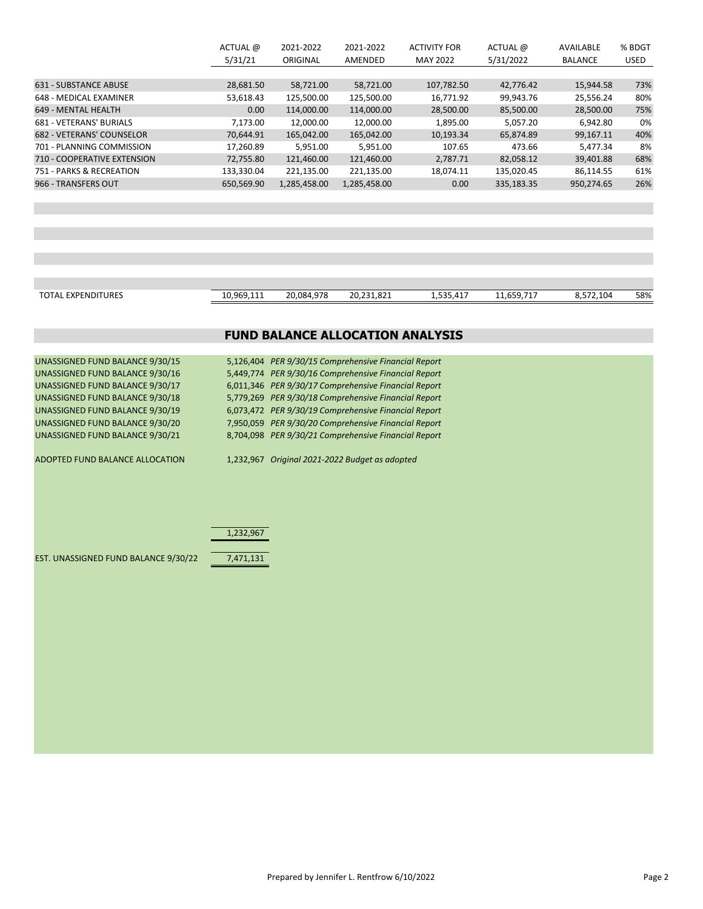| | ACTUAL @ 5/31/21 | 2021-2022 ORIGINAL | 2021-2022 AMENDED | ACTIVITY FOR MAY 2022 | ACTUAL @ 5/31/2022 | AVAILABLE BALANCE | % BDGT USED |
|---|---|---|---|---|---|---|---|
| 631 - SUBSTANCE ABUSE | 28,681.50 | 58,721.00 | 58,721.00 | 107,782.50 | 42,776.42 | 15,944.58 | 73% |
| 648 - MEDICAL EXAMINER | 53,618.43 | 125,500.00 | 125,500.00 | 16,771.92 | 99,943.76 | 25,556.24 | 80% |
| 649 - MENTAL HEALTH | 0.00 | 114,000.00 | 114,000.00 | 28,500.00 | 85,500.00 | 28,500.00 | 75% |
| 681 - VETERANS' BURIALS | 7,173.00 | 12,000.00 | 12,000.00 | 1,895.00 | 5,057.20 | 6,942.80 | 0% |
| 682 - VETERANS' COUNSELOR | 70,644.91 | 165,042.00 | 165,042.00 | 10,193.34 | 65,874.89 | 99,167.11 | 40% |
| 701 - PLANNING COMMISSION | 17,260.89 | 5,951.00 | 5,951.00 | 107.65 | 473.66 | 5,477.34 | 8% |
| 710 - COOPERATIVE EXTENSION | 72,755.80 | 121,460.00 | 121,460.00 | 2,787.71 | 82,058.12 | 39,401.88 | 68% |
| 751 - PARKS & RECREATION | 133,330.04 | 221,135.00 | 221,135.00 | 18,074.11 | 135,020.45 | 86,114.55 | 61% |
| 966 - TRANSFERS OUT | 650,569.90 | 1,285,458.00 | 1,285,458.00 | 0.00 | 335,183.35 | 950,274.65 | 26% |
| TOTAL EXPENDITURES | 10,969,111 | 20,084,978 | 20,231,821 | 1,535,417 | 11,659,717 | 8,572,104 | 58% |

## FUND BALANCE ALLOCATION ANALYSIS

| | | |
|---|---|---|
| UNASSIGNED FUND BALANCE 9/30/15 | 5,126,404 | *PER 9/30/15 Comprehensive Financial Report* |
| UNASSIGNED FUND BALANCE 9/30/16 | 5,449,774 | *PER 9/30/16 Comprehensive Financial Report* |
| UNASSIGNED FUND BALANCE 9/30/17 | 6,011,346 | *PER 9/30/17 Comprehensive Financial Report* |
| UNASSIGNED FUND BALANCE 9/30/18 | 5,779,269 | *PER 9/30/18 Comprehensive Financial Report* |
| UNASSIGNED FUND BALANCE 9/30/19 | 6,073,472 | *PER 9/30/19 Comprehensive Financial Report* |
| UNASSIGNED FUND BALANCE 9/30/20 | 7,950,059 | *PER 9/30/20 Comprehensive Financial Report* |
| UNASSIGNED FUND BALANCE 9/30/21 | 8,704,098 | *PER 9/30/21 Comprehensive Financial Report* |
| ADOPTED FUND BALANCE ALLOCATION | 1,232,967 | *Original 2021-2022 Budget as adopted* |
| | 1,232,967 | |
| EST. UNASSIGNED FUND BALANCE 9/30/22 | 7,471,131 | |

Prepared by Jennifer L. Rentfrow 6/10/2022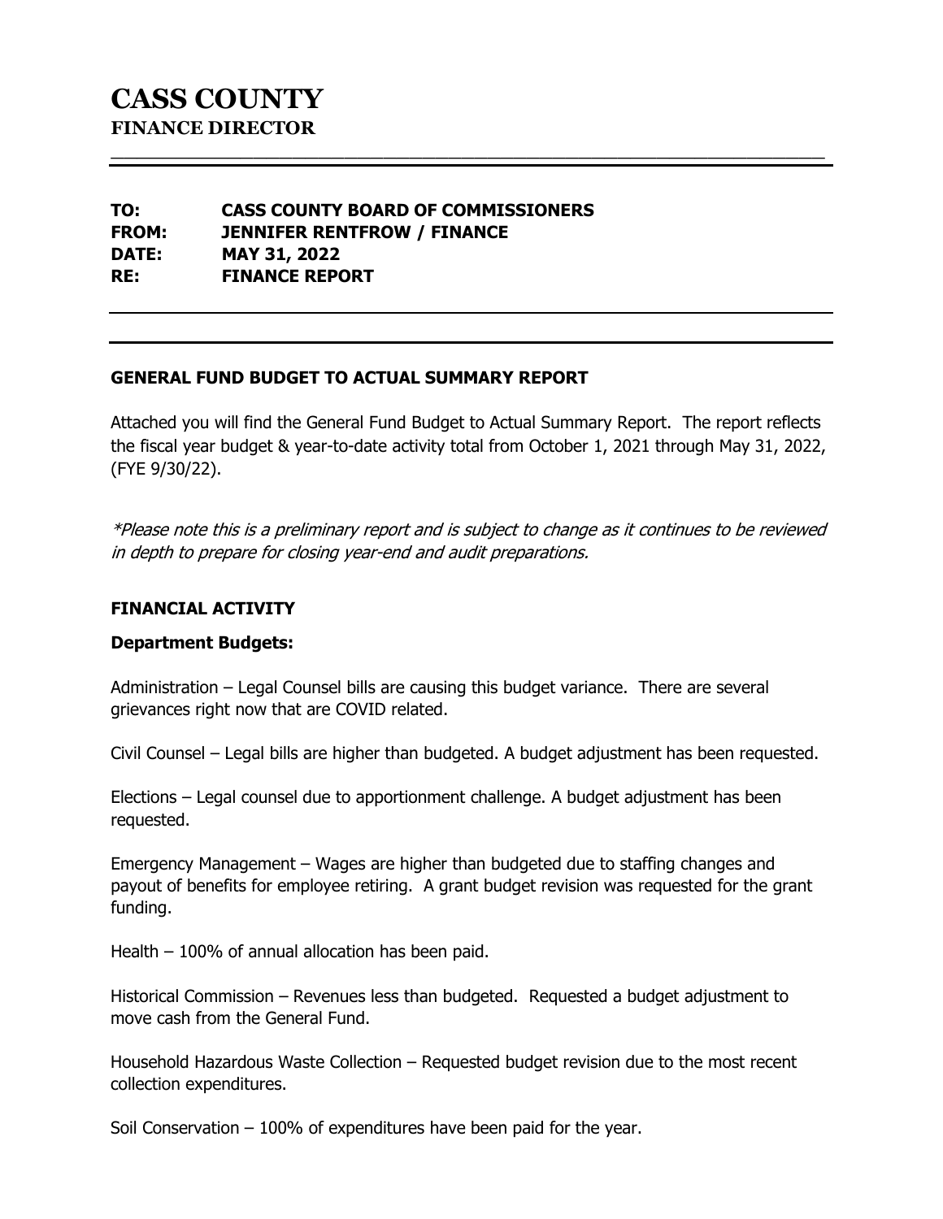# CASS COUNTY

**FINANCE DIRECTOR**

**TO:** **CASS COUNTY BOARD OF COMMISSIONERS**
**FROM:** **JENNIFER RENTFROW / FINANCE**
**DATE:** **MAY 31, 2022**
**RE:** **FINANCE REPORT**

## GENERAL FUND BUDGET TO ACTUAL SUMMARY REPORT

Attached you will find the General Fund Budget to Actual Summary Report. The report reflects the fiscal year budget & year-to-date activity total from October 1, 2021 through May 31, 2022, (FYE 9/30/22).

*\*Please note this is a preliminary report and is subject to change as it continues to be reviewed in depth to prepare for closing year-end and audit preparations.*

## FINANCIAL ACTIVITY

### Department Budgets:

Administration – Legal Counsel bills are causing this budget variance. There are several grievances right now that are COVID related.

Civil Counsel – Legal bills are higher than budgeted. A budget adjustment has been requested.

Elections – Legal counsel due to apportionment challenge. A budget adjustment has been requested.

Emergency Management – Wages are higher than budgeted due to staffing changes and payout of benefits for employee retiring. A grant budget revision was requested for the grant funding.

Health – 100% of annual allocation has been paid.

Historical Commission – Revenues less than budgeted. Requested a budget adjustment to move cash from the General Fund.

Household Hazardous Waste Collection – Requested budget revision due to the most recent collection expenditures.

Soil Conservation – 100% of expenditures have been paid for the year.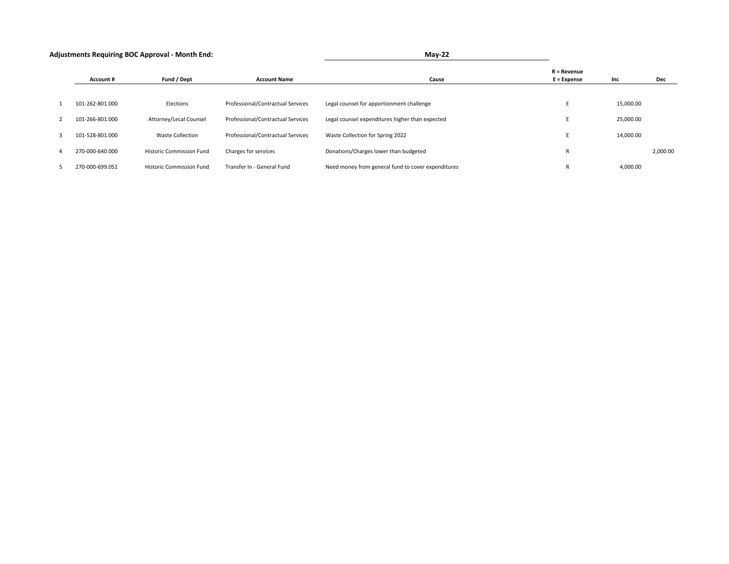**Adjustments Requiring BOC Approval - Month End:** **May-22**

| | Account # | Fund / Dept | Account Name | Cause | R = Revenue<br>E = Expense | Inc | Dec |
|---|---|---|---|---|---|---|---|
| 1 | 101-262-801.000 | Elections | Professional/Contractual Services | Legal counsel for apportionment challenge | E | 15,000.00 | |
| 2 | 101-266-801.000 | Attorney/Lecal Counsel | Professional/Contractual Services | Legal counsel expenditures higher than expected | E | 25,000.00 | |
| 3 | 101-528-801.000 | Waste Collection | Professional/Contractual Services | Waste Collection for Spring 2022 | E | 14,000.00 | |
| 4 | 270-000-640.000 | Historic Commission Fund | Charges for services | Donations/Charges lower than budgeted | R | | 2,000.00 |
| 5 | 270-000-699.051 | Historic Commission Fund | Transfer In - General Fund | Need money from general fund to cover expenditures | R | 4,000.00 | |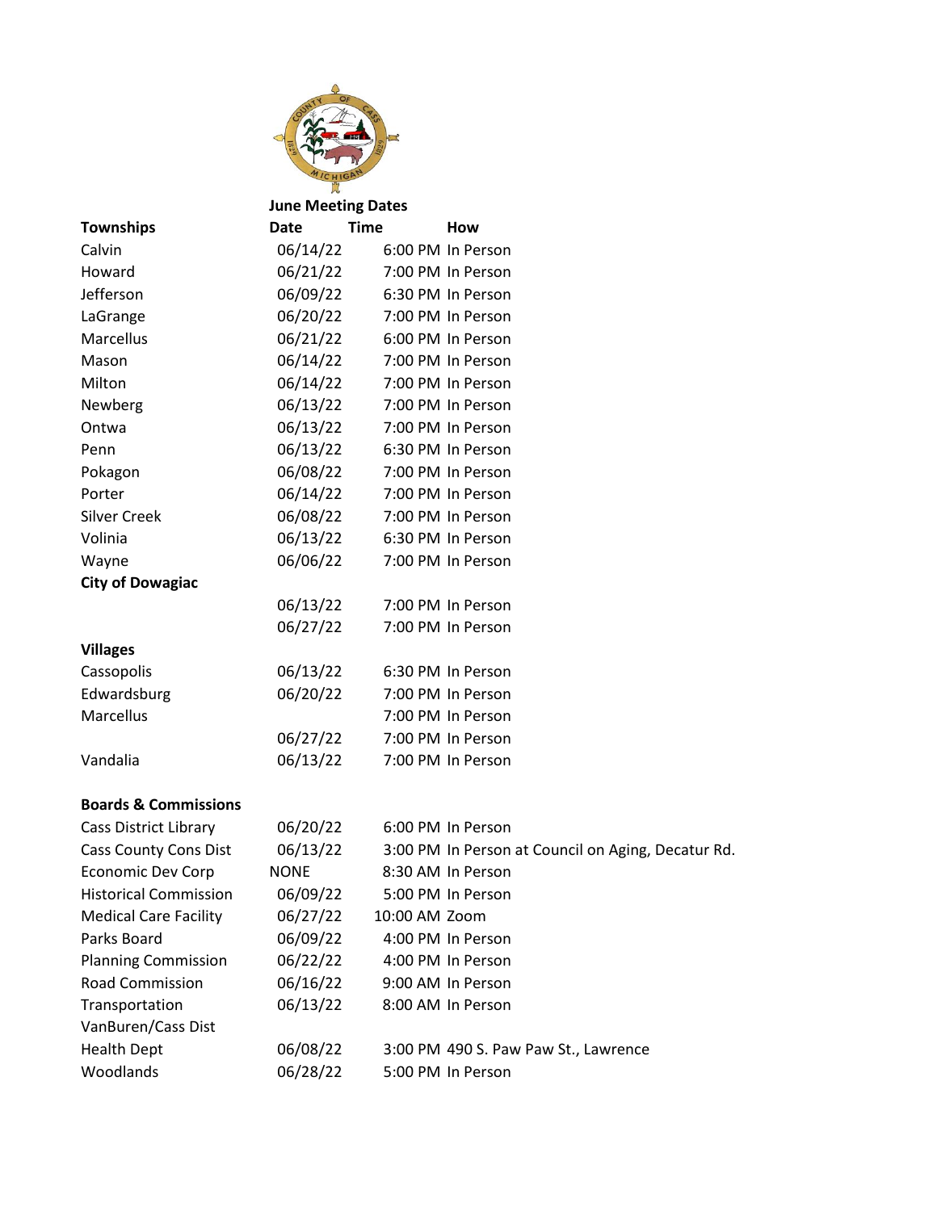## June Meeting Dates

| Townships | Date | Time | How |
|---|---|---|---|
| Calvin | 06/14/22 | 6:00 PM | In Person |
| Howard | 06/21/22 | 7:00 PM | In Person |
| Jefferson | 06/09/22 | 6:30 PM | In Person |
| LaGrange | 06/20/22 | 7:00 PM | In Person |
| Marcellus | 06/21/22 | 6:00 PM | In Person |
| Mason | 06/14/22 | 7:00 PM | In Person |
| Milton | 06/14/22 | 7:00 PM | In Person |
| Newberg | 06/13/22 | 7:00 PM | In Person |
| Ontwa | 06/13/22 | 7:00 PM | In Person |
| Penn | 06/13/22 | 6:30 PM | In Person |
| Pokagon | 06/08/22 | 7:00 PM | In Person |
| Porter | 06/14/22 | 7:00 PM | In Person |
| Silver Creek | 06/08/22 | 7:00 PM | In Person |
| Volinia | 06/13/22 | 6:30 PM | In Person |
| Wayne | 06/06/22 | 7:00 PM | In Person |
| **City of Dowagiac** | | | |
| | 06/13/22 | 7:00 PM | In Person |
| | 06/27/22 | 7:00 PM | In Person |
| **Villages** | | | |
| Cassopolis | 06/13/22 | 6:30 PM | In Person |
| Edwardsburg | 06/20/22 | 7:00 PM | In Person |
| Marcellus | | 7:00 PM | In Person |
| | 06/27/22 | 7:00 PM | In Person |
| Vandalia | 06/13/22 | 7:00 PM | In Person |
| | | | |
| **Boards & Commissions** | | | |
| Cass District Library | 06/20/22 | 6:00 PM | In Person |
| Cass County Cons Dist | 06/13/22 | 3:00 PM | In Person at Council on Aging, Decatur Rd. |
| Economic Dev Corp | NONE | 8:30 AM | In Person |
| Historical Commission | 06/09/22 | 5:00 PM | In Person |
| Medical Care Facility | 06/27/22 | 10:00 AM | Zoom |
| Parks Board | 06/09/22 | 4:00 PM | In Person |
| Planning Commission | 06/22/22 | 4:00 PM | In Person |
| Road Commission | 06/16/22 | 9:00 AM | In Person |
| Transportation | 06/13/22 | 8:00 AM | In Person |
| VanBuren/Cass Dist Health Dept | 06/08/22 | 3:00 PM | 490 S. Paw Paw St., Lawrence |
| Woodlands | 06/28/22 | 5:00 PM | In Person |